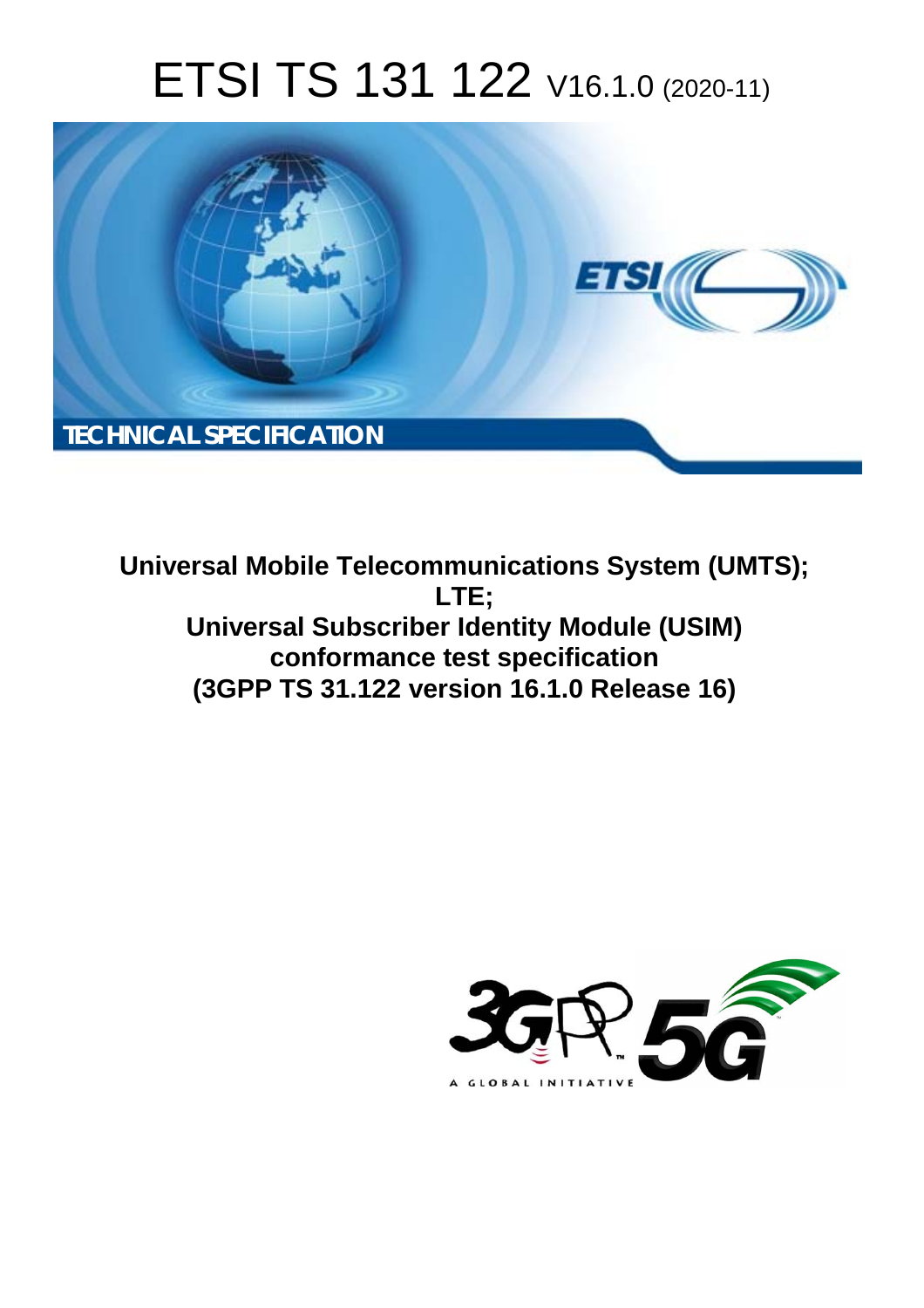# ETSI TS 131 122 V16.1.0 (2020-11)

TECHNICAL SPECIFICATION

**Universal Mobile Telecommunications System (UMTS); LTE; Universal Subscriber Identity Module (USIM) conformance test specification (3GPP TS 31.122 version 16.1.0 Release 16)**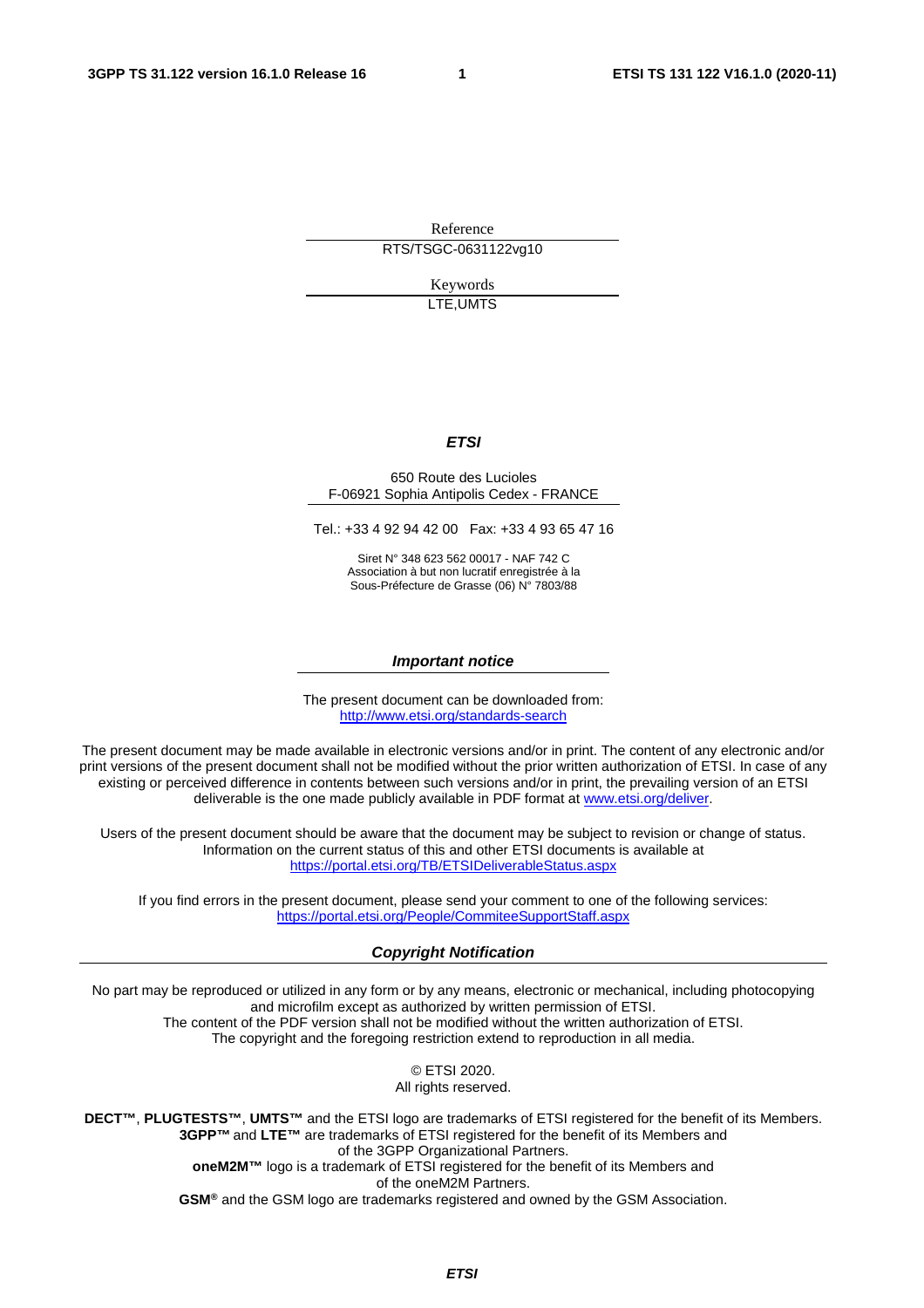Reference

RTS/TSGC-0631122vg10

Keywords

LTE,UMTS

***ETSI***

650 Route des Lucioles
F-06921 Sophia Antipolis Cedex - FRANCE

Tel.: +33 4 92 94 42 00   Fax: +33 4 93 65 47 16

Siret N° 348 623 562 00017 - NAF 742 C
Association à but non lucratif enregistrée à la
Sous-Préfecture de Grasse (06) N° 7803/88

***Important notice***

The present document can be downloaded from:
http://www.etsi.org/standards-search

The present document may be made available in electronic versions and/or in print. The content of any electronic and/or print versions of the present document shall not be modified without the prior written authorization of ETSI. In case of any existing or perceived difference in contents between such versions and/or in print, the prevailing version of an ETSI deliverable is the one made publicly available in PDF format at www.etsi.org/deliver.

Users of the present document should be aware that the document may be subject to revision or change of status. Information on the current status of this and other ETSI documents is available at https://portal.etsi.org/TB/ETSIDeliverableStatus.aspx

If you find errors in the present document, please send your comment to one of the following services:
https://portal.etsi.org/People/CommiteeSupportStaff.aspx

***Copyright Notification***

No part may be reproduced or utilized in any form or by any means, electronic or mechanical, including photocopying and microfilm except as authorized by written permission of ETSI.
The content of the PDF version shall not be modified without the written authorization of ETSI.
The copyright and the foregoing restriction extend to reproduction in all media.

© ETSI 2020.
All rights reserved.

**DECT™**, **PLUGTESTS™**, **UMTS™** and the ETSI logo are trademarks of ETSI registered for the benefit of its Members.
**3GPP™** and **LTE™** are trademarks of ETSI registered for the benefit of its Members and of the 3GPP Organizational Partners.
**oneM2M™** logo is a trademark of ETSI registered for the benefit of its Members and of the oneM2M Partners.
**GSM®** and the GSM logo are trademarks registered and owned by the GSM Association.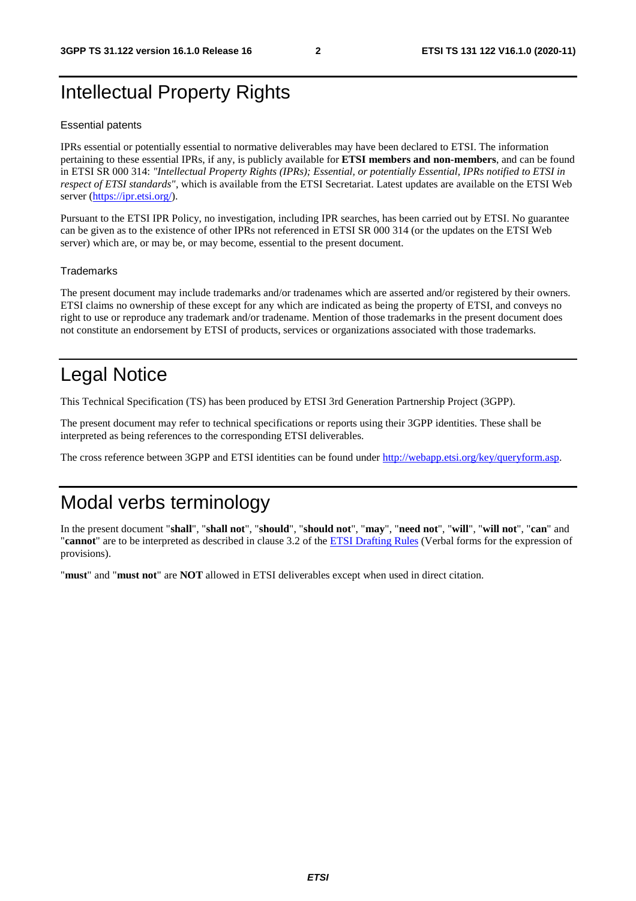# Intellectual Property Rights

## Essential patents

IPRs essential or potentially essential to normative deliverables may have been declared to ETSI. The information pertaining to these essential IPRs, if any, is publicly available for **ETSI members and non-members**, and can be found in ETSI SR 000 314: *"Intellectual Property Rights (IPRs); Essential, or potentially Essential, IPRs notified to ETSI in respect of ETSI standards"*, which is available from the ETSI Secretariat. Latest updates are available on the ETSI Web server (https://ipr.etsi.org/).

Pursuant to the ETSI IPR Policy, no investigation, including IPR searches, has been carried out by ETSI. No guarantee can be given as to the existence of other IPRs not referenced in ETSI SR 000 314 (or the updates on the ETSI Web server) which are, or may be, or may become, essential to the present document.

## Trademarks

The present document may include trademarks and/or tradenames which are asserted and/or registered by their owners. ETSI claims no ownership of these except for any which are indicated as being the property of ETSI, and conveys no right to use or reproduce any trademark and/or tradename. Mention of those trademarks in the present document does not constitute an endorsement by ETSI of products, services or organizations associated with those trademarks.

# Legal Notice

This Technical Specification (TS) has been produced by ETSI 3rd Generation Partnership Project (3GPP).

The present document may refer to technical specifications or reports using their 3GPP identities. These shall be interpreted as being references to the corresponding ETSI deliverables.

The cross reference between 3GPP and ETSI identities can be found under http://webapp.etsi.org/key/queryform.asp.

# Modal verbs terminology

In the present document "**shall**", "**shall not**", "**should**", "**should not**", "**may**", "**need not**", "**will**", "**will not**", "**can**" and "**cannot**" are to be interpreted as described in clause 3.2 of the ETSI Drafting Rules (Verbal forms for the expression of provisions).

"**must**" and "**must not**" are **NOT** allowed in ETSI deliverables except when used in direct citation.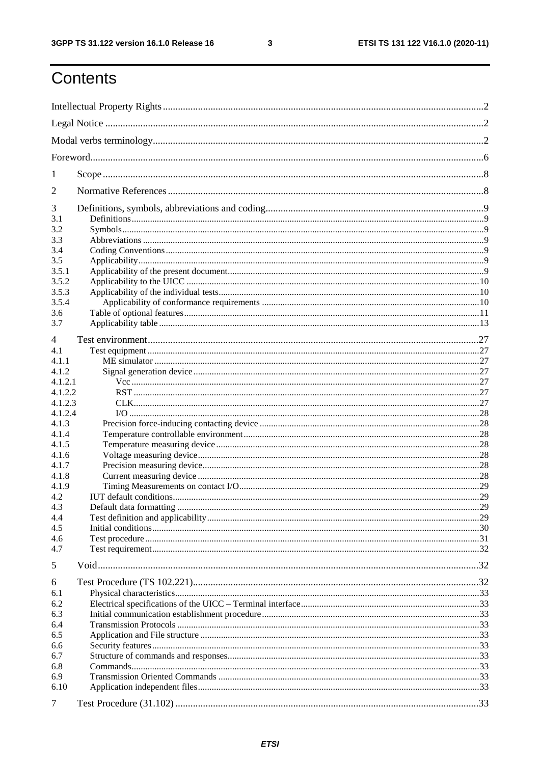# Contents

Intellectual Property Rights ........................................................................................................................ 2

Legal Notice ................................................................................................................................................ 2

Modal verbs terminology ............................................................................................................................ 2

Foreword ...................................................................................................................................................... 6

1 Scope ........................................................................................................................................................ 8

2 Normative References ............................................................................................................................. 8

3 Definitions, symbols, abbreviations and coding ...................................................................................... 9
- 3.1 Definitions ........................................................................................................................................... 9
- 3.2 Symbols ................................................................................................................................................ 9
- 3.3 Abbreviations ...................................................................................................................................... 9
- 3.4 Coding Conventions ............................................................................................................................ 9
- 3.5 Applicability ........................................................................................................................................ 9
- 3.5.1 Applicability of the present document .............................................................................................. 9
- 3.5.2 Applicability to the UICC .................................................................................................................. 10
- 3.5.3 Applicability of the individual tests .................................................................................................. 10
- 3.5.4 Applicability of conformance requirements ................................................................................ 10
- 3.6 Table of optional features ................................................................................................................... 11
- 3.7 Applicability table ............................................................................................................................... 13

4 Test environment ....................................................................................................................................... 27
- 4.1 Test equipment ..................................................................................................................................... 27
- 4.1.1 ME simulator ................................................................................................................................... 27
- 4.1.2 Signal generation device .................................................................................................................. 27
- 4.1.2.1 Vcc ................................................................................................................................................. 27
- 4.1.2.2 RST ................................................................................................................................................ 27
- 4.1.2.3 CLK ................................................................................................................................................ 27
- 4.1.2.4 I/O .................................................................................................................................................. 28
- 4.1.3 Precision force-inducing contacting device ....................................................................................... 28
- 4.1.4 Temperature controllable environment .............................................................................................. 28
- 4.1.5 Temperature measuring device ......................................................................................................... 28
- 4.1.6 Voltage measuring device ................................................................................................................. 28
- 4.1.7 Precision measuring device ............................................................................................................... 28
- 4.1.8 Current measuring device .................................................................................................................. 28
- 4.1.9 Timing Measurements on contact I/O ................................................................................................ 29
- 4.2 IUT default conditions ......................................................................................................................... 29
- 4.3 Default data formatting ........................................................................................................................ 29
- 4.4 Test definition and applicability ........................................................................................................... 29
- 4.5 Initial conditions .................................................................................................................................. 30
- 4.6 Test procedure ..................................................................................................................................... 31
- 4.7 Test requirement .................................................................................................................................. 32

5 Void ............................................................................................................................................................ 32

6 Test Procedure (TS 102.221) ...................................................................................................................... 32
- 6.1 Physical characteristics ......................................................................................................................... 33
- 6.2 Electrical specifications of the UICC – Terminal interface .................................................................. 33
- 6.3 Initial communication establishment procedure ................................................................................... 33
- 6.4 Transmission Protocols ......................................................................................................................... 33
- 6.5 Application and File structure ............................................................................................................... 33
- 6.6 Security features .................................................................................................................................... 33
- 6.7 Structure of commands and responses .................................................................................................. 33
- 6.8 Commands ............................................................................................................................................. 33
- 6.9 Transmission Oriented Commands ....................................................................................................... 33
- 6.10 Application independent files ............................................................................................................. 33

7 Test Procedure (31.102) ............................................................................................................................. 33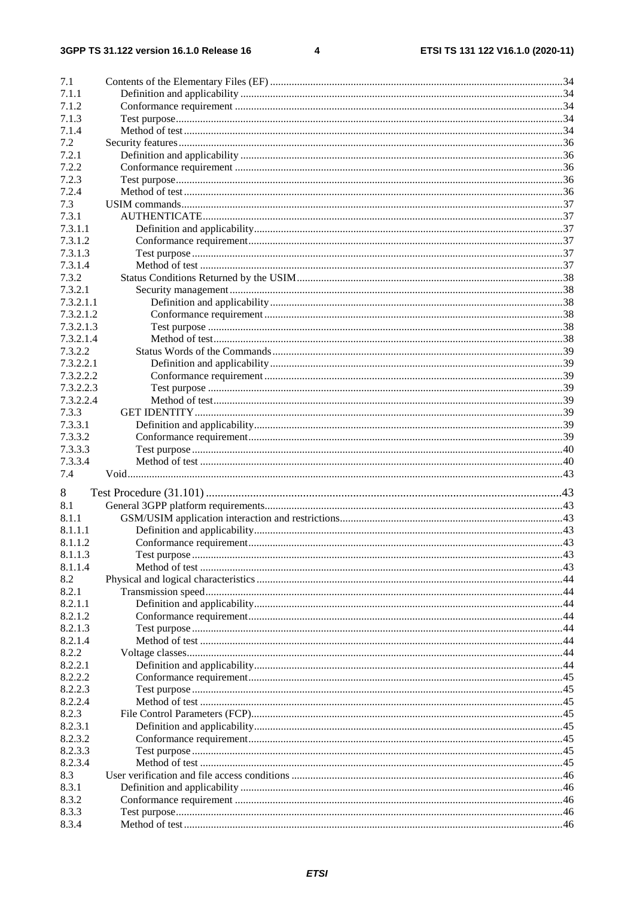7.1 Contents of the Elementary Files (EF) ....................................................................................................34
7.1.1 Definition and applicability ....................................................................................................34
7.1.2 Conformance requirement ......................................................................................................34
7.1.3 Test purpose .............................................................................................................................34
7.1.4 Method of test ..........................................................................................................................34
7.2 Security features ...........................................................................................................................36
7.2.1 Definition and applicability ....................................................................................................36
7.2.2 Conformance requirement ......................................................................................................36
7.2.3 Test purpose .............................................................................................................................36
7.2.4 Method of test ..........................................................................................................................36
7.3 USIM commands ..........................................................................................................................37
7.3.1 AUTHENTICATE ..................................................................................................................37
7.3.1.1 Definition and applicability ................................................................................................37
7.3.1.2 Conformance requirement ...................................................................................................37
7.3.1.3 Test purpose .........................................................................................................................37
7.3.1.4 Method of test ......................................................................................................................37
7.3.2 Status Conditions Returned by the USIM ..............................................................................38
7.3.2.1 Security management ..........................................................................................................38
7.3.2.1.1 Definition and applicability ...........................................................................................38
7.3.2.1.2 Conformance requirement .............................................................................................38
7.3.2.1.3 Test purpose ...................................................................................................................38
7.3.2.1.4 Method of test ................................................................................................................38
7.3.2.2 Status Words of the Commands ..........................................................................................39
7.3.2.2.1 Definition and applicability ...........................................................................................39
7.3.2.2.2 Conformance requirement .............................................................................................39
7.3.2.2.3 Test purpose ...................................................................................................................39
7.3.2.2.4 Method of test ................................................................................................................39
7.3.3 GET IDENTITY .....................................................................................................................39
7.3.3.1 Definition and applicability ................................................................................................39
7.3.3.2 Conformance requirement ...................................................................................................39
7.3.3.3 Test purpose .........................................................................................................................40
7.3.3.4 Method of test ......................................................................................................................40
7.4 Void ...............................................................................................................................................43

8 Test Procedure (31.101) ..................................................................................................................43
8.1 General 3GPP platform requirements ...........................................................................................43
8.1.1 GSM/USIM application interaction and restrictions ..............................................................43
8.1.1.1 Definition and applicability ................................................................................................43
8.1.1.2 Conformance requirement ...................................................................................................43
8.1.1.3 Test purpose .........................................................................................................................43
8.1.1.4 Method of test ......................................................................................................................43
8.2 Physical and logical characteristics ..............................................................................................44
8.2.1 Transmission speed .................................................................................................................44
8.2.1.1 Definition and applicability ................................................................................................44
8.2.1.2 Conformance requirement ...................................................................................................44
8.2.1.3 Test purpose .........................................................................................................................44
8.2.1.4 Method of test ......................................................................................................................44
8.2.2 Voltage classes ........................................................................................................................44
8.2.2.1 Definition and applicability ................................................................................................44
8.2.2.2 Conformance requirement ...................................................................................................45
8.2.2.3 Test purpose .........................................................................................................................45
8.2.2.4 Method of test ......................................................................................................................45
8.2.3 File Control Parameters (FCP) ................................................................................................45
8.2.3.1 Definition and applicability ................................................................................................45
8.2.3.2 Conformance requirement ...................................................................................................45
8.2.3.3 Test purpose .........................................................................................................................45
8.2.3.4 Method of test ......................................................................................................................45
8.3 User verification and file access conditions .................................................................................46
8.3.1 Definition and applicability ....................................................................................................46
8.3.2 Conformance requirement ......................................................................................................46
8.3.3 Test purpose .............................................................................................................................46
8.3.4 Method of test ..........................................................................................................................46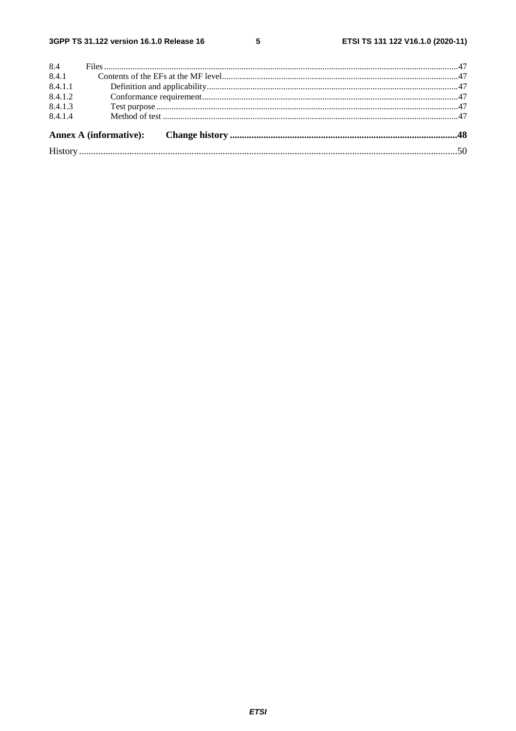8.4 Files .....47
8.4.1 Contents of the EFs at the MF level .....47
8.4.1.1 Definition and applicability .....47
8.4.1.2 Conformance requirement .....47
8.4.1.3 Test purpose .....47
8.4.1.4 Method of test .....47

**Annex A (informative): Change history .....48**

History .....50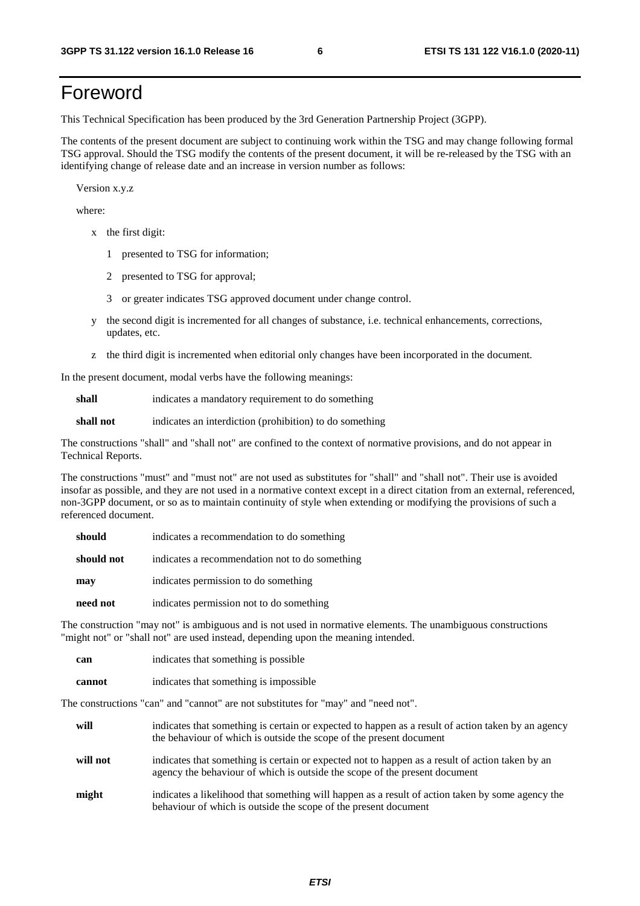# Foreword

This Technical Specification has been produced by the 3rd Generation Partnership Project (3GPP).

The contents of the present document are subject to continuing work within the TSG and may change following formal TSG approval. Should the TSG modify the contents of the present document, it will be re-released by the TSG with an identifying change of release date and an increase in version number as follows:

Version x.y.z

where:

- x the first digit:
  - 1 presented to TSG for information;
  - 2 presented to TSG for approval;
  - 3 or greater indicates TSG approved document under change control.
- y the second digit is incremented for all changes of substance, i.e. technical enhancements, corrections, updates, etc.
- z the third digit is incremented when editorial only changes have been incorporated in the document.

In the present document, modal verbs have the following meanings:

**shall** indicates a mandatory requirement to do something

**shall not** indicates an interdiction (prohibition) to do something

The constructions "shall" and "shall not" are confined to the context of normative provisions, and do not appear in Technical Reports.

The constructions "must" and "must not" are not used as substitutes for "shall" and "shall not". Their use is avoided insofar as possible, and they are not used in a normative context except in a direct citation from an external, referenced, non-3GPP document, or so as to maintain continuity of style when extending or modifying the provisions of such a referenced document.

**should** indicates a recommendation to do something

**should not** indicates a recommendation not to do something

**may** indicates permission to do something

**need not** indicates permission not to do something

The construction "may not" is ambiguous and is not used in normative elements. The unambiguous constructions "might not" or "shall not" are used instead, depending upon the meaning intended.

**can** indicates that something is possible

**cannot** indicates that something is impossible

The constructions "can" and "cannot" are not substitutes for "may" and "need not".

**will** indicates that something is certain or expected to happen as a result of action taken by an agency the behaviour of which is outside the scope of the present document

**will not** indicates that something is certain or expected not to happen as a result of action taken by an agency the behaviour of which is outside the scope of the present document

**might** indicates a likelihood that something will happen as a result of action taken by some agency the behaviour of which is outside the scope of the present document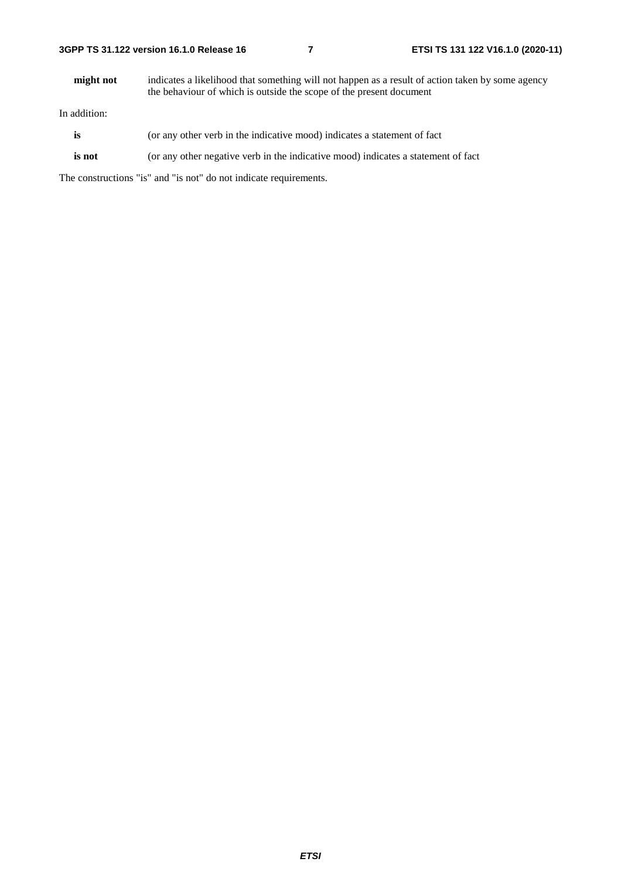**might not** indicates a likelihood that something will not happen as a result of action taken by some agency the behaviour of which is outside the scope of the present document

In addition:

**is** (or any other verb in the indicative mood) indicates a statement of fact

**is not** (or any other negative verb in the indicative mood) indicates a statement of fact

The constructions "is" and "is not" do not indicate requirements.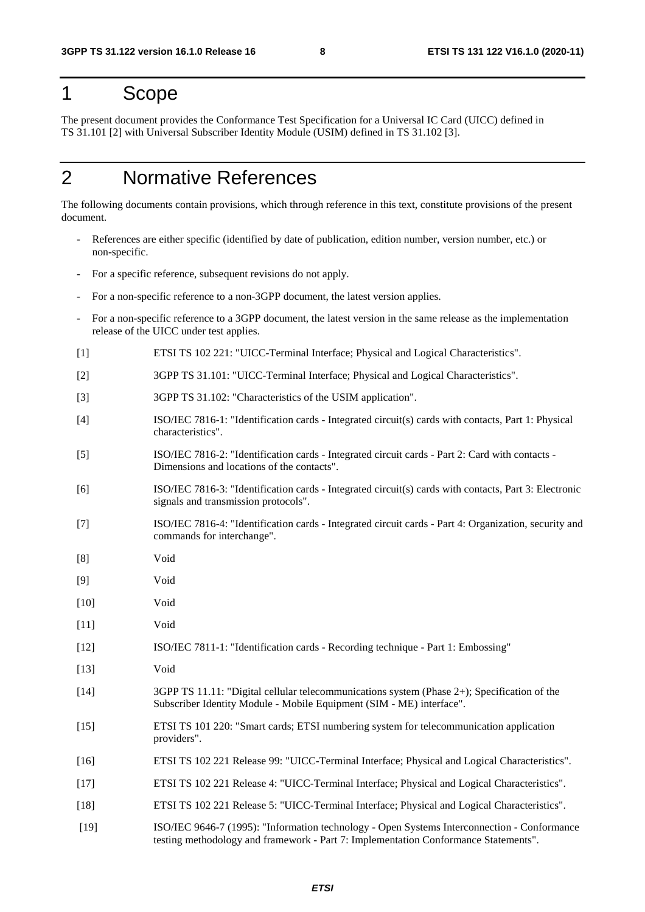# 1 Scope

The present document provides the Conformance Test Specification for a Universal IC Card (UICC) defined in TS 31.101 [2] with Universal Subscriber Identity Module (USIM) defined in TS 31.102 [3].

# 2 Normative References

The following documents contain provisions, which through reference in this text, constitute provisions of the present document.

- References are either specific (identified by date of publication, edition number, version number, etc.) or non-specific.
- For a specific reference, subsequent revisions do not apply.
- For a non-specific reference to a non-3GPP document, the latest version applies.
- For a non-specific reference to a 3GPP document, the latest version in the same release as the implementation release of the UICC under test applies.

[1] ETSI TS 102 221: "UICC-Terminal Interface; Physical and Logical Characteristics".

[2] 3GPP TS 31.101: "UICC-Terminal Interface; Physical and Logical Characteristics".

[3] 3GPP TS 31.102: "Characteristics of the USIM application".

[4] ISO/IEC 7816-1: "Identification cards - Integrated circuit(s) cards with contacts, Part 1: Physical characteristics".

[5] ISO/IEC 7816-2: "Identification cards - Integrated circuit cards - Part 2: Card with contacts - Dimensions and locations of the contacts".

[6] ISO/IEC 7816-3: "Identification cards - Integrated circuit(s) cards with contacts, Part 3: Electronic signals and transmission protocols".

[7] ISO/IEC 7816-4: "Identification cards - Integrated circuit cards - Part 4: Organization, security and commands for interchange".

[8] Void

[9] Void

[10] Void

[11] Void

[12] ISO/IEC 7811-1: "Identification cards - Recording technique - Part 1: Embossing"

[13] Void

[14] 3GPP TS 11.11: "Digital cellular telecommunications system (Phase 2+); Specification of the Subscriber Identity Module - Mobile Equipment (SIM - ME) interface".

[15] ETSI TS 101 220: "Smart cards; ETSI numbering system for telecommunication application providers".

[16] ETSI TS 102 221 Release 99: "UICC-Terminal Interface; Physical and Logical Characteristics".

[17] ETSI TS 102 221 Release 4: "UICC-Terminal Interface; Physical and Logical Characteristics".

[18] ETSI TS 102 221 Release 5: "UICC-Terminal Interface; Physical and Logical Characteristics".

[19] ISO/IEC 9646-7 (1995): "Information technology - Open Systems Interconnection - Conformance testing methodology and framework - Part 7: Implementation Conformance Statements".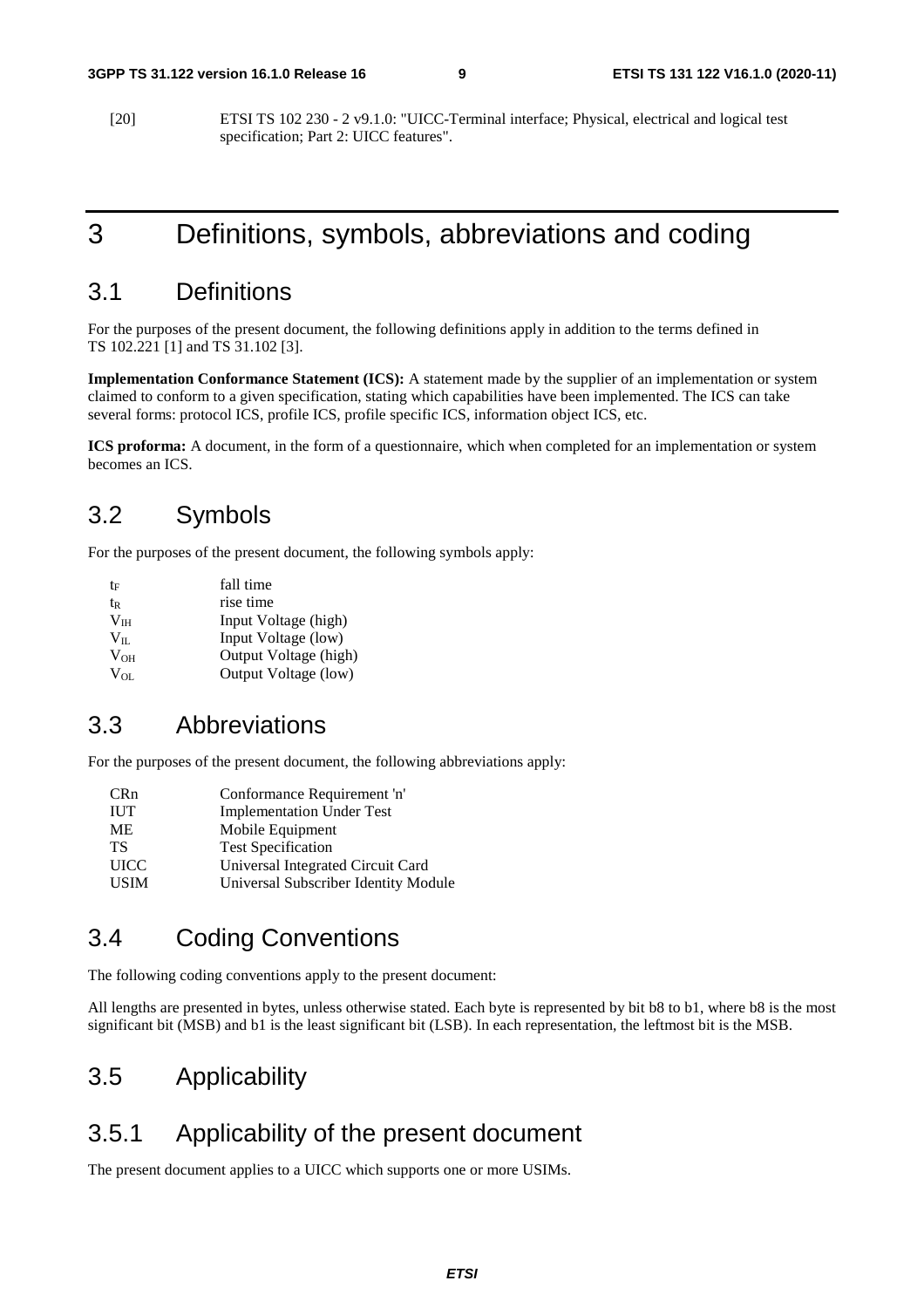[20] ETSI TS 102 230 - 2 v9.1.0: "UICC-Terminal interface; Physical, electrical and logical test specification; Part 2: UICC features".

# 3 Definitions, symbols, abbreviations and coding

## 3.1 Definitions

For the purposes of the present document, the following definitions apply in addition to the terms defined in TS 102.221 [1] and TS 31.102 [3].

**Implementation Conformance Statement (ICS):** A statement made by the supplier of an implementation or system claimed to conform to a given specification, stating which capabilities have been implemented. The ICS can take several forms: protocol ICS, profile ICS, profile specific ICS, information object ICS, etc.

**ICS proforma:** A document, in the form of a questionnaire, which when completed for an implementation or system becomes an ICS.

## 3.2 Symbols

For the purposes of the present document, the following symbols apply:

$t_F$ fall time
$t_R$ rise time
$V_{IH}$ Input Voltage (high)
$V_{IL}$ Input Voltage (low)
$V_{OH}$ Output Voltage (high)
$V_{OL}$ Output Voltage (low)

## 3.3 Abbreviations

For the purposes of the present document, the following abbreviations apply:

CRn Conformance Requirement 'n'
IUT Implementation Under Test
ME Mobile Equipment
TS Test Specification
UICC Universal Integrated Circuit Card
USIM Universal Subscriber Identity Module

## 3.4 Coding Conventions

The following coding conventions apply to the present document:

All lengths are presented in bytes, unless otherwise stated. Each byte is represented by bit b8 to b1, where b8 is the most significant bit (MSB) and b1 is the least significant bit (LSB). In each representation, the leftmost bit is the MSB.

## 3.5 Applicability

## 3.5.1 Applicability of the present document

The present document applies to a UICC which supports one or more USIMs.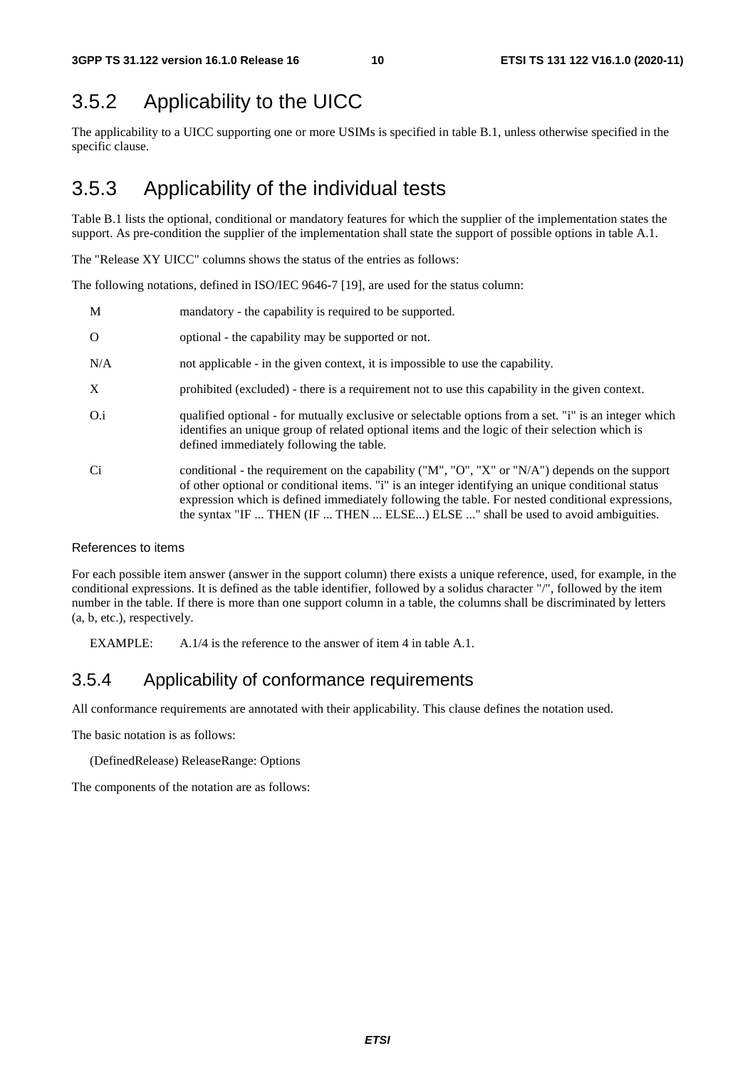## 3.5.2 Applicability to the UICC

The applicability to a UICC supporting one or more USIMs is specified in table B.1, unless otherwise specified in the specific clause.

## 3.5.3 Applicability of the individual tests

Table B.1 lists the optional, conditional or mandatory features for which the supplier of the implementation states the support. As pre-condition the supplier of the implementation shall state the support of possible options in table A.1.

The "Release XY UICC" columns shows the status of the entries as follows:

The following notations, defined in ISO/IEC 9646-7 [19], are used for the status column:

M mandatory - the capability is required to be supported.

O optional - the capability may be supported or not.

N/A not applicable - in the given context, it is impossible to use the capability.

X prohibited (excluded) - there is a requirement not to use this capability in the given context.

O.i qualified optional - for mutually exclusive or selectable options from a set. "i" is an integer which identifies an unique group of related optional items and the logic of their selection which is defined immediately following the table.

Ci conditional - the requirement on the capability ("M", "O", "X" or "N/A") depends on the support of other optional or conditional items. "i" is an integer identifying an unique conditional status expression which is defined immediately following the table. For nested conditional expressions, the syntax "IF ... THEN (IF ... THEN ... ELSE...) ELSE ..." shall be used to avoid ambiguities.

References to items

For each possible item answer (answer in the support column) there exists a unique reference, used, for example, in the conditional expressions. It is defined as the table identifier, followed by a solidus character "/", followed by the item number in the table. If there is more than one support column in a table, the columns shall be discriminated by letters (a, b, etc.), respectively.

EXAMPLE: A.1/4 is the reference to the answer of item 4 in table A.1.

## 3.5.4 Applicability of conformance requirements

All conformance requirements are annotated with their applicability. This clause defines the notation used.

The basic notation is as follows:

(DefinedRelease) ReleaseRange: Options

The components of the notation are as follows: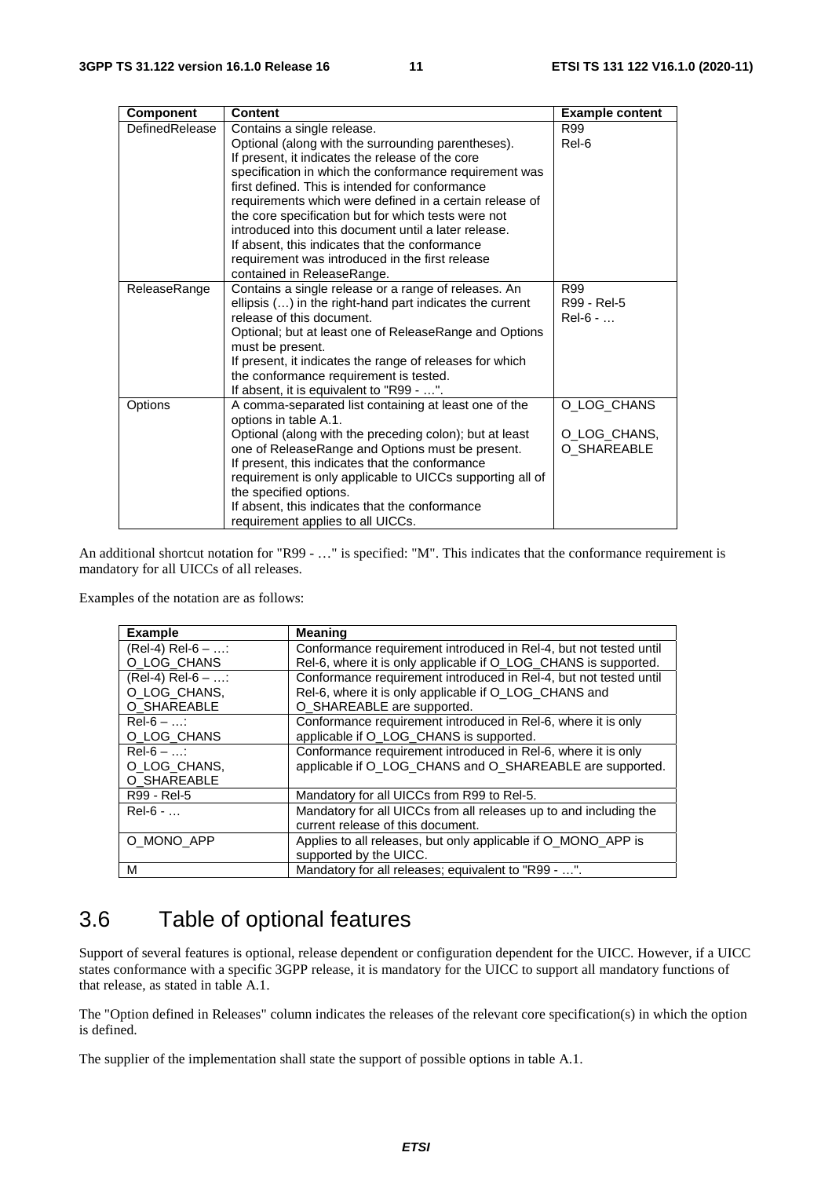| Component | Content | Example content |
| --- | --- | --- |
| DefinedRelease | Contains a single release.<br>Optional (along with the surrounding parentheses).<br>If present, it indicates the release of the core specification in which the conformance requirement was first defined. This is intended for conformance requirements which were defined in a certain release of the core specification but for which tests were not introduced into this document until a later release.<br>If absent, this indicates that the conformance requirement was introduced in the first release contained in ReleaseRange. | R99<br>Rel-6 |
| ReleaseRange | Contains a single release or a range of releases. An ellipsis (…) in the right-hand part indicates the current release of this document.<br>Optional; but at least one of ReleaseRange and Options must be present.<br>If present, it indicates the range of releases for which the conformance requirement is tested.<br>If absent, it is equivalent to "R99 - …". | R99<br>R99 - Rel-5<br>Rel-6 - … |
| Options | A comma-separated list containing at least one of the options in table A.1.<br>Optional (along with the preceding colon); but at least one of ReleaseRange and Options must be present.<br>If present, this indicates that the conformance requirement is only applicable to UICCs supporting all of the specified options.<br>If absent, this indicates that the conformance requirement applies to all UICCs. | O_LOG_CHANS<br><br>O_LOG_CHANS, O_SHAREABLE |

An additional shortcut notation for "R99 - …" is specified: "M". This indicates that the conformance requirement is mandatory for all UICCs of all releases.

Examples of the notation are as follows:

| Example | Meaning |
| --- | --- |
| (Rel-4) Rel-6 – …: O_LOG_CHANS | Conformance requirement introduced in Rel-4, but not tested until Rel-6, where it is only applicable if O_LOG_CHANS is supported. |
| (Rel-4) Rel-6 – …: O_LOG_CHANS, O_SHAREABLE | Conformance requirement introduced in Rel-4, but not tested until Rel-6, where it is only applicable if O_LOG_CHANS and O_SHAREABLE are supported. |
| Rel-6 – …: O_LOG_CHANS | Conformance requirement introduced in Rel-6, where it is only applicable if O_LOG_CHANS is supported. |
| Rel-6 – …: O_LOG_CHANS, O_SHAREABLE | Conformance requirement introduced in Rel-6, where it is only applicable if O_LOG_CHANS and O_SHAREABLE are supported. |
| R99 - Rel-5 | Mandatory for all UICCs from R99 to Rel-5. |
| Rel-6 - … | Mandatory for all UICCs from all releases up to and including the current release of this document. |
| O_MONO_APP | Applies to all releases, but only applicable if O_MONO_APP is supported by the UICC. |
| M | Mandatory for all releases; equivalent to "R99 - …". |

## 3.6 Table of optional features

Support of several features is optional, release dependent or configuration dependent for the UICC. However, if a UICC states conformance with a specific 3GPP release, it is mandatory for the UICC to support all mandatory functions of that release, as stated in table A.1.

The "Option defined in Releases" column indicates the releases of the relevant core specification(s) in which the option is defined.

The supplier of the implementation shall state the support of possible options in table A.1.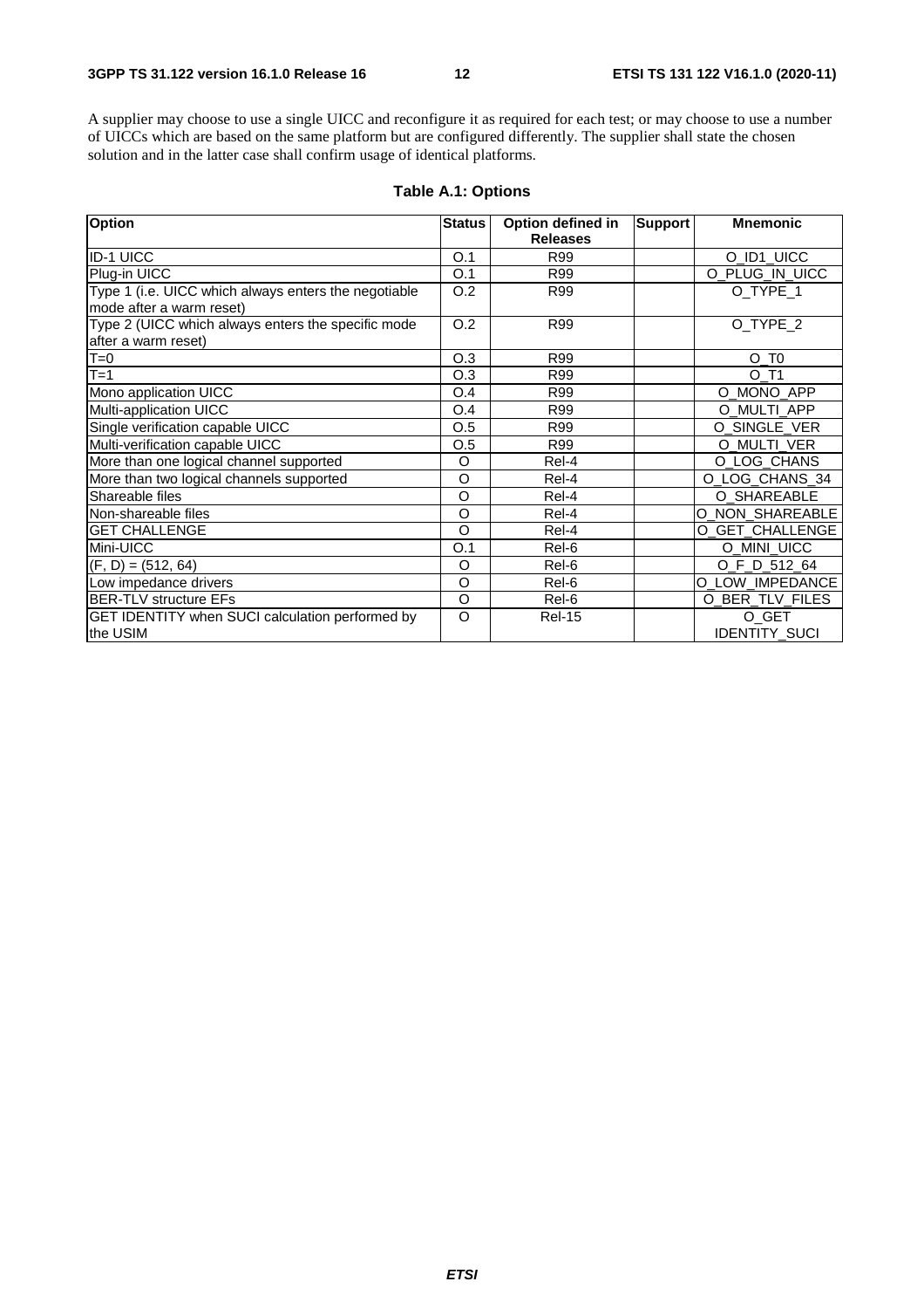A supplier may choose to use a single UICC and reconfigure it as required for each test; or may choose to use a number of UICCs which are based on the same platform but are configured differently. The supplier shall state the chosen solution and in the latter case shall confirm usage of identical platforms.

**Table A.1: Options**

| Option | Status | Option defined in Releases | Support | Mnemonic |
|---|---|---|---|---|
| ID-1 UICC | O.1 | R99 | | O_ID1_UICC |
| Plug-in UICC | O.1 | R99 | | O_PLUG_IN_UICC |
| Type 1 (i.e. UICC which always enters the negotiable mode after a warm reset) | O.2 | R99 | | O_TYPE_1 |
| Type 2 (UICC which always enters the specific mode after a warm reset) | O.2 | R99 | | O_TYPE_2 |
| T=0 | O.3 | R99 | | O_T0 |
| T=1 | O.3 | R99 | | O_T1 |
| Mono application UICC | O.4 | R99 | | O_MONO_APP |
| Multi-application UICC | O.4 | R99 | | O_MULTI_APP |
| Single verification capable UICC | O.5 | R99 | | O_SINGLE_VER |
| Multi-verification capable UICC | O.5 | R99 | | O_MULTI_VER |
| More than one logical channel supported | O | Rel-4 | | O_LOG_CHANS |
| More than two logical channels supported | O | Rel-4 | | O_LOG_CHANS_34 |
| Shareable files | O | Rel-4 | | O_SHAREABLE |
| Non-shareable files | O | Rel-4 | | O_NON_SHAREABLE |
| GET CHALLENGE | O | Rel-4 | | O_GET_CHALLENGE |
| Mini-UICC | O.1 | Rel-6 | | O_MINI_UICC |
| (F, D) = (512, 64) | O | Rel-6 | | O_F_D_512_64 |
| Low impedance drivers | O | Rel-6 | | O_LOW_IMPEDANCE |
| BER-TLV structure EFs | O | Rel-6 | | O_BER_TLV_FILES |
| GET IDENTITY when SUCI calculation performed by the USIM | O | Rel-15 | | O_GET IDENTITY_SUCI |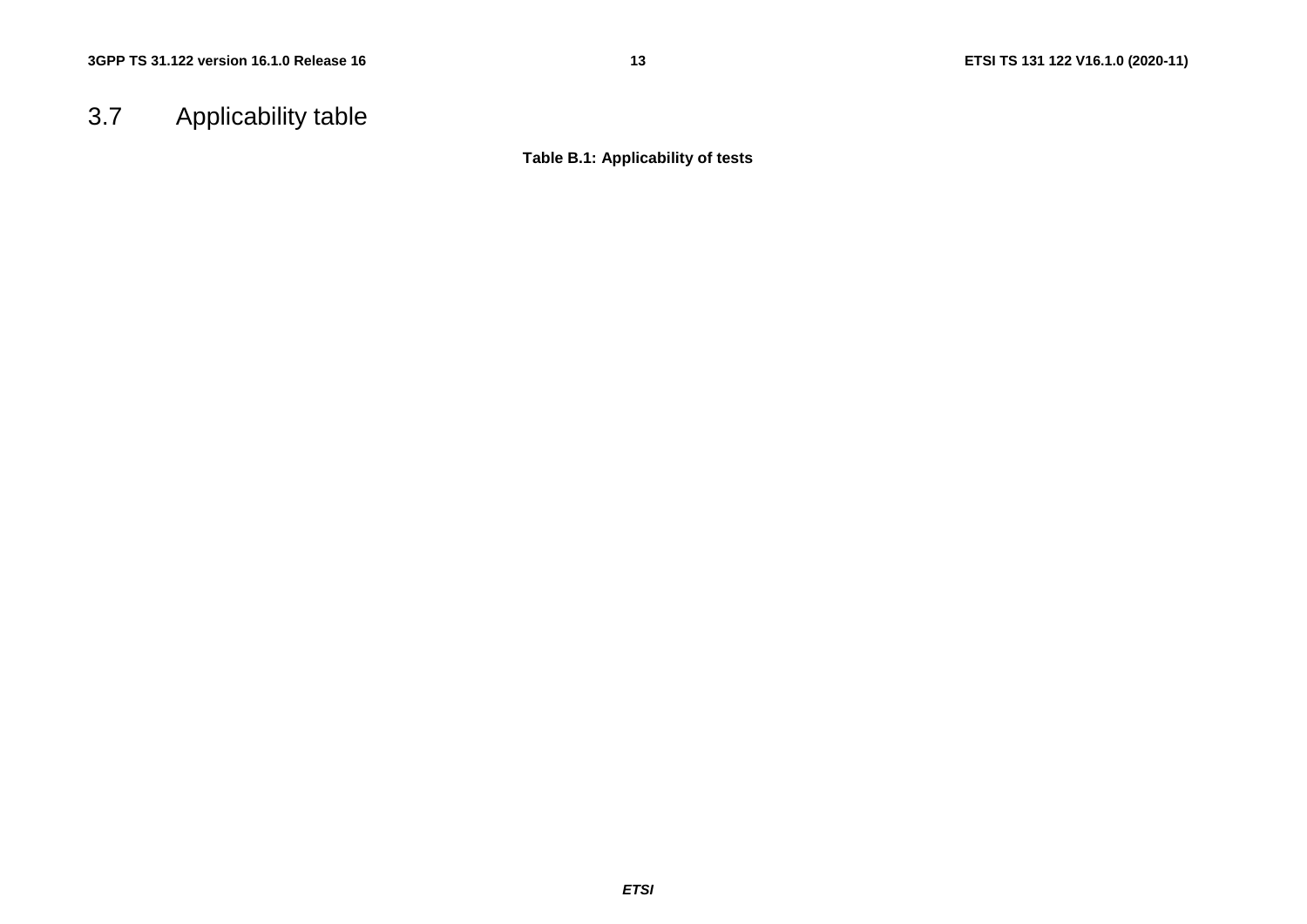## 3.7 Applicability table

**Table B.1: Applicability of tests**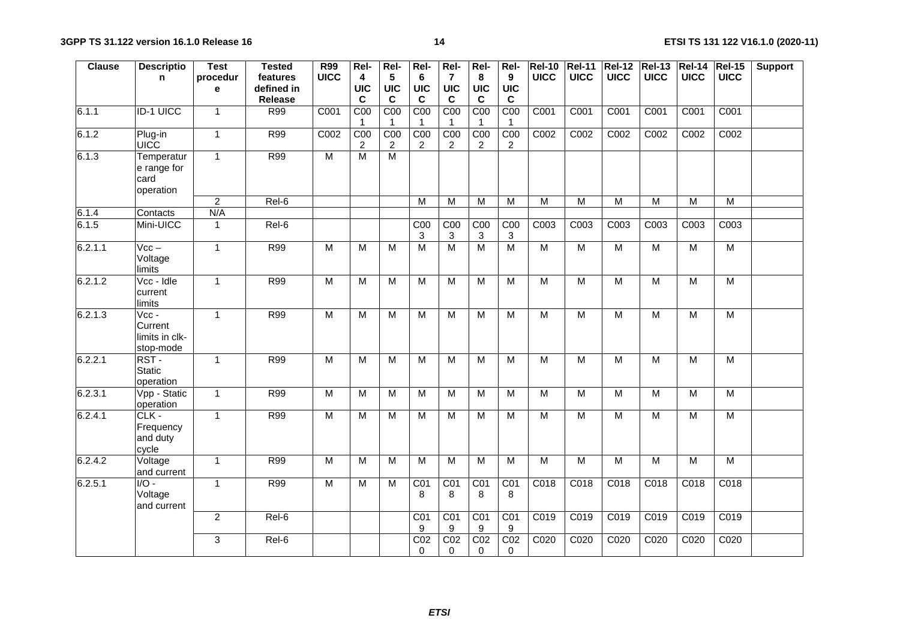| Clause | Description | Test procedure | Tested features defined in Release | R99 UICC | Rel-4 UICC | Rel-5 UICC | Rel-6 UICC | Rel-7 UICC | Rel-8 UICC | Rel-9 UICC | Rel-10 UICC | Rel-11 UICC | Rel-12 UICC | Rel-13 UICC | Rel-14 UICC | Rel-15 UICC | Support |
|---|---|---|---|---|---|---|---|---|---|---|---|---|---|---|---|---|---|
| 6.1.1 | ID-1 UICC | 1 | R99 | C001 | C001 | C001 | C001 | C001 | C001 | C001 | C001 | C001 | C001 | C001 | C001 | C001 | |
| 6.1.2 | Plug-in UICC | 1 | R99 | C002 | C002 | C002 | C002 | C002 | C002 | C002 | C002 | C002 | C002 | C002 | C002 | C002 | |
| 6.1.3 | Temperature range for card operation | 1 | R99 | M | M | M | | | | | | | | | | | |
| | | 2 | Rel-6 | | | | M | M | M | M | M | M | M | M | M | M | |
| 6.1.4 | Contacts | N/A | | | | | | | | | | | | | | | |
| 6.1.5 | Mini-UICC | 1 | Rel-6 | | | | C003 | C003 | C003 | C003 | C003 | C003 | C003 | C003 | C003 | C003 | |
| 6.2.1.1 | Vcc – Voltage limits | 1 | R99 | M | M | M | M | M | M | M | M | M | M | M | M | M | |
| 6.2.1.2 | Vcc - Idle current limits | 1 | R99 | M | M | M | M | M | M | M | M | M | M | M | M | M | |
| 6.2.1.3 | Vcc - Current limits in clk-stop-mode | 1 | R99 | M | M | M | M | M | M | M | M | M | M | M | M | M | |
| 6.2.2.1 | RST - Static operation | 1 | R99 | M | M | M | M | M | M | M | M | M | M | M | M | M | |
| 6.2.3.1 | Vpp - Static operation | 1 | R99 | M | M | M | M | M | M | M | M | M | M | M | M | M | |
| 6.2.4.1 | CLK - Frequency and duty cycle | 1 | R99 | M | M | M | M | M | M | M | M | M | M | M | M | M | |
| 6.2.4.2 | Voltage and current | 1 | R99 | M | M | M | M | M | M | M | M | M | M | M | M | M | |
| 6.2.5.1 | I/O - Voltage and current | 1 | R99 | M | M | M | C018 | C018 | C018 | C018 | C018 | C018 | C018 | C018 | C018 | C018 | |
| | | 2 | Rel-6 | | | | C019 | C019 | C019 | C019 | C019 | C019 | C019 | C019 | C019 | C019 | |
| | | 3 | Rel-6 | | | | C020 | C020 | C020 | C020 | C020 | C020 | C020 | C020 | C020 | C020 | |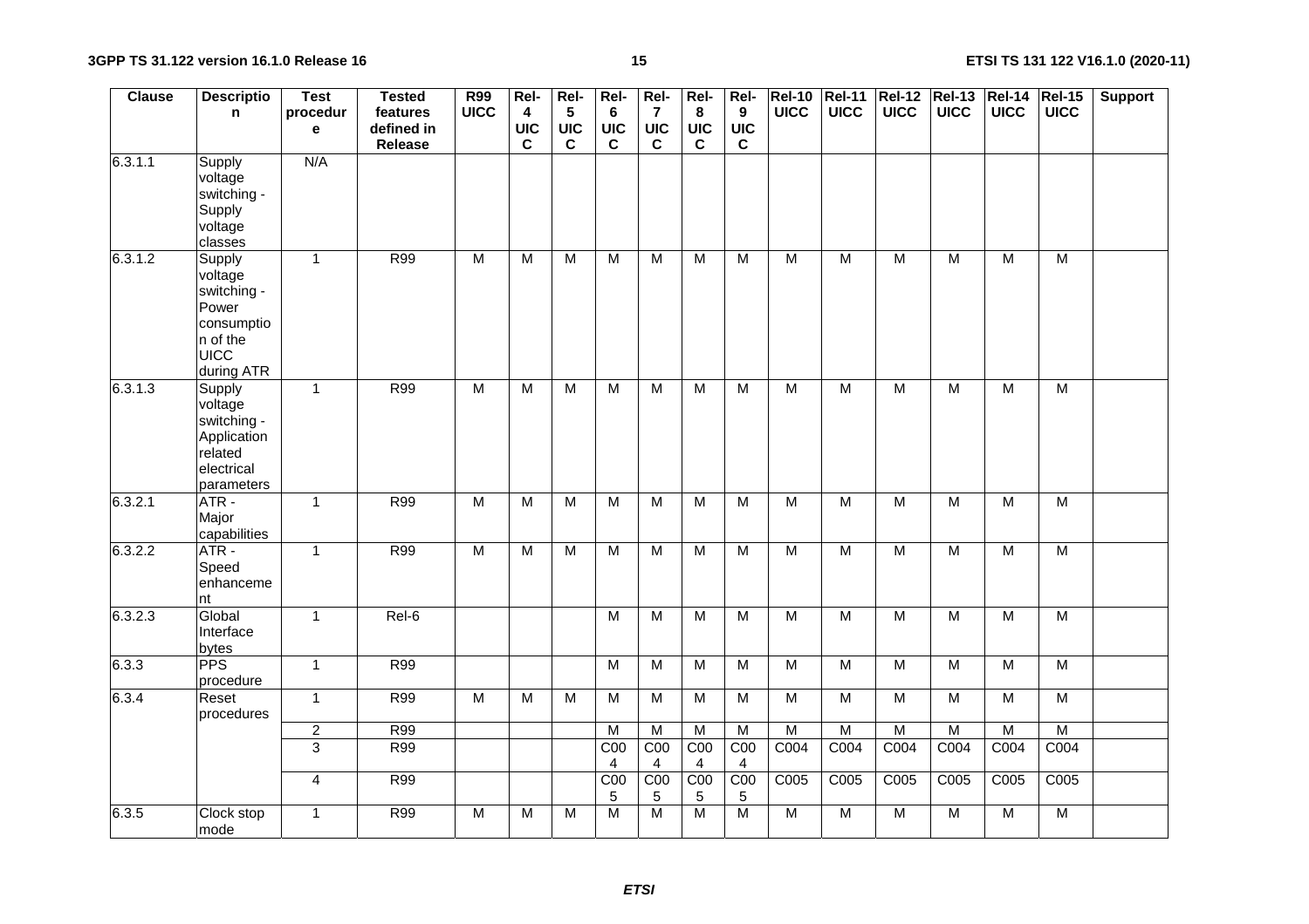| Clause | Description | Test procedure | Tested features defined in Release | R99 UICC | Rel-4 UICC | Rel-5 UICC | Rel-6 UICC | Rel-7 UICC | Rel-8 UICC | Rel-9 UICC | Rel-10 UICC | Rel-11 UICC | Rel-12 UICC | Rel-13 UICC | Rel-14 UICC | Rel-15 UICC | Support |
|---|---|---|---|---|---|---|---|---|---|---|---|---|---|---|---|---|---|
| 6.3.1.1 | Supply voltage switching - Supply voltage classes | N/A | | | | | | | | | | | | | | | |
| 6.3.1.2 | Supply voltage switching - Power consumption of the UICC during ATR | 1 | R99 | M | M | M | M | M | M | M | M | M | M | M | M | M | |
| 6.3.1.3 | Supply voltage switching - Application related electrical parameters | 1 | R99 | M | M | M | M | M | M | M | M | M | M | M | M | M | |
| 6.3.2.1 | ATR - Major capabilities | 1 | R99 | M | M | M | M | M | M | M | M | M | M | M | M | M | |
| 6.3.2.2 | ATR - Speed enhancement | 1 | R99 | M | M | M | M | M | M | M | M | M | M | M | M | M | |
| 6.3.2.3 | Global Interface bytes | 1 | Rel-6 | | | | M | M | M | M | M | M | M | M | M | M | |
| 6.3.3 | PPS procedure | 1 | R99 | | | | M | M | M | M | M | M | M | M | M | M | |
| 6.3.4 | Reset procedures | 1 | R99 | M | M | M | M | M | M | M | M | M | M | M | M | M | |
| | | 2 | R99 | | | | M | M | M | M | M | M | M | M | M | M | |
| | | 3 | R99 | | | | C004 | C004 | C004 | C004 | C004 | C004 | C004 | C004 | C004 | C004 | |
| | | 4 | R99 | | | | C005 | C005 | C005 | C005 | C005 | C005 | C005 | C005 | C005 | C005 | |
| 6.3.5 | Clock stop mode | 1 | R99 | M | M | M | M | M | M | M | M | M | M | M | M | M | |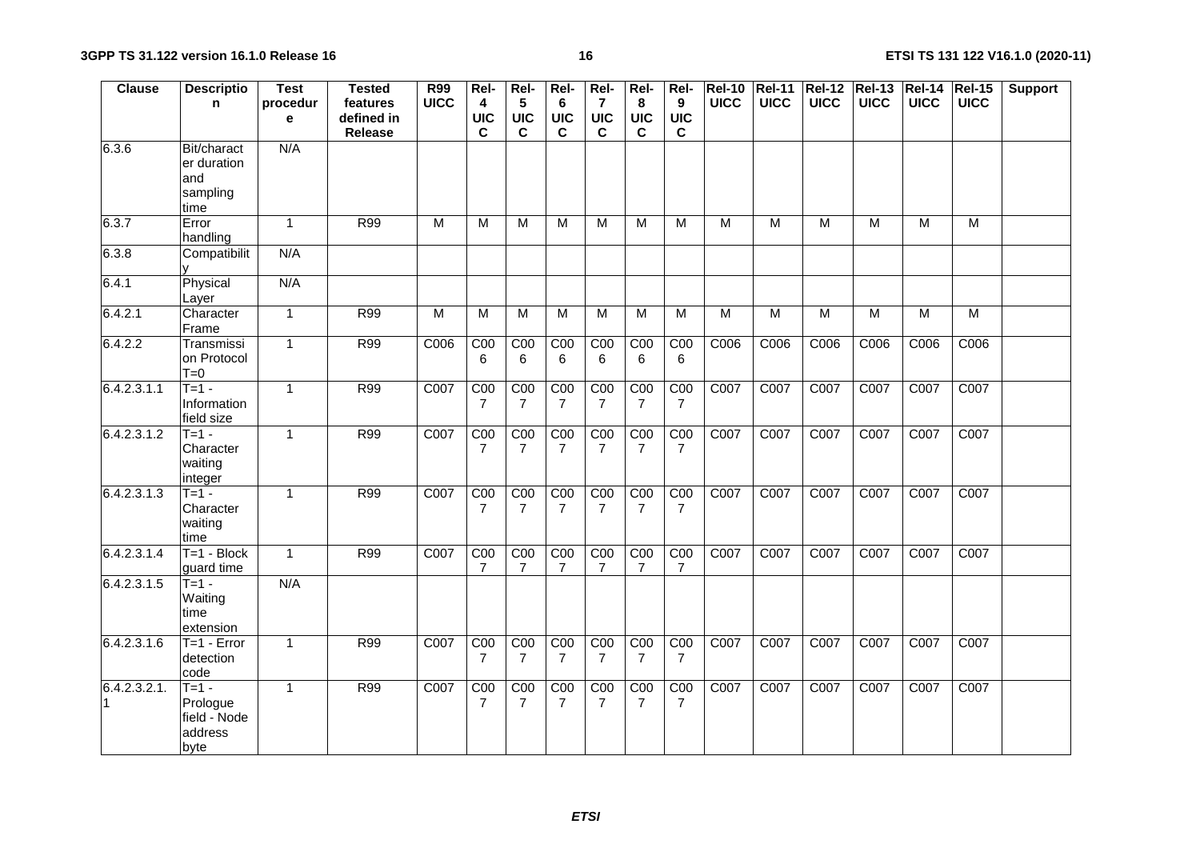| Clause | Description | Test procedure | Tested features defined in Release | R99 UICC | Rel-4 UICC | Rel-5 UICC | Rel-6 UICC | Rel-7 UICC | Rel-8 UICC | Rel-9 UICC | Rel-10 UICC | Rel-11 UICC | Rel-12 UICC | Rel-13 UICC | Rel-14 UICC | Rel-15 UICC | Support |
|---|---|---|---|---|---|---|---|---|---|---|---|---|---|---|---|---|---|
| 6.3.6 | Bit/character duration and sampling time | N/A | | | | | | | | | | | | | | | |
| 6.3.7 | Error handling | 1 | R99 | M | M | M | M | M | M | M | M | M | M | M | M | M | |
| 6.3.8 | Compatibility | N/A | | | | | | | | | | | | | | | |
| 6.4.1 | Physical Layer | N/A | | | | | | | | | | | | | | | |
| 6.4.2.1 | Character Frame | 1 | R99 | M | M | M | M | M | M | M | M | M | M | M | M | M | |
| 6.4.2.2 | Transmission Protocol T=0 | 1 | R99 | C006 | C006 | C006 | C006 | C006 | C006 | C006 | C006 | C006 | C006 | C006 | C006 | C006 | |
| 6.4.2.3.1.1 | T=1 - Information field size | 1 | R99 | C007 | C007 | C007 | C007 | C007 | C007 | C007 | C007 | C007 | C007 | C007 | C007 | C007 | |
| 6.4.2.3.1.2 | T=1 - Character waiting integer | 1 | R99 | C007 | C007 | C007 | C007 | C007 | C007 | C007 | C007 | C007 | C007 | C007 | C007 | C007 | |
| 6.4.2.3.1.3 | T=1 - Character waiting time | 1 | R99 | C007 | C007 | C007 | C007 | C007 | C007 | C007 | C007 | C007 | C007 | C007 | C007 | C007 | |
| 6.4.2.3.1.4 | T=1 - Block guard time | 1 | R99 | C007 | C007 | C007 | C007 | C007 | C007 | C007 | C007 | C007 | C007 | C007 | C007 | C007 | |
| 6.4.2.3.1.5 | T=1 - Waiting time extension | N/A | | | | | | | | | | | | | | | |
| 6.4.2.3.1.6 | T=1 - Error detection code | 1 | R99 | C007 | C007 | C007 | C007 | C007 | C007 | C007 | C007 | C007 | C007 | C007 | C007 | C007 | |
| 6.4.2.3.2.1.1 | T=1 - Prologue field - Node address byte | 1 | R99 | C007 | C007 | C007 | C007 | C007 | C007 | C007 | C007 | C007 | C007 | C007 | C007 | C007 | |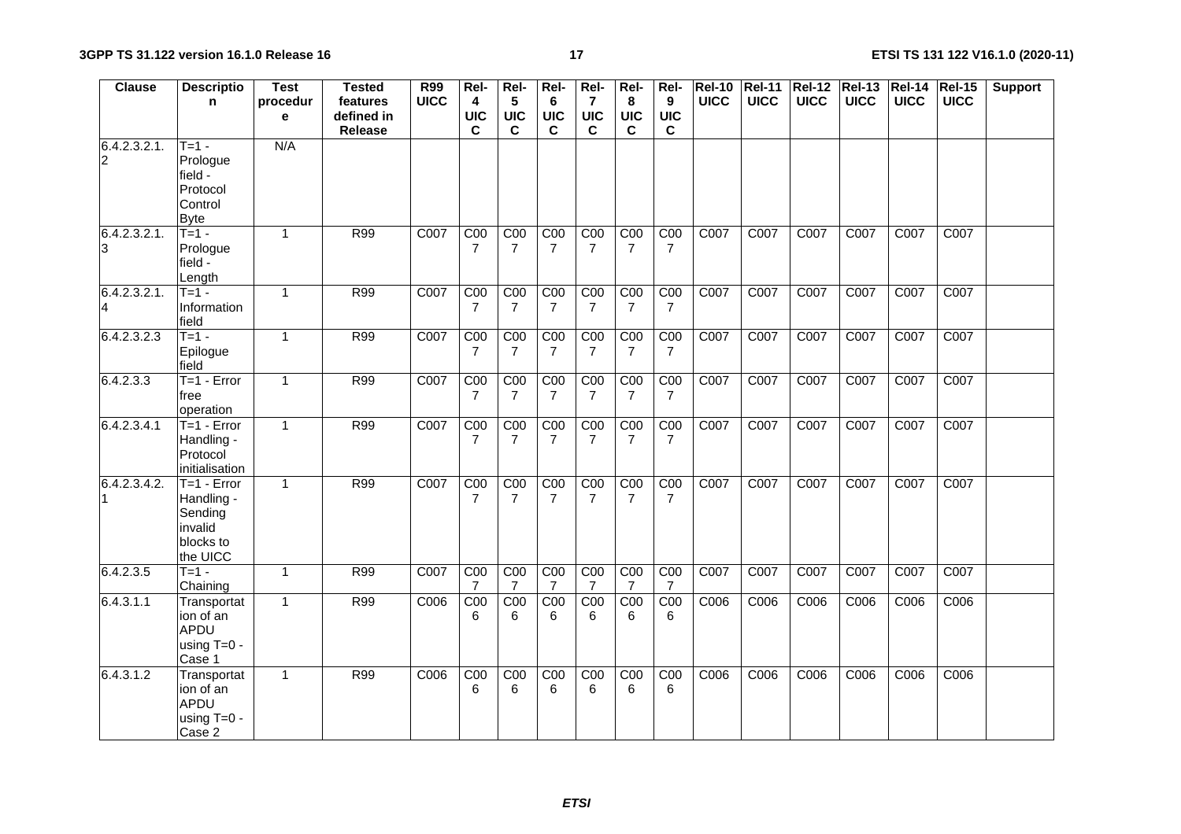| Clause | Description | Test procedure | Tested features defined in Release | R99 UICC | Rel-4 UICC | Rel-5 UICC | Rel-6 UICC | Rel-7 UICC | Rel-8 UICC | Rel-9 UICC | Rel-10 UICC | Rel-11 UICC | Rel-12 UICC | Rel-13 UICC | Rel-14 UICC | Rel-15 UICC | Support |
|---|---|---|---|---|---|---|---|---|---|---|---|---|---|---|---|---|---|
| 6.4.2.3.2.1.2 | T=1 - Prologue field - Protocol Control Byte | N/A | | | | | | | | | | | | | | | |
| 6.4.2.3.2.1.3 | T=1 - Prologue field - Length | 1 | R99 | C007 | C007 | C007 | C007 | C007 | C007 | C007 | C007 | C007 | C007 | C007 | C007 | C007 | |
| 6.4.2.3.2.1.4 | T=1 - Information field | 1 | R99 | C007 | C007 | C007 | C007 | C007 | C007 | C007 | C007 | C007 | C007 | C007 | C007 | C007 | |
| 6.4.2.3.2.3 | T=1 - Epilogue field | 1 | R99 | C007 | C007 | C007 | C007 | C007 | C007 | C007 | C007 | C007 | C007 | C007 | C007 | C007 | |
| 6.4.2.3.3 | T=1 - Error free operation | 1 | R99 | C007 | C007 | C007 | C007 | C007 | C007 | C007 | C007 | C007 | C007 | C007 | C007 | C007 | |
| 6.4.2.3.4.1 | T=1 - Error Handling - Protocol initialisation | 1 | R99 | C007 | C007 | C007 | C007 | C007 | C007 | C007 | C007 | C007 | C007 | C007 | C007 | C007 | |
| 6.4.2.3.4.2.1 | T=1 - Error Handling - Sending invalid blocks to the UICC | 1 | R99 | C007 | C007 | C007 | C007 | C007 | C007 | C007 | C007 | C007 | C007 | C007 | C007 | C007 | |
| 6.4.2.3.5 | T=1 - Chaining | 1 | R99 | C007 | C007 | C007 | C007 | C007 | C007 | C007 | C007 | C007 | C007 | C007 | C007 | C007 | |
| 6.4.3.1.1 | Transportation of an APDU using T=0 - Case 1 | 1 | R99 | C006 | C006 | C006 | C006 | C006 | C006 | C006 | C006 | C006 | C006 | C006 | C006 | C006 | |
| 6.4.3.1.2 | Transportation of an APDU using T=0 - Case 2 | 1 | R99 | C006 | C006 | C006 | C006 | C006 | C006 | C006 | C006 | C006 | C006 | C006 | C006 | C006 | |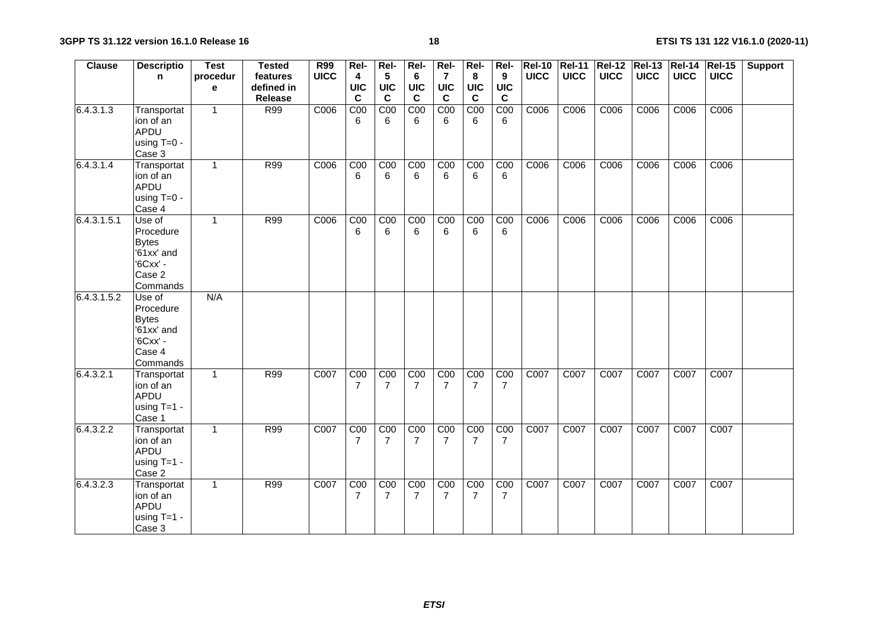| Clause | Description | Test procedure | Tested features defined in Release | R99 UICC | Rel-4 UICC | Rel-5 UICC | Rel-6 UICC | Rel-7 UICC | Rel-8 UICC | Rel-9 UICC | Rel-10 UICC | Rel-11 UICC | Rel-12 UICC | Rel-13 UICC | Rel-14 UICC | Rel-15 UICC | Support |
|---|---|---|---|---|---|---|---|---|---|---|---|---|---|---|---|---|---|
| 6.4.3.1.3 | Transportation of an APDU using T=0 - Case 3 | 1 | R99 | C006 | C006 | C006 | C006 | C006 | C006 | C006 | C006 | C006 | C006 | C006 | C006 | C006 | |
| 6.4.3.1.4 | Transportation of an APDU using T=0 - Case 4 | 1 | R99 | C006 | C006 | C006 | C006 | C006 | C006 | C006 | C006 | C006 | C006 | C006 | C006 | C006 | |
| 6.4.3.1.5.1 | Use of Procedure Bytes '61xx' and '6Cxx' - Case 2 Commands | 1 | R99 | C006 | C006 | C006 | C006 | C006 | C006 | C006 | C006 | C006 | C006 | C006 | C006 | C006 | |
| 6.4.3.1.5.2 | Use of Procedure Bytes '61xx' and '6Cxx' - Case 4 Commands | N/A | | | | | | | | | | | | | | | |
| 6.4.3.2.1 | Transportation of an APDU using T=1 - Case 1 | 1 | R99 | C007 | C007 | C007 | C007 | C007 | C007 | C007 | C007 | C007 | C007 | C007 | C007 | C007 | |
| 6.4.3.2.2 | Transportation of an APDU using T=1 - Case 2 | 1 | R99 | C007 | C007 | C007 | C007 | C007 | C007 | C007 | C007 | C007 | C007 | C007 | C007 | C007 | |
| 6.4.3.2.3 | Transportation of an APDU using T=1 - Case 3 | 1 | R99 | C007 | C007 | C007 | C007 | C007 | C007 | C007 | C007 | C007 | C007 | C007 | C007 | C007 | |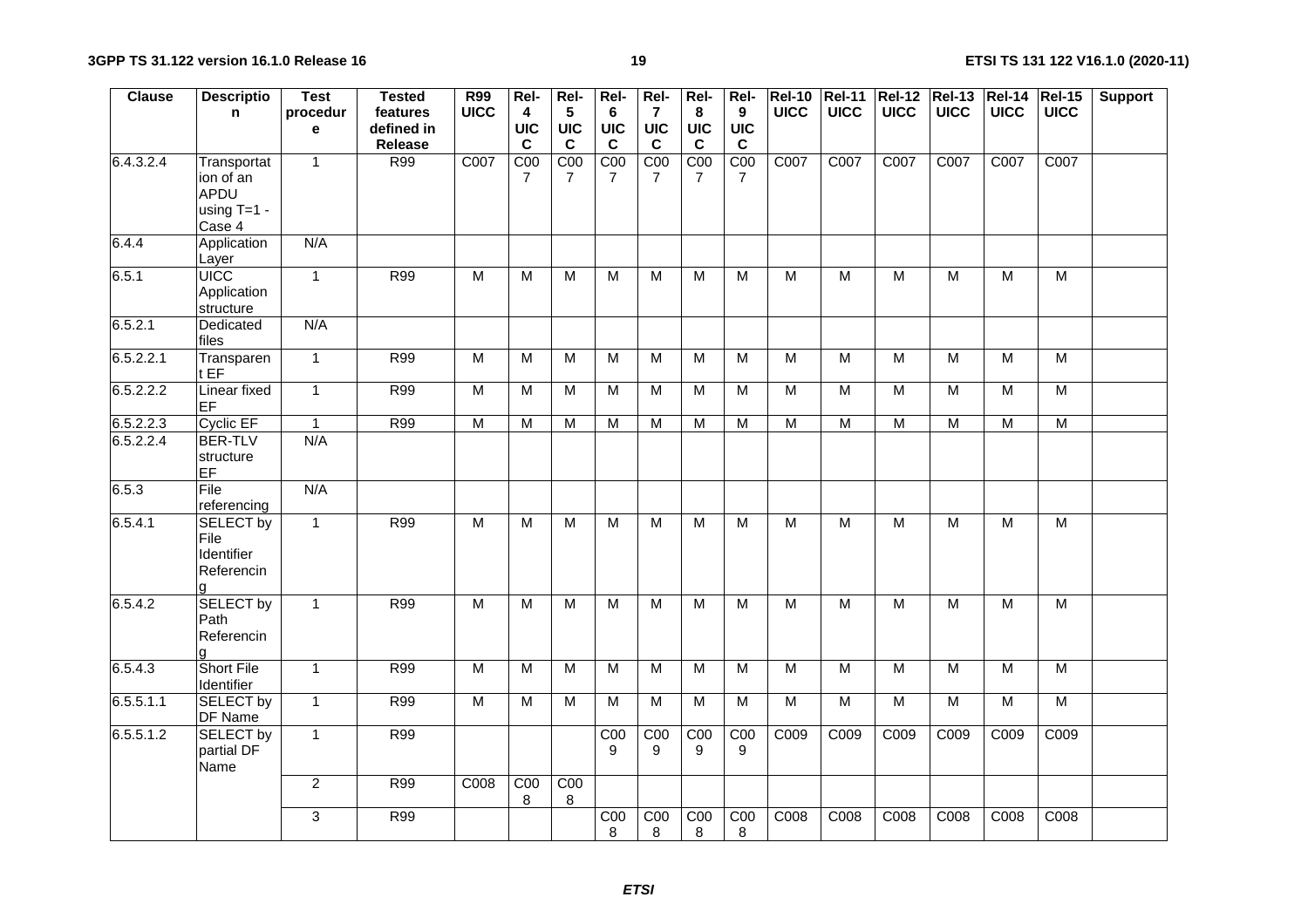| Clause | Description | Test procedure | Tested features defined in Release | R99 UICC | Rel-4 UICC | Rel-5 UICC | Rel-6 UICC | Rel-7 UICC | Rel-8 UICC | Rel-9 UICC | Rel-10 UICC | Rel-11 UICC | Rel-12 UICC | Rel-13 UICC | Rel-14 UICC | Rel-15 UICC | Support |
|---|---|---|---|---|---|---|---|---|---|---|---|---|---|---|---|---|---|
| 6.4.3.2.4 | Transportation of an APDU using T=1 - Case 4 | 1 | R99 | C007 | C007 | C007 | C007 | C007 | C007 | C007 | C007 | C007 | C007 | C007 | C007 | C007 | |
| 6.4.4 | Application Layer | N/A | | | | | | | | | | | | | | | |
| 6.5.1 | UICC Application structure | 1 | R99 | M | M | M | M | M | M | M | M | M | M | M | M | M | |
| 6.5.2.1 | Dedicated files | N/A | | | | | | | | | | | | | | | |
| 6.5.2.2.1 | Transparent EF | 1 | R99 | M | M | M | M | M | M | M | M | M | M | M | M | M | |
| 6.5.2.2.2 | Linear fixed EF | 1 | R99 | M | M | M | M | M | M | M | M | M | M | M | M | M | |
| 6.5.2.2.3 | Cyclic EF | 1 | R99 | M | M | M | M | M | M | M | M | M | M | M | M | M | |
| 6.5.2.2.4 | BER-TLV structure EF | N/A | | | | | | | | | | | | | | | |
| 6.5.3 | File referencing | N/A | | | | | | | | | | | | | | | |
| 6.5.4.1 | SELECT by File Identifier Referencing | 1 | R99 | M | M | M | M | M | M | M | M | M | M | M | M | M | |
| 6.5.4.2 | SELECT by Path Referencing | 1 | R99 | M | M | M | M | M | M | M | M | M | M | M | M | M | |
| 6.5.4.3 | Short File Identifier | 1 | R99 | M | M | M | M | M | M | M | M | M | M | M | M | M | |
| 6.5.5.1.1 | SELECT by DF Name | 1 | R99 | M | M | M | M | M | M | M | M | M | M | M | M | M | |
| 6.5.5.1.2 | SELECT by partial DF Name | 1 | R99 | | | | C009 | C009 | C009 | C009 | C009 | C009 | C009 | C009 | C009 | C009 | |
| | | 2 | R99 | C008 | C008 | C008 | | | | | | | | | | | |
| | | 3 | R99 | | | | C008 | C008 | C008 | C008 | C008 | C008 | C008 | C008 | C008 | C008 | |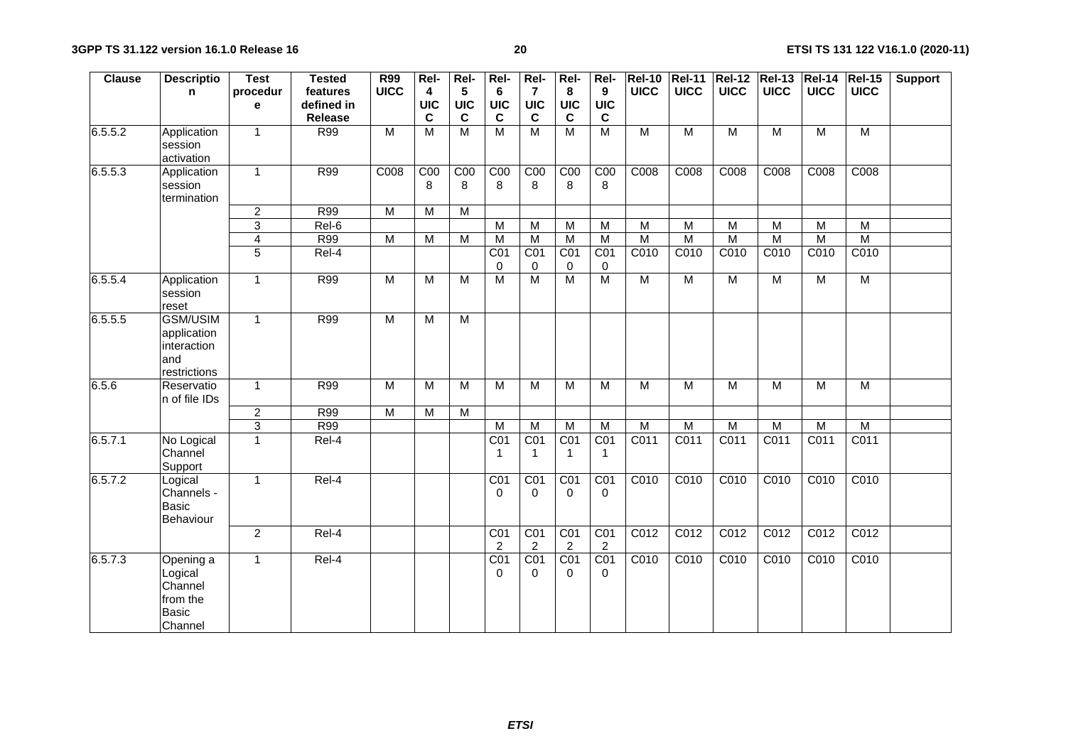| Clause | Description | Test procedure | Tested features defined in Release | R99 UICC | Rel-4 UICC | Rel-5 UICC | Rel-6 UICC | Rel-7 UICC | Rel-8 UICC | Rel-9 UICC | Rel-10 UICC | Rel-11 UICC | Rel-12 UICC | Rel-13 UICC | Rel-14 UICC | Rel-15 UICC | Support |
|---|---|---|---|---|---|---|---|---|---|---|---|---|---|---|---|---|---|
| 6.5.5.2 | Application session activation | 1 | R99 | M | M | M | M | M | M | M | M | M | M | M | M | M | |
| 6.5.5.3 | Application session termination | 1 | R99 | C008 | C008 | C008 | C008 | C008 | C008 | C008 | C008 | C008 | C008 | C008 | C008 | C008 | |
| | | 2 | R99 | M | M | M | | | | | | | | | | | |
| | | 3 | Rel-6 | | | | M | M | M | M | M | M | M | M | M | M | |
| | | 4 | R99 | M | M | M | M | M | M | M | M | M | M | M | M | M | |
| | | 5 | Rel-4 | | | | C010 | C010 | C010 | C010 | C010 | C010 | C010 | C010 | C010 | C010 | |
| 6.5.5.4 | Application session reset | 1 | R99 | M | M | M | M | M | M | M | M | M | M | M | M | M | |
| 6.5.5.5 | GSM/USIM application interaction and restrictions | 1 | R99 | M | M | M | | | | | | | | | | | |
| 6.5.6 | Reservation of file IDs | 1 | R99 | M | M | M | M | M | M | M | M | M | M | M | M | M | |
| | | 2 | R99 | M | M | M | | | | | | | | | | | |
| | | 3 | R99 | | | | M | M | M | M | M | M | M | M | M | M | |
| 6.5.7.1 | No Logical Channel Support | 1 | Rel-4 | | | | C011 | C011 | C011 | C011 | C011 | C011 | C011 | C011 | C011 | C011 | |
| 6.5.7.2 | Logical Channels - Basic Behaviour | 1 | Rel-4 | | | | C010 | C010 | C010 | C010 | C010 | C010 | C010 | C010 | C010 | C010 | |
| | | 2 | Rel-4 | | | | C012 | C012 | C012 | C012 | C012 | C012 | C012 | C012 | C012 | C012 | |
| 6.5.7.3 | Opening a Logical Channel from the Basic Channel | 1 | Rel-4 | | | | C010 | C010 | C010 | C010 | C010 | C010 | C010 | C010 | C010 | C010 | |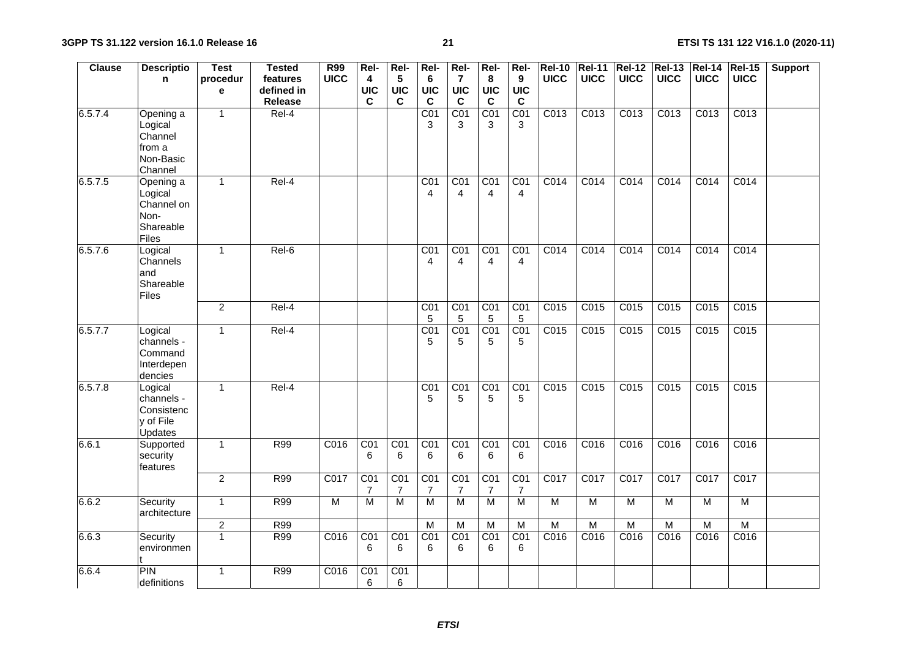| Clause | Description | Test procedure | Tested features defined in Release | R99 UICC | Rel-4 UICC | Rel-5 UICC | Rel-6 UICC | Rel-7 UICC | Rel-8 UICC | Rel-9 UICC | Rel-10 UICC | Rel-11 UICC | Rel-12 UICC | Rel-13 UICC | Rel-14 UICC | Rel-15 UICC | Support |
|---|---|---|---|---|---|---|---|---|---|---|---|---|---|---|---|---|---|
| 6.5.7.4 | Opening a Logical Channel from a Non-Basic Channel | 1 | Rel-4 | | | | C013 | C013 | C013 | C013 | C013 | C013 | C013 | C013 | C013 | C013 | |
| 6.5.7.5 | Opening a Logical Channel on Non-Shareable Files | 1 | Rel-4 | | | | C014 | C014 | C014 | C014 | C014 | C014 | C014 | C014 | C014 | C014 | |
| 6.5.7.6 | Logical Channels and Shareable Files | 1 | Rel-6 | | | | C014 | C014 | C014 | C014 | C014 | C014 | C014 | C014 | C014 | C014 | |
| | | 2 | Rel-4 | | | | C015 | C015 | C015 | C015 | C015 | C015 | C015 | C015 | C015 | C015 | |
| 6.5.7.7 | Logical channels - Command Interdependencies | 1 | Rel-4 | | | | C015 | C015 | C015 | C015 | C015 | C015 | C015 | C015 | C015 | C015 | |
| 6.5.7.8 | Logical channels - Consistency of File Updates | 1 | Rel-4 | | | | C015 | C015 | C015 | C015 | C015 | C015 | C015 | C015 | C015 | C015 | |
| 6.6.1 | Supported security features | 1 | R99 | C016 | C016 | C016 | C016 | C016 | C016 | C016 | C016 | C016 | C016 | C016 | C016 | C016 | |
| | | 2 | R99 | C017 | C017 | C017 | C017 | C017 | C017 | C017 | C017 | C017 | C017 | C017 | C017 | C017 | |
| 6.6.2 | Security architecture | 1 | R99 | M | M | M | M | M | M | M | M | M | M | M | M | M | |
| | | 2 | R99 | | | | M | M | M | M | M | M | M | M | M | M | |
| 6.6.3 | Security environment | 1 | R99 | C016 | C016 | C016 | C016 | C016 | C016 | C016 | C016 | C016 | C016 | C016 | C016 | C016 | |
| 6.6.4 | PIN definitions | 1 | R99 | C016 | C016 | C016 | | | | | | | | | | | |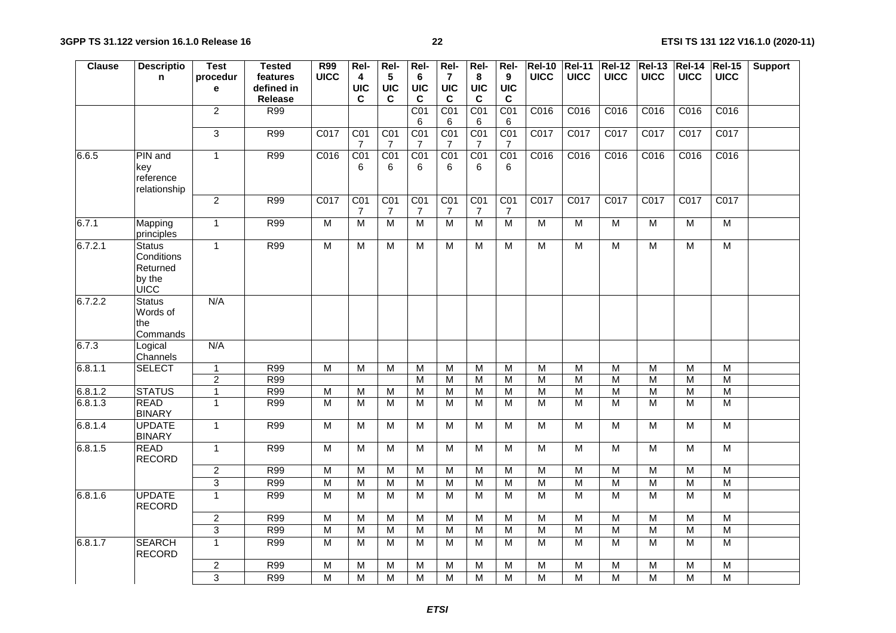| Clause | Description | Test procedure | Tested features defined in Release | R99 UICC | Rel-4 UICC | Rel-5 UICC | Rel-6 UICC | Rel-7 UICC | Rel-8 UICC | Rel-9 UICC | Rel-10 UICC | Rel-11 UICC | Rel-12 UICC | Rel-13 UICC | Rel-14 UICC | Rel-15 UICC | Support |
|---|---|---|---|---|---|---|---|---|---|---|---|---|---|---|---|---|---|
| | | 2 | R99 | | | | C016 | C016 | C016 | C016 | C016 | C016 | C016 | C016 | C016 | C016 | |
| | | 3 | R99 | C017 | C017 | C017 | C017 | C017 | C017 | C017 | C017 | C017 | C017 | C017 | C017 | C017 | |
| 6.6.5 | PIN and key reference relationship | 1 | R99 | C016 | C016 | C016 | C016 | C016 | C016 | C016 | C016 | C016 | C016 | C016 | C016 | C016 | |
| | | 2 | R99 | C017 | C017 | C017 | C017 | C017 | C017 | C017 | C017 | C017 | C017 | C017 | C017 | C017 | |
| 6.7.1 | Mapping principles | 1 | R99 | M | M | M | M | M | M | M | M | M | M | M | M | M | |
| 6.7.2.1 | Status Conditions Returned by the UICC | 1 | R99 | M | M | M | M | M | M | M | M | M | M | M | M | M | |
| 6.7.2.2 | Status Words of the Commands | N/A | | | | | | | | | | | | | | | |
| 6.7.3 | Logical Channels | N/A | | | | | | | | | | | | | | | |
| 6.8.1.1 | SELECT | 1 | R99 | M | M | M | M | M | M | M | M | M | M | M | M | M | |
| | | 2 | R99 | | | | M | M | M | M | M | M | M | M | M | M | |
| 6.8.1.2 | STATUS | 1 | R99 | M | M | M | M | M | M | M | M | M | M | M | M | M | |
| 6.8.1.3 | READ BINARY | 1 | R99 | M | M | M | M | M | M | M | M | M | M | M | M | M | |
| 6.8.1.4 | UPDATE BINARY | 1 | R99 | M | M | M | M | M | M | M | M | M | M | M | M | M | |
| 6.8.1.5 | READ RECORD | 1 | R99 | M | M | M | M | M | M | M | M | M | M | M | M | M | |
| | | 2 | R99 | M | M | M | M | M | M | M | M | M | M | M | M | M | |
| | | 3 | R99 | M | M | M | M | M | M | M | M | M | M | M | M | M | |
| 6.8.1.6 | UPDATE RECORD | 1 | R99 | M | M | M | M | M | M | M | M | M | M | M | M | M | |
| | | 2 | R99 | M | M | M | M | M | M | M | M | M | M | M | M | M | |
| | | 3 | R99 | M | M | M | M | M | M | M | M | M | M | M | M | M | |
| 6.8.1.7 | SEARCH RECORD | 1 | R99 | M | M | M | M | M | M | M | M | M | M | M | M | M | |
| | | 2 | R99 | M | M | M | M | M | M | M | M | M | M | M | M | M | |
| | | 3 | R99 | M | M | M | M | M | M | M | M | M | M | M | M | M | |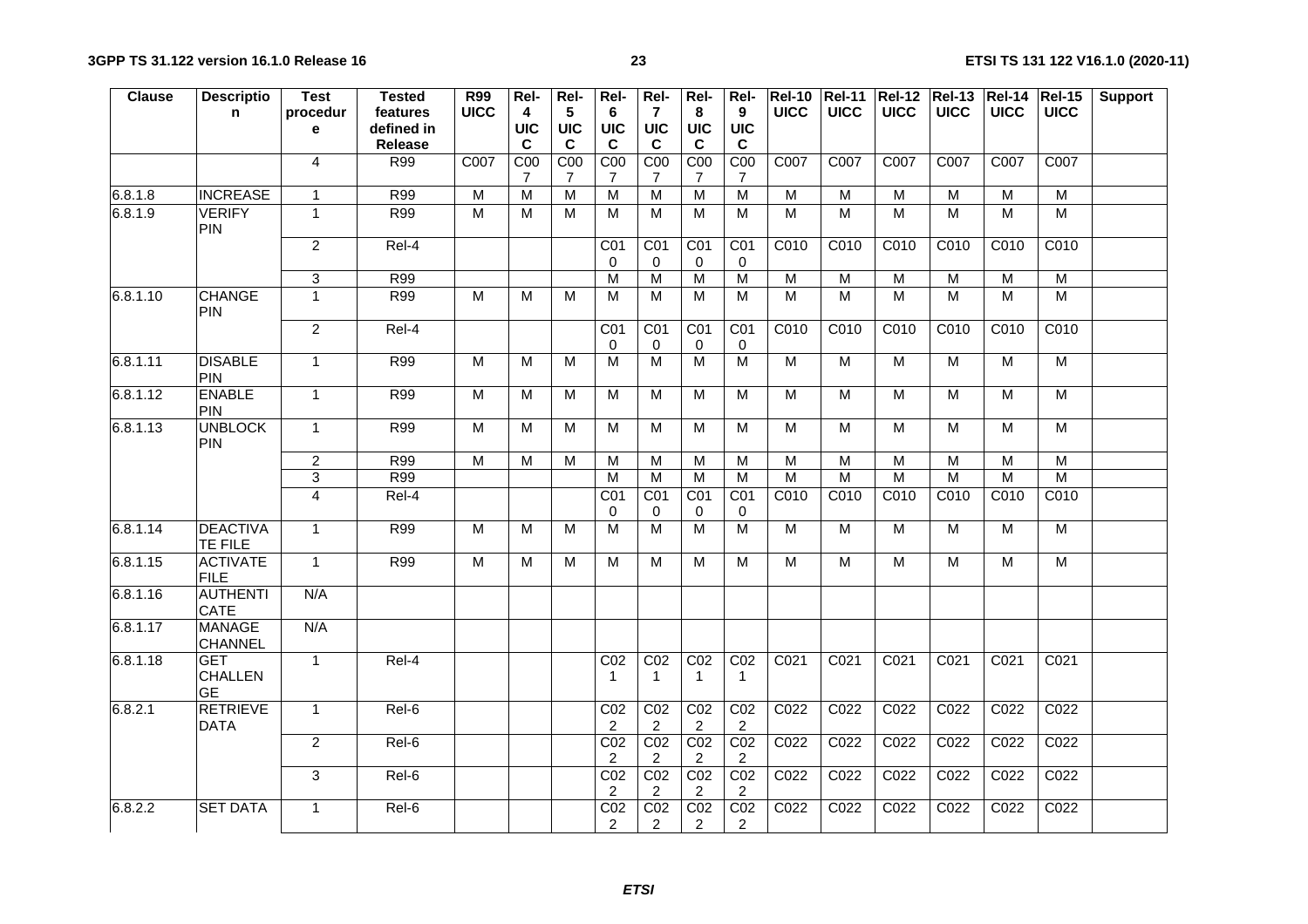| Clause | Description | Test procedure | Tested features defined in Release | R99 UICC | Rel-4 UICC | Rel-5 UICC | Rel-6 UICC | Rel-7 UICC | Rel-8 UICC | Rel-9 UICC | Rel-10 UICC | Rel-11 UICC | Rel-12 UICC | Rel-13 UICC | Rel-14 UICC | Rel-15 UICC | Support |
|---|---|---|---|---|---|---|---|---|---|---|---|---|---|---|---|---|---|
| | | 4 | R99 | C007 | C007 | C007 | C007 | C007 | C007 | C007 | C007 | C007 | C007 | C007 | C007 | C007 | |
| 6.8.1.8 | INCREASE | 1 | R99 | M | M | M | M | M | M | M | M | M | M | M | M | M | |
| 6.8.1.9 | VERIFY PIN | 1 | R99 | M | M | M | M | M | M | M | M | M | M | M | M | M | |
| | | 2 | Rel-4 | | | | C010 | C010 | C010 | C010 | C010 | C010 | C010 | C010 | C010 | C010 | |
| | | 3 | R99 | | | | M | M | M | M | M | M | M | M | M | M | |
| 6.8.1.10 | CHANGE PIN | 1 | R99 | M | M | M | M | M | M | M | M | M | M | M | M | M | |
| | | 2 | Rel-4 | | | | C010 | C010 | C010 | C010 | C010 | C010 | C010 | C010 | C010 | C010 | |
| 6.8.1.11 | DISABLE PIN | 1 | R99 | M | M | M | M | M | M | M | M | M | M | M | M | M | |
| 6.8.1.12 | ENABLE PIN | 1 | R99 | M | M | M | M | M | M | M | M | M | M | M | M | M | |
| 6.8.1.13 | UNBLOCK PIN | 1 | R99 | M | M | M | M | M | M | M | M | M | M | M | M | M | |
| | | 2 | R99 | M | M | M | M | M | M | M | M | M | M | M | M | M | |
| | | 3 | R99 | | | | M | M | M | M | M | M | M | M | M | M | |
| | | 4 | Rel-4 | | | | C010 | C010 | C010 | C010 | C010 | C010 | C010 | C010 | C010 | C010 | |
| 6.8.1.14 | DEACTIVATE FILE | 1 | R99 | M | M | M | M | M | M | M | M | M | M | M | M | M | |
| 6.8.1.15 | ACTIVATE FILE | 1 | R99 | M | M | M | M | M | M | M | M | M | M | M | M | M | |
| 6.8.1.16 | AUTHENTICATE | N/A | | | | | | | | | | | | | | | |
| 6.8.1.17 | MANAGE CHANNEL | N/A | | | | | | | | | | | | | | | |
| 6.8.1.18 | GET CHALLENGE | 1 | Rel-4 | | | | C021 | C021 | C021 | C021 | C021 | C021 | C021 | C021 | C021 | C021 | |
| 6.8.2.1 | RETRIEVE DATA | 1 | Rel-6 | | | | C022 | C022 | C022 | C022 | C022 | C022 | C022 | C022 | C022 | C022 | |
| | | 2 | Rel-6 | | | | C022 | C022 | C022 | C022 | C022 | C022 | C022 | C022 | C022 | C022 | |
| | | 3 | Rel-6 | | | | C022 | C022 | C022 | C022 | C022 | C022 | C022 | C022 | C022 | C022 | |
| 6.8.2.2 | SET DATA | 1 | Rel-6 | | | | C022 | C022 | C022 | C022 | C022 | C022 | C022 | C022 | C022 | C022 | |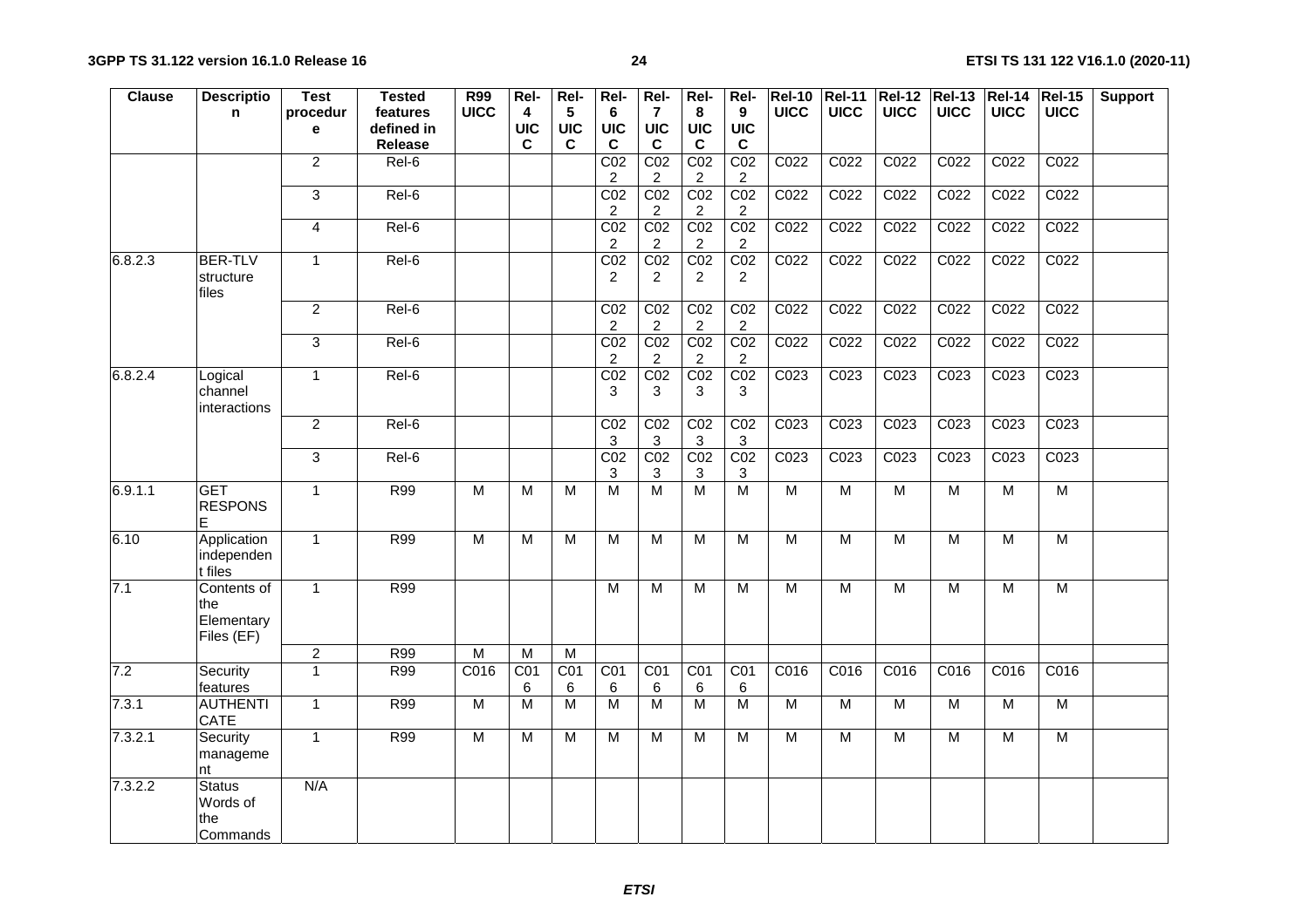| Clause | Description | Test procedure | Tested features defined in Release | R99 UICC | Rel-4 UICC | Rel-5 UICC | Rel-6 UICC | Rel-7 UICC | Rel-8 UICC | Rel-9 UICC | Rel-10 UICC | Rel-11 UICC | Rel-12 UICC | Rel-13 UICC | Rel-14 UICC | Rel-15 UICC | Support |
|---|---|---|---|---|---|---|---|---|---|---|---|---|---|---|---|---|---|
| | | 2 | Rel-6 | | | | C022 | C022 | C022 | C022 | C022 | C022 | C022 | C022 | C022 | C022 | |
| | | 3 | Rel-6 | | | | C022 | C022 | C022 | C022 | C022 | C022 | C022 | C022 | C022 | C022 | |
| | | 4 | Rel-6 | | | | C022 | C022 | C022 | C022 | C022 | C022 | C022 | C022 | C022 | C022 | |
| 6.8.2.3 | BER-TLV structure files | 1 | Rel-6 | | | | C022 | C022 | C022 | C022 | C022 | C022 | C022 | C022 | C022 | C022 | |
| | | 2 | Rel-6 | | | | C022 | C022 | C022 | C022 | C022 | C022 | C022 | C022 | C022 | C022 | |
| | | 3 | Rel-6 | | | | C022 | C022 | C022 | C022 | C022 | C022 | C022 | C022 | C022 | C022 | |
| 6.8.2.4 | Logical channel interactions | 1 | Rel-6 | | | | C023 | C023 | C023 | C023 | C023 | C023 | C023 | C023 | C023 | C023 | |
| | | 2 | Rel-6 | | | | C023 | C023 | C023 | C023 | C023 | C023 | C023 | C023 | C023 | C023 | |
| | | 3 | Rel-6 | | | | C023 | C023 | C023 | C023 | C023 | C023 | C023 | C023 | C023 | C023 | |
| 6.9.1.1 | GET RESPONSE | 1 | R99 | M | M | M | M | M | M | M | M | M | M | M | M | M | |
| 6.10 | Application independent files | 1 | R99 | M | M | M | M | M | M | M | M | M | M | M | M | M | |
| 7.1 | Contents of the Elementary Files (EF) | 1 | R99 | | | | M | M | M | M | M | M | M | M | M | M | |
| | | 2 | R99 | M | M | M | | | | | | | | | | | |
| 7.2 | Security features | 1 | R99 | C016 | C016 | C016 | C016 | C016 | C016 | C016 | C016 | C016 | C016 | C016 | C016 | C016 | |
| 7.3.1 | AUTHENTICATE | 1 | R99 | M | M | M | M | M | M | M | M | M | M | M | M | M | |
| 7.3.2.1 | Security management | 1 | R99 | M | M | M | M | M | M | M | M | M | M | M | M | M | |
| 7.3.2.2 | Status Words of the Commands | N/A | | | | | | | | | | | | | | | |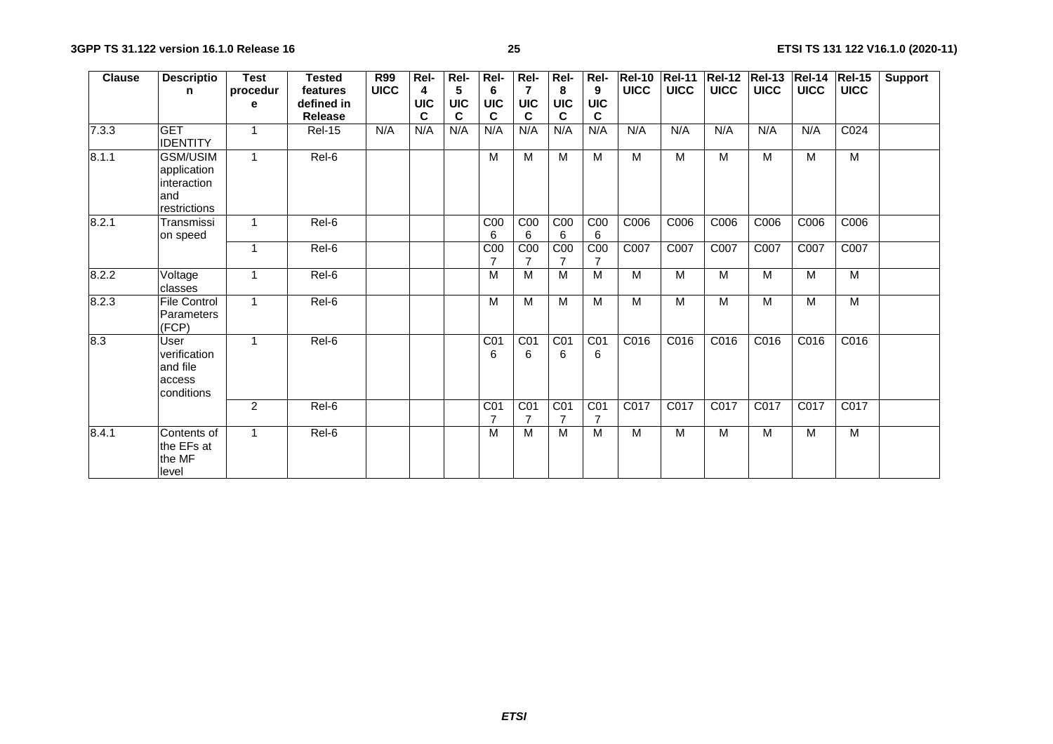| Clause | Description | Test procedure | Tested features defined in Release | R99 UICC | Rel-4 UICC | Rel-5 UICC | Rel-6 UICC | Rel-7 UICC | Rel-8 UICC | Rel-9 UICC | Rel-10 UICC | Rel-11 UICC | Rel-12 UICC | Rel-13 UICC | Rel-14 UICC | Rel-15 UICC | Support |
|---|---|---|---|---|---|---|---|---|---|---|---|---|---|---|---|---|---|
| 7.3.3 | GET IDENTITY | 1 | Rel-15 | N/A | N/A | N/A | N/A | N/A | N/A | N/A | N/A | N/A | N/A | N/A | N/A | C024 | |
| 8.1.1 | GSM/USIM application interaction and restrictions | 1 | Rel-6 | | | | M | M | M | M | M | M | M | M | M | M | |
| 8.2.1 | Transmission speed | 1 | Rel-6 | | | | C006 | C006 | C006 | C006 | C006 | C006 | C006 | C006 | C006 | C006 | |
| | | 1 | Rel-6 | | | | C007 | C007 | C007 | C007 | C007 | C007 | C007 | C007 | C007 | C007 | |
| 8.2.2 | Voltage classes | 1 | Rel-6 | | | | M | M | M | M | M | M | M | M | M | M | |
| 8.2.3 | File Control Parameters (FCP) | 1 | Rel-6 | | | | M | M | M | M | M | M | M | M | M | M | |
| 8.3 | User verification and file access conditions | 1 | Rel-6 | | | | C016 | C016 | C016 | C016 | C016 | C016 | C016 | C016 | C016 | C016 | |
| | | 2 | Rel-6 | | | | C017 | C017 | C017 | C017 | C017 | C017 | C017 | C017 | C017 | C017 | |
| 8.4.1 | Contents of the EFs at the MF level | 1 | Rel-6 | | | | M | M | M | M | M | M | M | M | M | M | |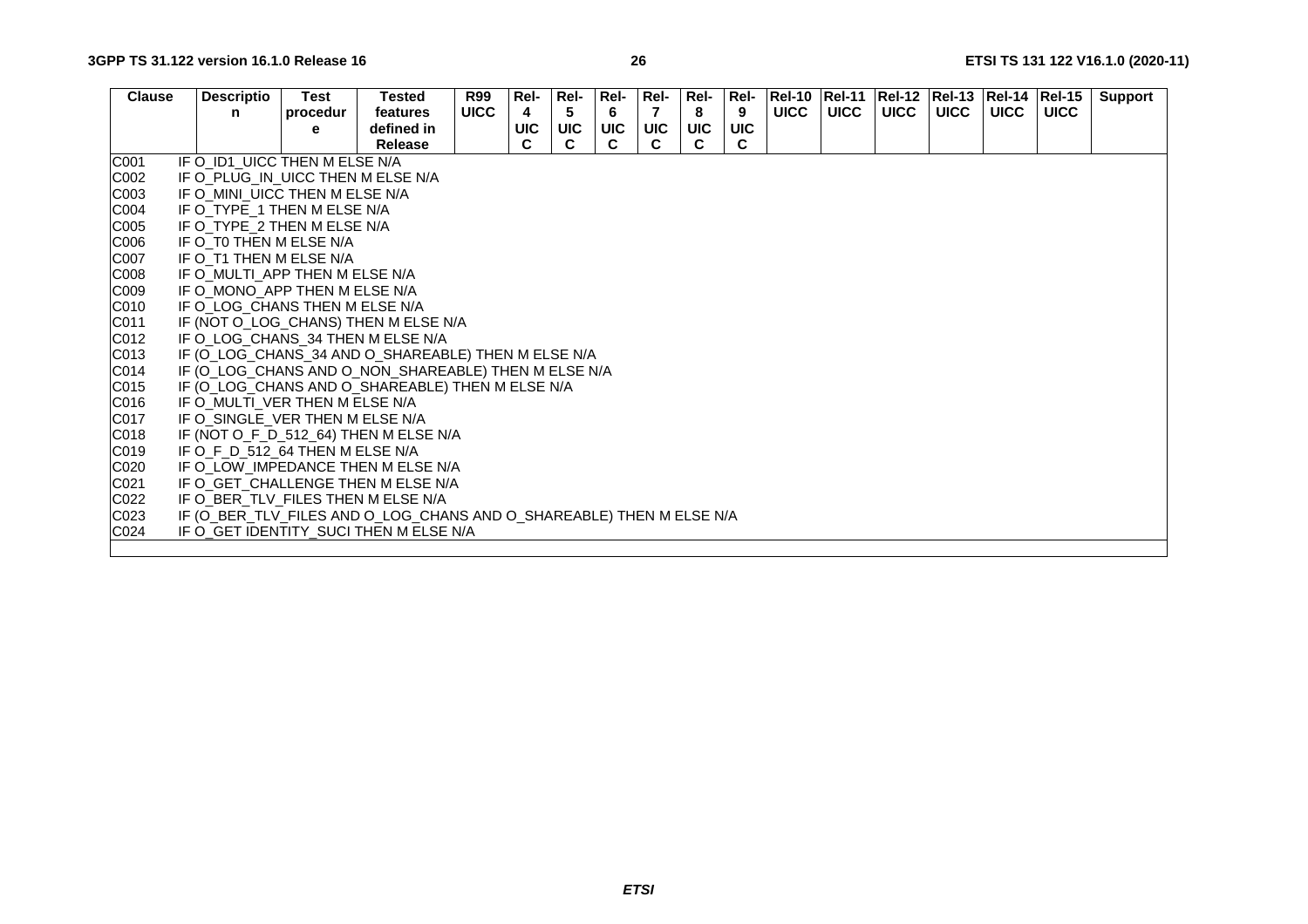| Clause | Description | Test procedure | Tested features defined in Release | R99 UICC | Rel-4 UICC | Rel-5 UICC | Rel-6 UICC | Rel-7 UICC | Rel-8 UICC | Rel-9 UICC | Rel-10 UICC | Rel-11 UICC | Rel-12 UICC | Rel-13 UICC | Rel-14 UICC | Rel-15 UICC | Support |
|---|---|---|---|---|---|---|---|---|---|---|---|---|---|---|---|---|---|
| C001 | IF O_ID1_UICC THEN M ELSE N/A | | | | | | | | | | | | | | | | |
| C002 | IF O_PLUG_IN_UICC THEN M ELSE N/A | | | | | | | | | | | | | | | | |
| C003 | IF O_MINI_UICC THEN M ELSE N/A | | | | | | | | | | | | | | | | |
| C004 | IF O_TYPE_1 THEN M ELSE N/A | | | | | | | | | | | | | | | | |
| C005 | IF O_TYPE_2 THEN M ELSE N/A | | | | | | | | | | | | | | | | |
| C006 | IF O_T0 THEN M ELSE N/A | | | | | | | | | | | | | | | | |
| C007 | IF O_T1 THEN M ELSE N/A | | | | | | | | | | | | | | | | |
| C008 | IF O_MULTI_APP THEN M ELSE N/A | | | | | | | | | | | | | | | | |
| C009 | IF O_MONO_APP THEN M ELSE N/A | | | | | | | | | | | | | | | | |
| C010 | IF O_LOG_CHANS THEN M ELSE N/A | | | | | | | | | | | | | | | | |
| C011 | IF (NOT O_LOG_CHANS) THEN M ELSE N/A | | | | | | | | | | | | | | | | |
| C012 | IF O_LOG_CHANS_34 THEN M ELSE N/A | | | | | | | | | | | | | | | | |
| C013 | IF (O_LOG_CHANS_34 AND O_SHAREABLE) THEN M ELSE N/A | | | | | | | | | | | | | | | | |
| C014 | IF (O_LOG_CHANS AND O_NON_SHAREABLE) THEN M ELSE N/A | | | | | | | | | | | | | | | | |
| C015 | IF (O_LOG_CHANS AND O_SHAREABLE) THEN M ELSE N/A | | | | | | | | | | | | | | | | |
| C016 | IF O_MULTI_VER THEN M ELSE N/A | | | | | | | | | | | | | | | | |
| C017 | IF O_SINGLE_VER THEN M ELSE N/A | | | | | | | | | | | | | | | | |
| C018 | IF (NOT O_F_D_512_64) THEN M ELSE N/A | | | | | | | | | | | | | | | | |
| C019 | IF O_F_D_512_64 THEN M ELSE N/A | | | | | | | | | | | | | | | | |
| C020 | IF O_LOW_IMPEDANCE THEN M ELSE N/A | | | | | | | | | | | | | | | | |
| C021 | IF O_GET_CHALLENGE THEN M ELSE N/A | | | | | | | | | | | | | | | | |
| C022 | IF O_BER_TLV_FILES THEN M ELSE N/A | | | | | | | | | | | | | | | | |
| C023 | IF (O_BER_TLV_FILES AND O_LOG_CHANS AND O_SHAREABLE) THEN M ELSE N/A | | | | | | | | | | | | | | | | |
| C024 | IF O_GET IDENTITY_SUCI THEN M ELSE N/A | | | | | | | | | | | | | | | | |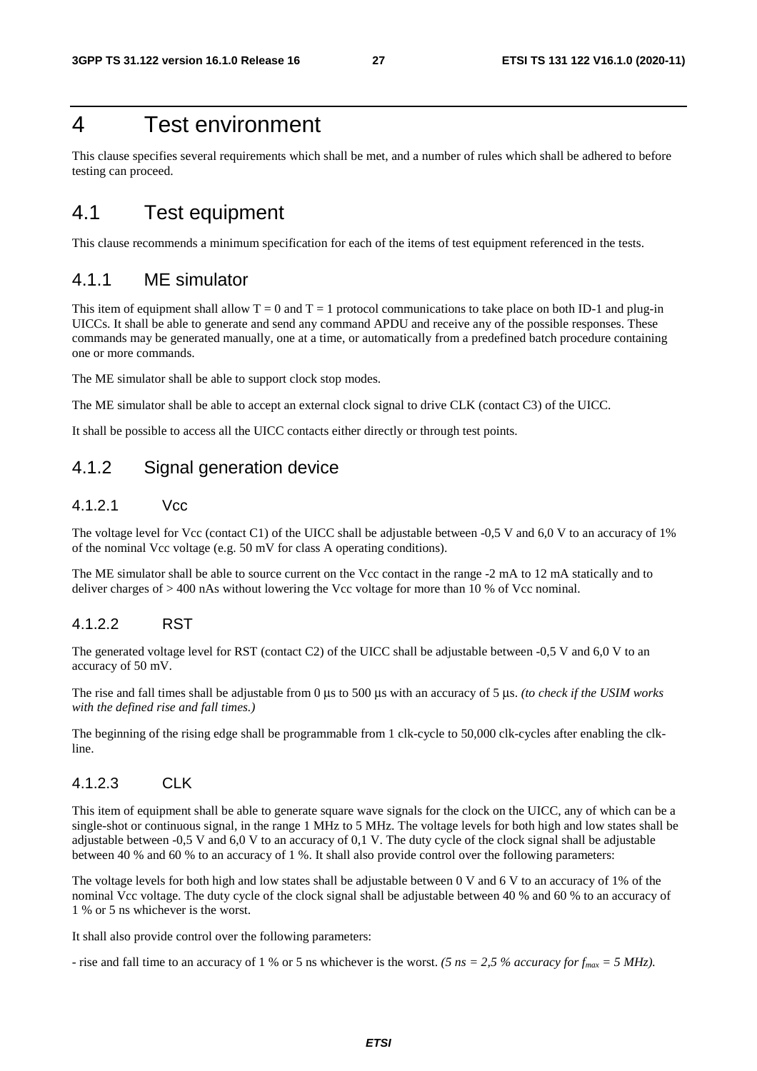# 4 Test environment

This clause specifies several requirements which shall be met, and a number of rules which shall be adhered to before testing can proceed.

## 4.1 Test equipment

This clause recommends a minimum specification for each of the items of test equipment referenced in the tests.

### 4.1.1 ME simulator

This item of equipment shall allow T = 0 and T = 1 protocol communications to take place on both ID-1 and plug-in UICCs. It shall be able to generate and send any command APDU and receive any of the possible responses. These commands may be generated manually, one at a time, or automatically from a predefined batch procedure containing one or more commands.

The ME simulator shall be able to support clock stop modes.

The ME simulator shall be able to accept an external clock signal to drive CLK (contact C3) of the UICC.

It shall be possible to access all the UICC contacts either directly or through test points.

### 4.1.2 Signal generation device

#### 4.1.2.1 Vcc

The voltage level for Vcc (contact C1) of the UICC shall be adjustable between -0,5 V and 6,0 V to an accuracy of 1% of the nominal Vcc voltage (e.g. 50 mV for class A operating conditions).

The ME simulator shall be able to source current on the Vcc contact in the range -2 mA to 12 mA statically and to deliver charges of > 400 nAs without lowering the Vcc voltage for more than 10 % of Vcc nominal.

#### 4.1.2.2 RST

The generated voltage level for RST (contact C2) of the UICC shall be adjustable between -0,5 V and 6,0 V to an accuracy of 50 mV.

The rise and fall times shall be adjustable from 0 µs to 500 µs with an accuracy of 5 µs. *(to check if the USIM works with the defined rise and fall times.)*

The beginning of the rising edge shall be programmable from 1 clk-cycle to 50,000 clk-cycles after enabling the clk-line.

#### 4.1.2.3 CLK

This item of equipment shall be able to generate square wave signals for the clock on the UICC, any of which can be a single-shot or continuous signal, in the range 1 MHz to 5 MHz. The voltage levels for both high and low states shall be adjustable between -0,5 V and 6,0 V to an accuracy of 0,1 V. The duty cycle of the clock signal shall be adjustable between 40 % and 60 % to an accuracy of 1 %. It shall also provide control over the following parameters:

The voltage levels for both high and low states shall be adjustable between 0 V and 6 V to an accuracy of 1% of the nominal Vcc voltage. The duty cycle of the clock signal shall be adjustable between 40 % and 60 % to an accuracy of 1 % or 5 ns whichever is the worst.

It shall also provide control over the following parameters:

- rise and fall time to an accuracy of 1 % or 5 ns whichever is the worst. *(5 ns = 2,5 % accuracy for $f_{max}$ = 5 MHz).*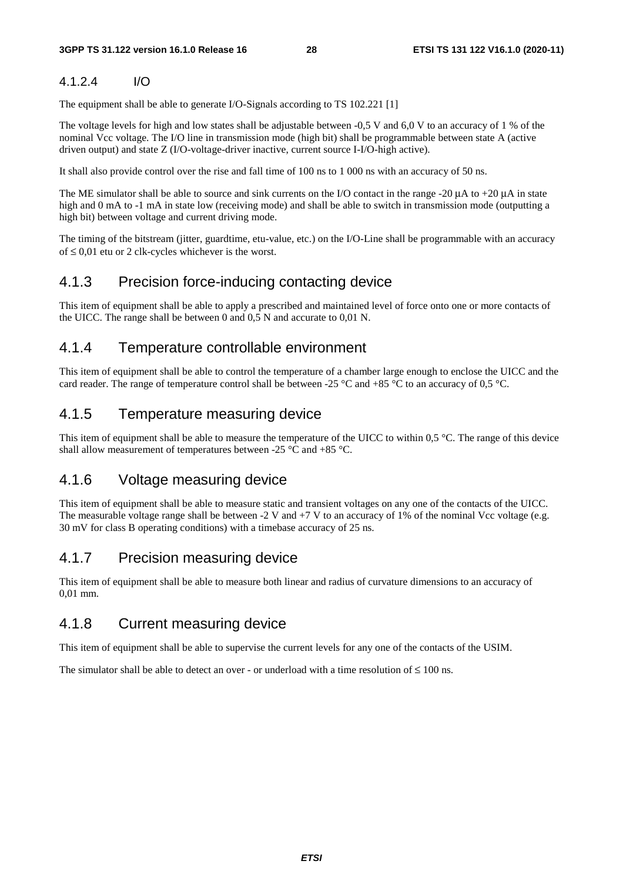#### 4.1.2.4 I/O

The equipment shall be able to generate I/O-Signals according to TS 102.221 [1]

The voltage levels for high and low states shall be adjustable between -0,5 V and 6,0 V to an accuracy of 1 % of the nominal Vcc voltage. The I/O line in transmission mode (high bit) shall be programmable between state A (active driven output) and state Z (I/O-voltage-driver inactive, current source I-I/O-high active).

It shall also provide control over the rise and fall time of 100 ns to 1 000 ns with an accuracy of 50 ns.

The ME simulator shall be able to source and sink currents on the I/O contact in the range -20 µA to +20 µA in state high and 0 mA to -1 mA in state low (receiving mode) and shall be able to switch in transmission mode (outputting a high bit) between voltage and current driving mode.

The timing of the bitstream (jitter, guardtime, etu-value, etc.) on the I/O-Line shall be programmable with an accuracy of ≤ 0,01 etu or 2 clk-cycles whichever is the worst.

### 4.1.3 Precision force-inducing contacting device

This item of equipment shall be able to apply a prescribed and maintained level of force onto one or more contacts of the UICC. The range shall be between 0 and 0,5 N and accurate to 0,01 N.

### 4.1.4 Temperature controllable environment

This item of equipment shall be able to control the temperature of a chamber large enough to enclose the UICC and the card reader. The range of temperature control shall be between -25 °C and +85 °C to an accuracy of 0,5 °C.

### 4.1.5 Temperature measuring device

This item of equipment shall be able to measure the temperature of the UICC to within 0,5 °C. The range of this device shall allow measurement of temperatures between -25 °C and +85 °C.

### 4.1.6 Voltage measuring device

This item of equipment shall be able to measure static and transient voltages on any one of the contacts of the UICC. The measurable voltage range shall be between -2 V and +7 V to an accuracy of 1% of the nominal Vcc voltage (e.g. 30 mV for class B operating conditions) with a timebase accuracy of 25 ns.

### 4.1.7 Precision measuring device

This item of equipment shall be able to measure both linear and radius of curvature dimensions to an accuracy of 0,01 mm.

### 4.1.8 Current measuring device

This item of equipment shall be able to supervise the current levels for any one of the contacts of the USIM.

The simulator shall be able to detect an over - or underload with a time resolution of ≤ 100 ns.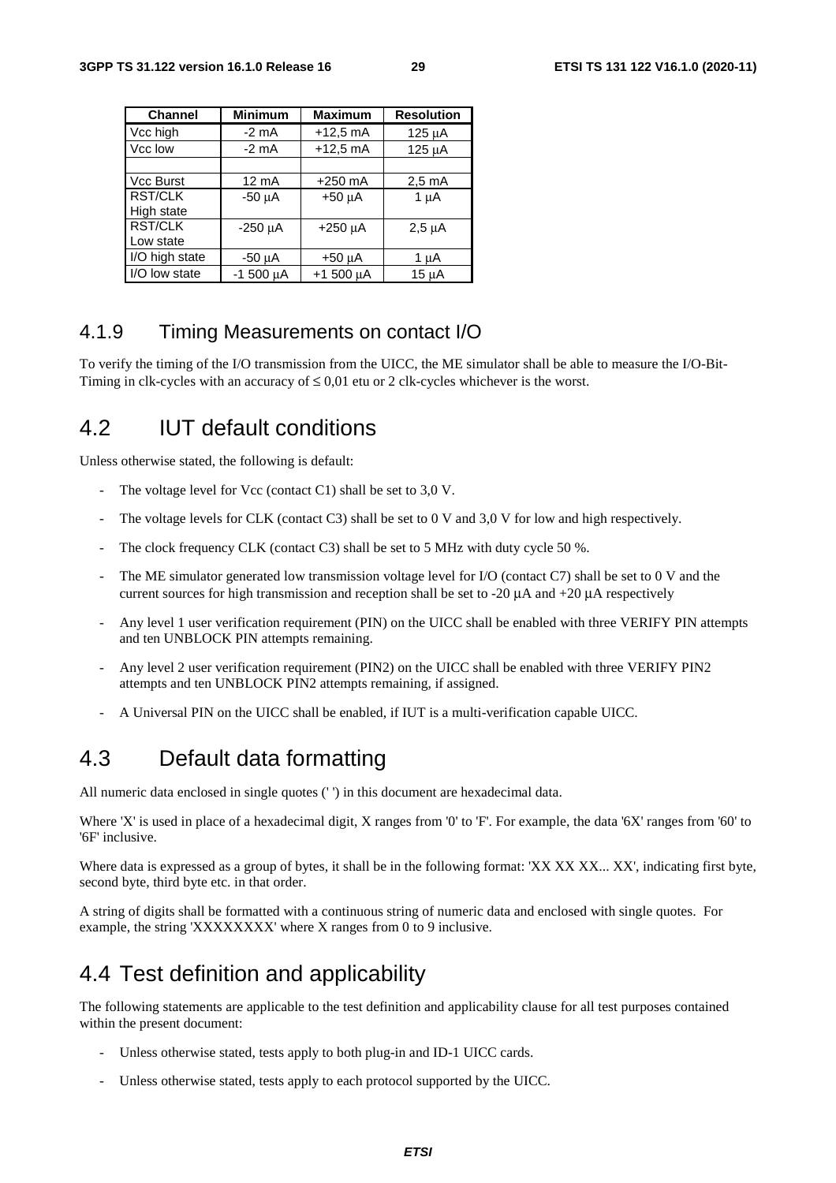| Channel | Minimum | Maximum | Resolution |
| --- | --- | --- | --- |
| Vcc high | -2 mA | +12,5 mA | 125 µA |
| Vcc low | -2 mA | +12,5 mA | 125 µA |
| | | | |
| Vcc Burst | 12 mA | +250 mA | 2,5 mA |
| RST/CLK High state | -50 µA | +50 µA | 1 µA |
| RST/CLK Low state | -250 µA | +250 µA | 2,5 µA |
| I/O high state | -50 µA | +50 µA | 1 µA |
| I/O low state | -1 500 µA | +1 500 µA | 15 µA |

### 4.1.9 Timing Measurements on contact I/O

To verify the timing of the I/O transmission from the UICC, the ME simulator shall be able to measure the I/O-Bit-Timing in clk-cycles with an accuracy of ≤ 0,01 etu or 2 clk-cycles whichever is the worst.

## 4.2 IUT default conditions

Unless otherwise stated, the following is default:

- The voltage level for Vcc (contact C1) shall be set to 3,0 V.
- The voltage levels for CLK (contact C3) shall be set to 0 V and 3,0 V for low and high respectively.
- The clock frequency CLK (contact C3) shall be set to 5 MHz with duty cycle 50 %.
- The ME simulator generated low transmission voltage level for I/O (contact C7) shall be set to 0 V and the current sources for high transmission and reception shall be set to -20 µA and +20 µA respectively
- Any level 1 user verification requirement (PIN) on the UICC shall be enabled with three VERIFY PIN attempts and ten UNBLOCK PIN attempts remaining.
- Any level 2 user verification requirement (PIN2) on the UICC shall be enabled with three VERIFY PIN2 attempts and ten UNBLOCK PIN2 attempts remaining, if assigned.
- A Universal PIN on the UICC shall be enabled, if IUT is a multi-verification capable UICC.

## 4.3 Default data formatting

All numeric data enclosed in single quotes (' ') in this document are hexadecimal data.

Where 'X' is used in place of a hexadecimal digit, X ranges from '0' to 'F'. For example, the data '6X' ranges from '60' to '6F' inclusive.

Where data is expressed as a group of bytes, it shall be in the following format: 'XX XX XX... XX', indicating first byte, second byte, third byte etc. in that order.

A string of digits shall be formatted with a continuous string of numeric data and enclosed with single quotes. For example, the string 'XXXXXXXX' where X ranges from 0 to 9 inclusive.

## 4.4 Test definition and applicability

The following statements are applicable to the test definition and applicability clause for all test purposes contained within the present document:

- Unless otherwise stated, tests apply to both plug-in and ID-1 UICC cards.
- Unless otherwise stated, tests apply to each protocol supported by the UICC.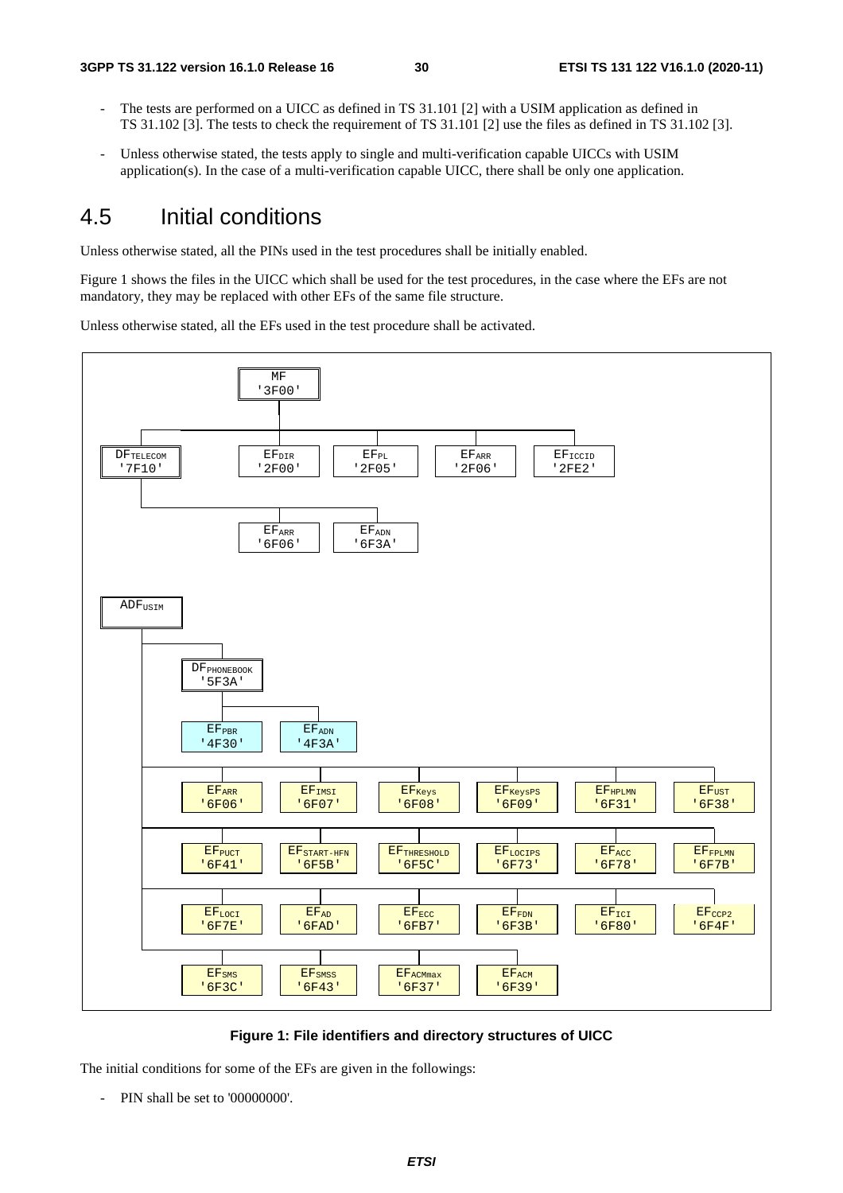- The tests are performed on a UICC as defined in TS 31.101 [2] with a USIM application as defined in TS 31.102 [3]. The tests to check the requirement of TS 31.101 [2] use the files as defined in TS 31.102 [3].
- Unless otherwise stated, the tests apply to single and multi-verification capable UICCs with USIM application(s). In the case of a multi-verification capable UICC, there shall be only one application.

# 4.5 Initial conditions

Unless otherwise stated, all the PINs used in the test procedures shall be initially enabled.

Figure 1 shows the files in the UICC which shall be used for the test procedures, in the case where the EFs are not mandatory, they may be replaced with other EFs of the same file structure.

Unless otherwise stated, all the EFs used in the test procedure shall be activated.

```
MF '3F00'
├── DF_TELECOM '7F10'
│   ├── EF_ARR '6F06'
│   └── EF_ADN '6F3A'
├── EF_DIR '2F00'
├── EF_PL '2F05'
├── EF_ARR '2F06'
└── EF_ICCID '2FE2'

ADF_USIM
├── DF_PHONEBOOK '5F3A'
│   ├── EF_PBR '4F30'
│   └── EF_ADN '4F3A'
├── EF_ARR '6F06'
├── EF_IMSI '6F07'
├── EF_Keys '6F08'
├── EF_KeysPS '6F09'
├── EF_HPLMN '6F31'
├── EF_UST '6F38'
├── EF_PUCT '6F41'
├── EF_START-HFN '6F5B'
├── EF_THRESHOLD '6F5C'
├── EF_LOCIPS '6F73'
├── EF_ACC '6F78'
├── EF_FPLMN '6F7B'
├── EF_LOCI '6F7E'
├── EF_AD '6FAD'
├── EF_ECC '6FB7'
├── EF_FDN '6F3B'
├── EF_ICI '6F80'
├── EF_CCP2 '6F4F'
├── EF_SMS '6F3C'
├── EF_SMSS '6F43'
├── EF_ACMmax '6F37'
└── EF_ACM '6F39'
```

**Figure 1: File identifiers and directory structures of UICC**

The initial conditions for some of the EFs are given in the followings:

- PIN shall be set to '00000000'.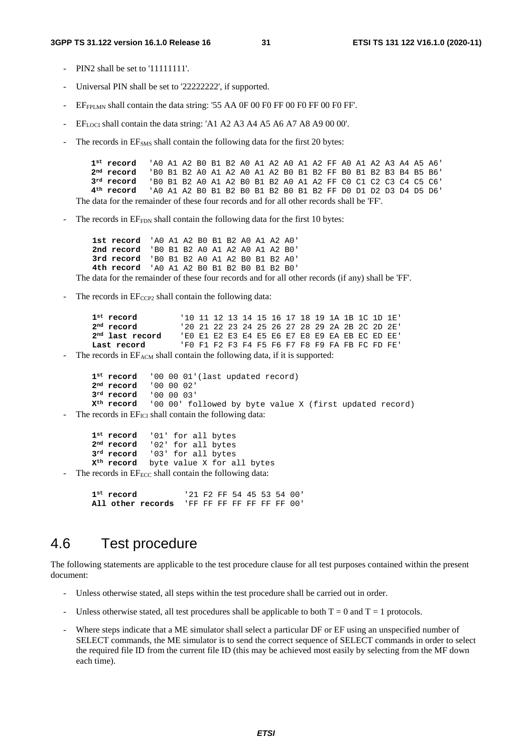- PIN2 shall be set to '11111111'.
- Universal PIN shall be set to '22222222', if supported.
- $EF_{FPLMN}$ shall contain the data string: '55 AA 0F 00 F0 FF 00 F0 FF 00 F0 FF'.
- $EF_{LOCI}$ shall contain the data string: 'A1 A2 A3 A4 A5 A6 A7 A8 A9 00 00'.
- The records in $EF_{SMS}$ shall contain the following data for the first 20 bytes:

```
1st record   'A0 A1 A2 B0 B1 B2 A0 A1 A2 A0 A1 A2 FF A0 A1 A2 A3 A4 A5 A6'
2nd record   'B0 B1 B2 A0 A1 A2 A0 A1 A2 B0 B1 B2 FF B0 B1 B2 B3 B4 B5 B6'
3rd record   'B0 B1 B2 A0 A1 A2 B0 B1 B2 A0 A1 A2 FF C0 C1 C2 C3 C4 C5 C6'
4th record   'A0 A1 A2 B0 B1 B2 B0 B1 B2 B0 B1 B2 FF D0 D1 D2 D3 D4 D5 D6'
```

The data for the remainder of these four records and for all other records shall be 'FF'.

- The records in $EF_{FDN}$ shall contain the following data for the first 10 bytes:

```
1st record  'A0 A1 A2 B0 B1 B2 A0 A1 A2 A0'
2nd record  'B0 B1 B2 A0 A1 A2 A0 A1 A2 B0'
3rd record  'B0 B1 B2 A0 A1 A2 B0 B1 B2 A0'
4th record  'A0 A1 A2 B0 B1 B2 B0 B1 B2 B0'
```

The data for the remainder of these four records and for all other records (if any) shall be 'FF'.

- The records in $EF_{CCP2}$ shall contain the following data:

```
1st record         '10 11 12 13 14 15 16 17 18 19 1A 1B 1C 1D 1E'
2nd record         '20 21 22 23 24 25 26 27 28 29 2A 2B 2C 2D 2E'
2nd last record    'E0 E1 E2 E3 E4 E5 E6 E7 E8 E9 EA EB EC ED EE'
Last record        'F0 F1 F2 F3 F4 F5 F6 F7 F8 F9 FA FB FC FD FE'
```

- The records in $EF_{ACM}$ shall contain the following data, if it is supported:

```
1st record   '00 00 01'(last updated record)
2nd record   '00 00 02'
3rd record   '00 00 03'
Xth record   '00 00' followed by byte value X (first updated record)
```

- The records in $EF_{ICI}$ shall contain the following data:

```
1st record   '01' for all bytes
2nd record   '02' for all bytes
3rd record   '03' for all bytes
Xth record   byte value X for all bytes
```

- The records in $EF_{ECC}$ shall contain the following data:

```
1st record          '21 F2 FF 54 45 53 54 00'
All other records   'FF FF FF FF FF FF FF 00'
```

## 4.6 Test procedure

The following statements are applicable to the test procedure clause for all test purposes contained within the present document:

- Unless otherwise stated, all steps within the test procedure shall be carried out in order.
- Unless otherwise stated, all test procedures shall be applicable to both $T = 0$ and $T = 1$ protocols.
- Where steps indicate that a ME simulator shall select a particular DF or EF using an unspecified number of SELECT commands, the ME simulator is to send the correct sequence of SELECT commands in order to select the required file ID from the current file ID (this may be achieved most easily by selecting from the MF down each time).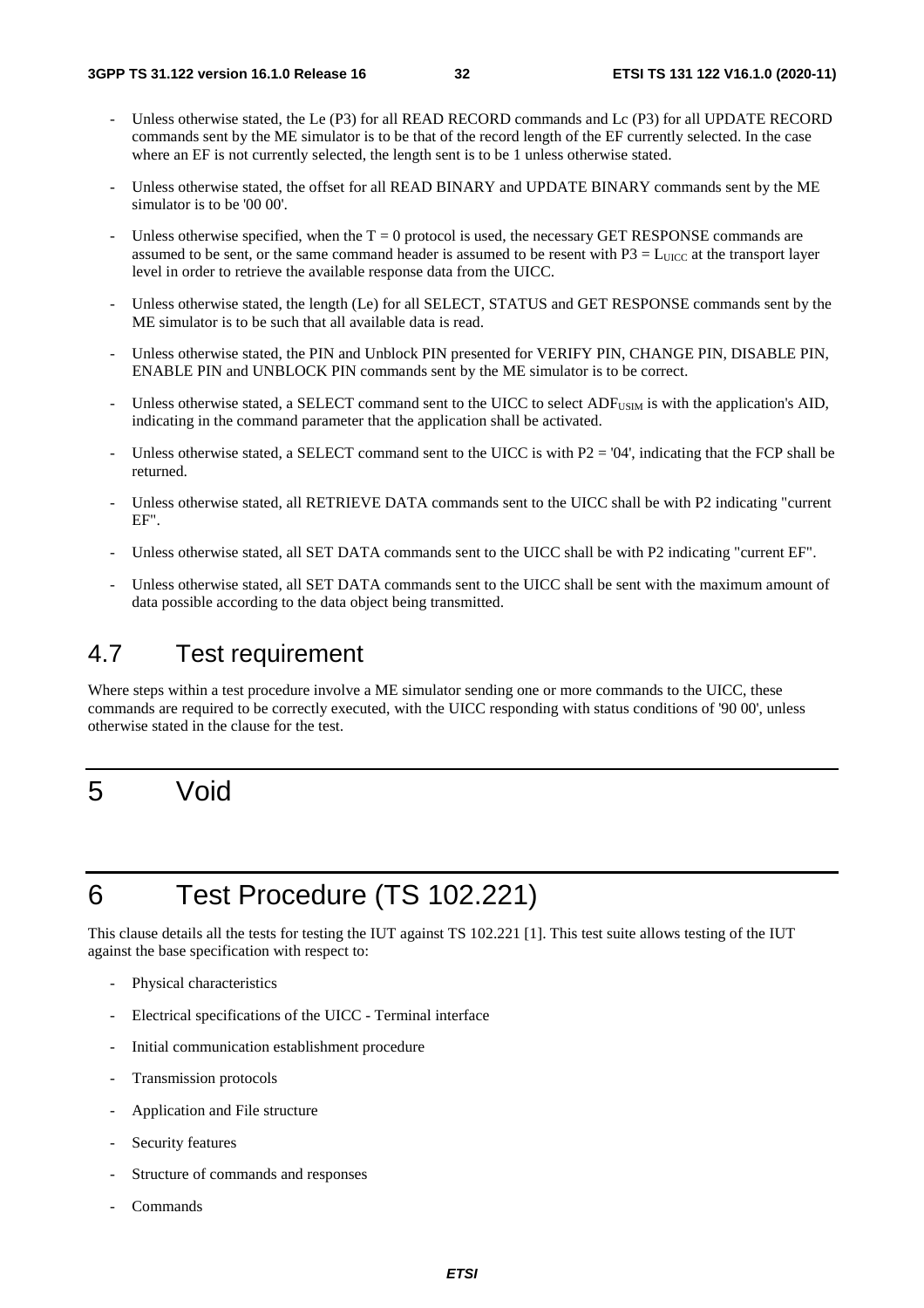- Unless otherwise stated, the Le (P3) for all READ RECORD commands and Lc (P3) for all UPDATE RECORD commands sent by the ME simulator is to be that of the record length of the EF currently selected. In the case where an EF is not currently selected, the length sent is to be 1 unless otherwise stated.

- Unless otherwise stated, the offset for all READ BINARY and UPDATE BINARY commands sent by the ME simulator is to be '00 00'.

- Unless otherwise specified, when the T = 0 protocol is used, the necessary GET RESPONSE commands are assumed to be sent, or the same command header is assumed to be resent with P3 = $L_{UICC}$ at the transport layer level in order to retrieve the available response data from the UICC.

- Unless otherwise stated, the length (Le) for all SELECT, STATUS and GET RESPONSE commands sent by the ME simulator is to be such that all available data is read.

- Unless otherwise stated, the PIN and Unblock PIN presented for VERIFY PIN, CHANGE PIN, DISABLE PIN, ENABLE PIN and UNBLOCK PIN commands sent by the ME simulator is to be correct.

- Unless otherwise stated, a SELECT command sent to the UICC to select $ADF_{USIM}$ is with the application's AID, indicating in the command parameter that the application shall be activated.

- Unless otherwise stated, a SELECT command sent to the UICC is with P2 = '04', indicating that the FCP shall be returned.

- Unless otherwise stated, all RETRIEVE DATA commands sent to the UICC shall be with P2 indicating "current EF".

- Unless otherwise stated, all SET DATA commands sent to the UICC shall be with P2 indicating "current EF".

- Unless otherwise stated, all SET DATA commands sent to the UICC shall be sent with the maximum amount of data possible according to the data object being transmitted.

## 4.7 Test requirement

Where steps within a test procedure involve a ME simulator sending one or more commands to the UICC, these commands are required to be correctly executed, with the UICC responding with status conditions of '90 00', unless otherwise stated in the clause for the test.

# 5 Void

# 6 Test Procedure (TS 102.221)

This clause details all the tests for testing the IUT against TS 102.221 [1]. This test suite allows testing of the IUT against the base specification with respect to:

- Physical characteristics
- Electrical specifications of the UICC - Terminal interface
- Initial communication establishment procedure
- Transmission protocols
- Application and File structure
- Security features
- Structure of commands and responses
- Commands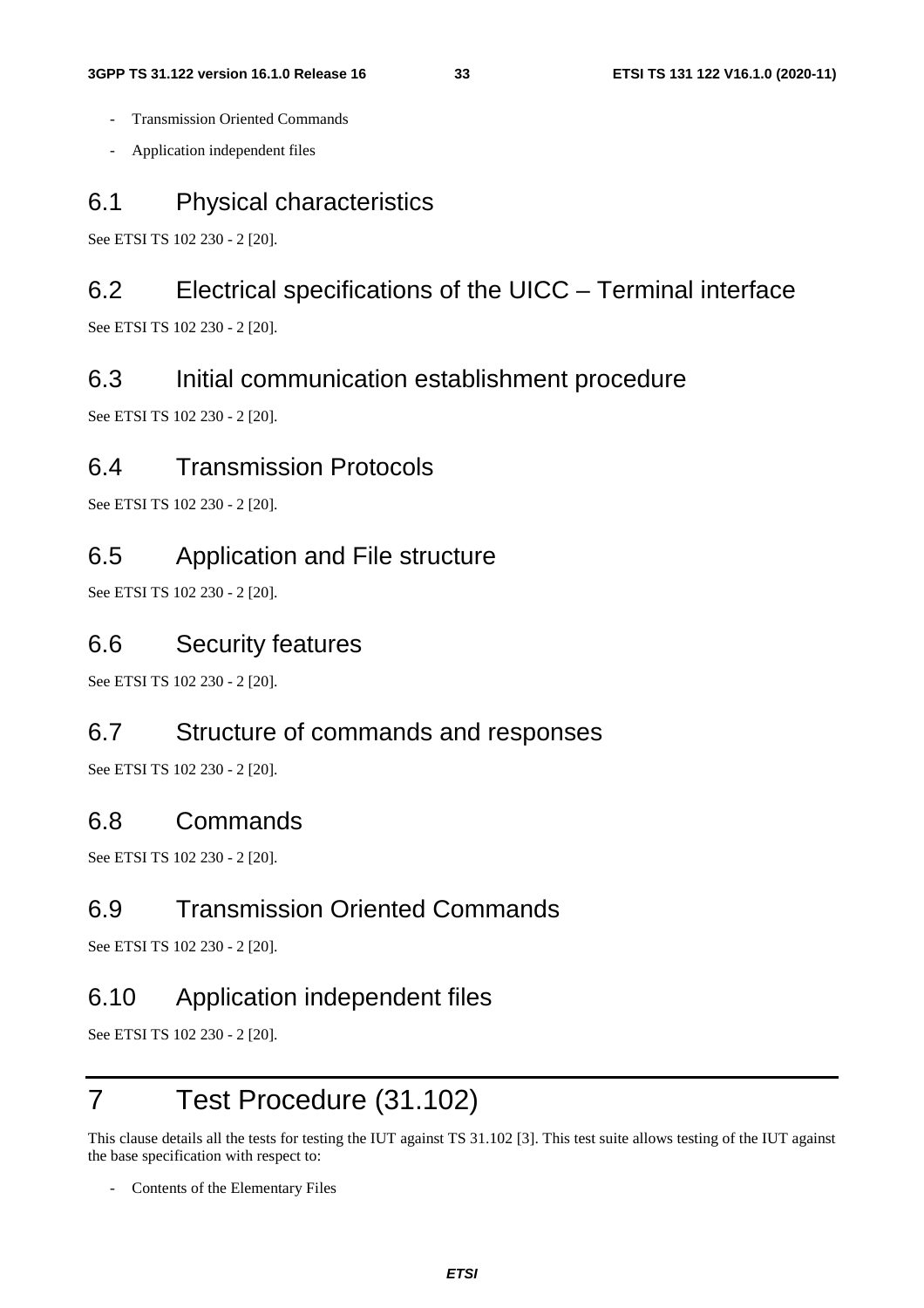- Transmission Oriented Commands
- Application independent files

## 6.1 Physical characteristics

See ETSI TS 102 230 - 2 [20].

## 6.2 Electrical specifications of the UICC – Terminal interface

See ETSI TS 102 230 - 2 [20].

## 6.3 Initial communication establishment procedure

See ETSI TS 102 230 - 2 [20].

## 6.4 Transmission Protocols

See ETSI TS 102 230 - 2 [20].

## 6.5 Application and File structure

See ETSI TS 102 230 - 2 [20].

## 6.6 Security features

See ETSI TS 102 230 - 2 [20].

## 6.7 Structure of commands and responses

See ETSI TS 102 230 - 2 [20].

## 6.8 Commands

See ETSI TS 102 230 - 2 [20].

## 6.9 Transmission Oriented Commands

See ETSI TS 102 230 - 2 [20].

## 6.10 Application independent files

See ETSI TS 102 230 - 2 [20].

# 7 Test Procedure (31.102)

This clause details all the tests for testing the IUT against TS 31.102 [3]. This test suite allows testing of the IUT against the base specification with respect to:

- Contents of the Elementary Files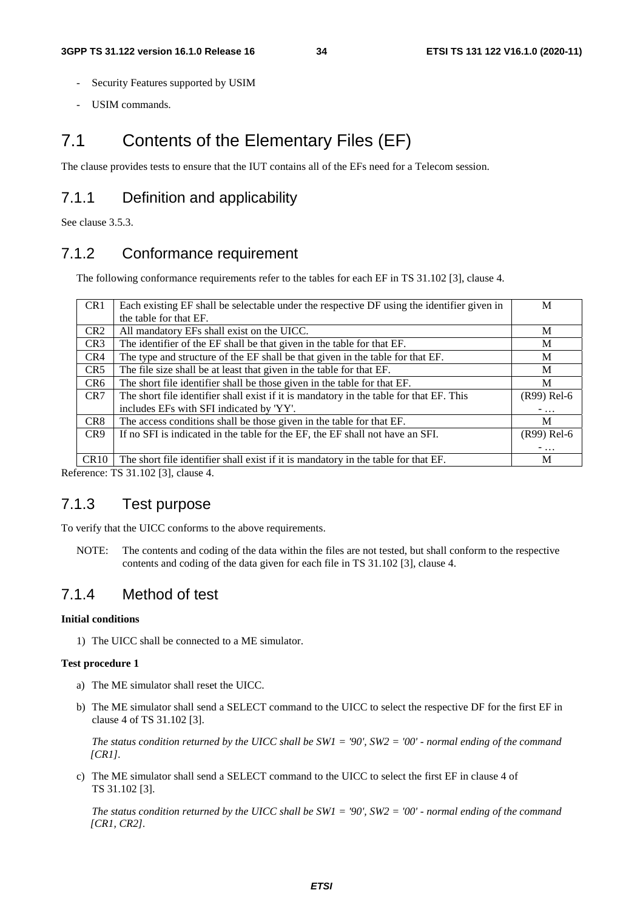- Security Features supported by USIM
- USIM commands.

# 7.1 Contents of the Elementary Files (EF)

The clause provides tests to ensure that the IUT contains all of the EFs need for a Telecom session.

## 7.1.1 Definition and applicability

See clause 3.5.3.

## 7.1.2 Conformance requirement

The following conformance requirements refer to the tables for each EF in TS 31.102 [3], clause 4.

| | | |
|---|---|---|
| CR1 | Each existing EF shall be selectable under the respective DF using the identifier given in the table for that EF. | M |
| CR2 | All mandatory EFs shall exist on the UICC. | M |
| CR3 | The identifier of the EF shall be that given in the table for that EF. | M |
| CR4 | The type and structure of the EF shall be that given in the table for that EF. | M |
| CR5 | The file size shall be at least that given in the table for that EF. | M |
| CR6 | The short file identifier shall be those given in the table for that EF. | M |
| CR7 | The short file identifier shall exist if it is mandatory in the table for that EF. This includes EFs with SFI indicated by 'YY'. | (R99) Rel-6 - … |
| CR8 | The access conditions shall be those given in the table for that EF. | M |
| CR9 | If no SFI is indicated in the table for the EF, the EF shall not have an SFI. | (R99) Rel-6 - … |
| CR10 | The short file identifier shall exist if it is mandatory in the table for that EF. | M |

Reference: TS 31.102 [3], clause 4.

## 7.1.3 Test purpose

To verify that the UICC conforms to the above requirements.

NOTE: The contents and coding of the data within the files are not tested, but shall conform to the respective contents and coding of the data given for each file in TS 31.102 [3], clause 4.

## 7.1.4 Method of test

**Initial conditions**

1) The UICC shall be connected to a ME simulator.

**Test procedure 1**

a) The ME simulator shall reset the UICC.

b) The ME simulator shall send a SELECT command to the UICC to select the respective DF for the first EF in clause 4 of TS 31.102 [3].

*The status condition returned by the UICC shall be SW1 = '90', SW2 = '00' - normal ending of the command [CR1].*

c) The ME simulator shall send a SELECT command to the UICC to select the first EF in clause 4 of TS 31.102 [3].

*The status condition returned by the UICC shall be SW1 = '90', SW2 = '00' - normal ending of the command [CR1, CR2].*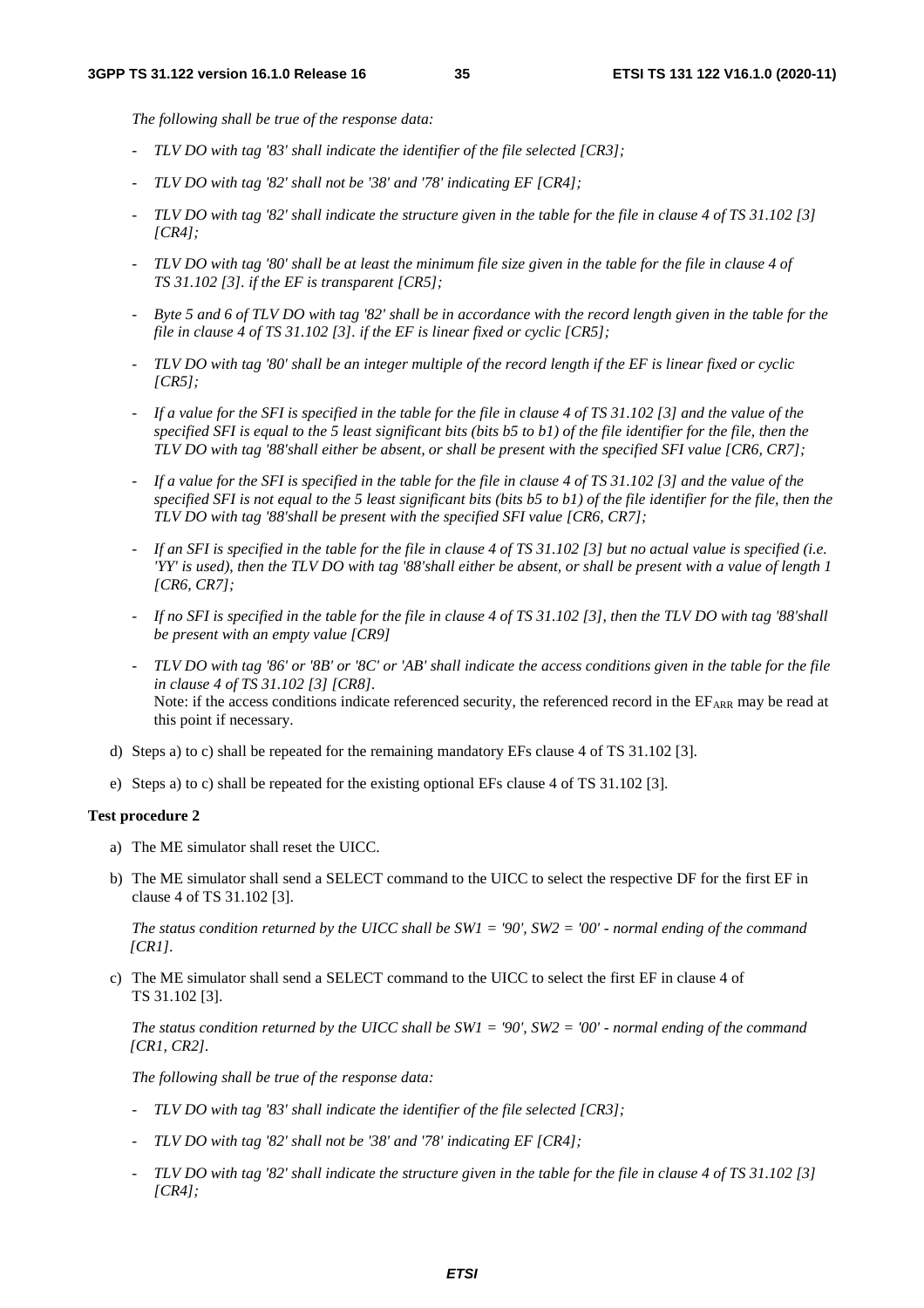*The following shall be true of the response data:*

- *TLV DO with tag '83' shall indicate the identifier of the file selected [CR3];*
- *TLV DO with tag '82' shall not be '38' and '78' indicating EF [CR4];*
- *TLV DO with tag '82' shall indicate the structure given in the table for the file in clause 4 of TS 31.102 [3] [CR4];*
- *TLV DO with tag '80' shall be at least the minimum file size given in the table for the file in clause 4 of TS 31.102 [3]. if the EF is transparent [CR5];*
- *Byte 5 and 6 of TLV DO with tag '82' shall be in accordance with the record length given in the table for the file in clause 4 of TS 31.102 [3]. if the EF is linear fixed or cyclic [CR5];*
- *TLV DO with tag '80' shall be an integer multiple of the record length if the EF is linear fixed or cyclic [CR5];*
- *If a value for the SFI is specified in the table for the file in clause 4 of TS 31.102 [3] and the value of the specified SFI is equal to the 5 least significant bits (bits b5 to b1) of the file identifier for the file, then the TLV DO with tag '88'shall either be absent, or shall be present with the specified SFI value [CR6, CR7];*
- *If a value for the SFI is specified in the table for the file in clause 4 of TS 31.102 [3] and the value of the specified SFI is not equal to the 5 least significant bits (bits b5 to b1) of the file identifier for the file, then the TLV DO with tag '88'shall be present with the specified SFI value [CR6, CR7];*
- *If an SFI is specified in the table for the file in clause 4 of TS 31.102 [3] but no actual value is specified (i.e. 'YY' is used), then the TLV DO with tag '88'shall either be absent, or shall be present with a value of length 1 [CR6, CR7];*
- *If no SFI is specified in the table for the file in clause 4 of TS 31.102 [3], then the TLV DO with tag '88'shall be present with an empty value [CR9]*
- *TLV DO with tag '86' or '8B' or '8C' or 'AB' shall indicate the access conditions given in the table for the file in clause 4 of TS 31.102 [3] [CR8].*
  Note: if the access conditions indicate referenced security, the referenced record in the $EF_{ARR}$ may be read at this point if necessary.

d) Steps a) to c) shall be repeated for the remaining mandatory EFs clause 4 of TS 31.102 [3].

e) Steps a) to c) shall be repeated for the existing optional EFs clause 4 of TS 31.102 [3].

**Test procedure 2**

a) The ME simulator shall reset the UICC.

b) The ME simulator shall send a SELECT command to the UICC to select the respective DF for the first EF in clause 4 of TS 31.102 [3].

*The status condition returned by the UICC shall be SW1 = '90', SW2 = '00' - normal ending of the command [CR1].*

c) The ME simulator shall send a SELECT command to the UICC to select the first EF in clause 4 of TS 31.102 [3].

*The status condition returned by the UICC shall be SW1 = '90', SW2 = '00' - normal ending of the command [CR1, CR2].*

*The following shall be true of the response data:*

- *TLV DO with tag '83' shall indicate the identifier of the file selected [CR3];*
- *TLV DO with tag '82' shall not be '38' and '78' indicating EF [CR4];*
- *TLV DO with tag '82' shall indicate the structure given in the table for the file in clause 4 of TS 31.102 [3] [CR4];*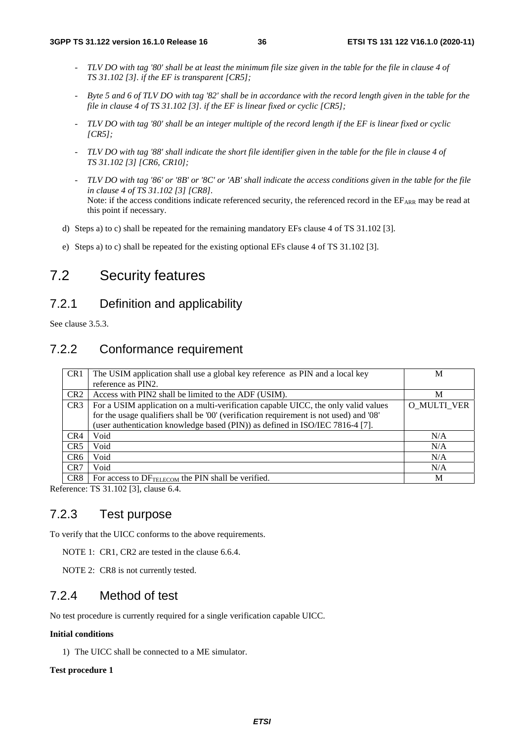- *TLV DO with tag '80' shall be at least the minimum file size given in the table for the file in clause 4 of TS 31.102 [3]. if the EF is transparent [CR5];*
- *Byte 5 and 6 of TLV DO with tag '82' shall be in accordance with the record length given in the table for the file in clause 4 of TS 31.102 [3]. if the EF is linear fixed or cyclic [CR5];*
- *TLV DO with tag '80' shall be an integer multiple of the record length if the EF is linear fixed or cyclic [CR5];*
- *TLV DO with tag '88' shall indicate the short file identifier given in the table for the file in clause 4 of TS 31.102 [3] [CR6, CR10];*
- *TLV DO with tag '86' or '8B' or '8C' or 'AB' shall indicate the access conditions given in the table for the file in clause 4 of TS 31.102 [3] [CR8].*
  Note: if the access conditions indicate referenced security, the referenced record in the $EF_{ARR}$ may be read at this point if necessary.

d) Steps a) to c) shall be repeated for the remaining mandatory EFs clause 4 of TS 31.102 [3].

e) Steps a) to c) shall be repeated for the existing optional EFs clause 4 of TS 31.102 [3].

# 7.2 Security features

## 7.2.1 Definition and applicability

See clause 3.5.3.

## 7.2.2 Conformance requirement

| | | |
|---|---|---|
| CR1 | The USIM application shall use a global key reference as PIN and a local key reference as PIN2. | M |
| CR2 | Access with PIN2 shall be limited to the ADF (USIM). | M |
| CR3 | For a USIM application on a multi-verification capable UICC, the only valid values for the usage qualifiers shall be '00' (verification requirement is not used) and '08' (user authentication knowledge based (PIN)) as defined in ISO/IEC 7816-4 [7]. | O_MULTI_VER |
| CR4 | Void | N/A |
| CR5 | Void | N/A |
| CR6 | Void | N/A |
| CR7 | Void | N/A |
| CR8 | For access to $DF_{TELECOM}$ the PIN shall be verified. | M |

Reference: TS 31.102 [3], clause 6.4.

## 7.2.3 Test purpose

To verify that the UICC conforms to the above requirements.

NOTE 1: CR1, CR2 are tested in the clause 6.6.4.

NOTE 2: CR8 is not currently tested.

## 7.2.4 Method of test

No test procedure is currently required for a single verification capable UICC.

**Initial conditions**

1) The UICC shall be connected to a ME simulator.

**Test procedure 1**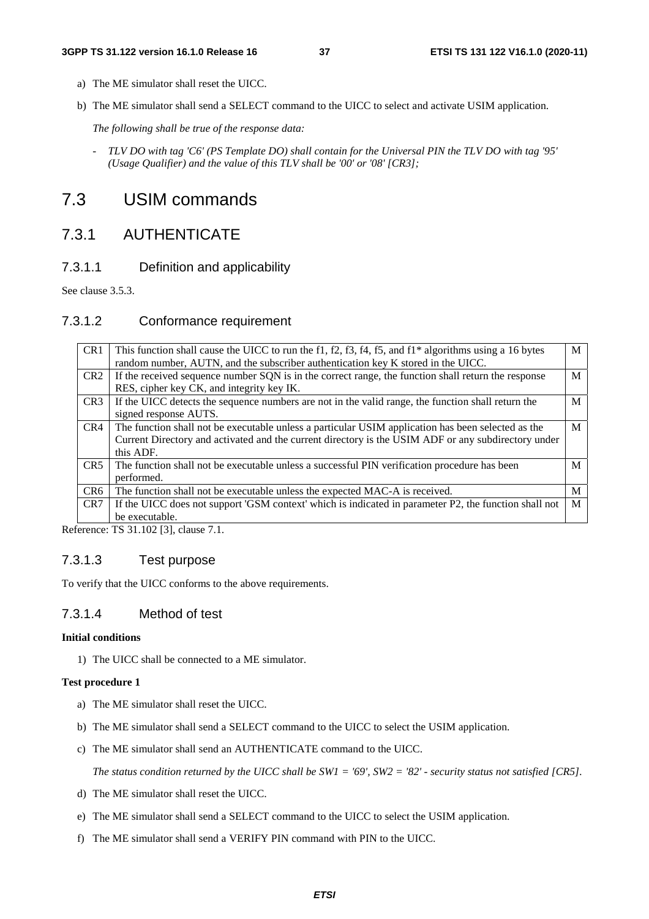a) The ME simulator shall reset the UICC.

b) The ME simulator shall send a SELECT command to the UICC to select and activate USIM application.

*The following shall be true of the response data:*

- *TLV DO with tag 'C6' (PS Template DO) shall contain for the Universal PIN the TLV DO with tag '95' (Usage Qualifier) and the value of this TLV shall be '00' or '08' [CR3];*

# 7.3 USIM commands

## 7.3.1 AUTHENTICATE

### 7.3.1.1 Definition and applicability

See clause 3.5.3.

### 7.3.1.2 Conformance requirement

| | | |
|---|---|---|
| CR1 | This function shall cause the UICC to run the f1, f2, f3, f4, f5, and f1* algorithms using a 16 bytes random number, AUTN, and the subscriber authentication key K stored in the UICC. | M |
| CR2 | If the received sequence number SQN is in the correct range, the function shall return the response RES, cipher key CK, and integrity key IK. | M |
| CR3 | If the UICC detects the sequence numbers are not in the valid range, the function shall return the signed response AUTS. | M |
| CR4 | The function shall not be executable unless a particular USIM application has been selected as the Current Directory and activated and the current directory is the USIM ADF or any subdirectory under this ADF. | M |
| CR5 | The function shall not be executable unless a successful PIN verification procedure has been performed. | M |
| CR6 | The function shall not be executable unless the expected MAC-A is received. | M |
| CR7 | If the UICC does not support 'GSM context' which is indicated in parameter P2, the function shall not be executable. | M |

Reference: TS 31.102 [3], clause 7.1.

### 7.3.1.3 Test purpose

To verify that the UICC conforms to the above requirements.

### 7.3.1.4 Method of test

**Initial conditions**

1) The UICC shall be connected to a ME simulator.

**Test procedure 1**

a) The ME simulator shall reset the UICC.

b) The ME simulator shall send a SELECT command to the UICC to select the USIM application.

c) The ME simulator shall send an AUTHENTICATE command to the UICC.

*The status condition returned by the UICC shall be SW1 = '69', SW2 = '82' - security status not satisfied [CR5].*

d) The ME simulator shall reset the UICC.

e) The ME simulator shall send a SELECT command to the UICC to select the USIM application.

f) The ME simulator shall send a VERIFY PIN command with PIN to the UICC.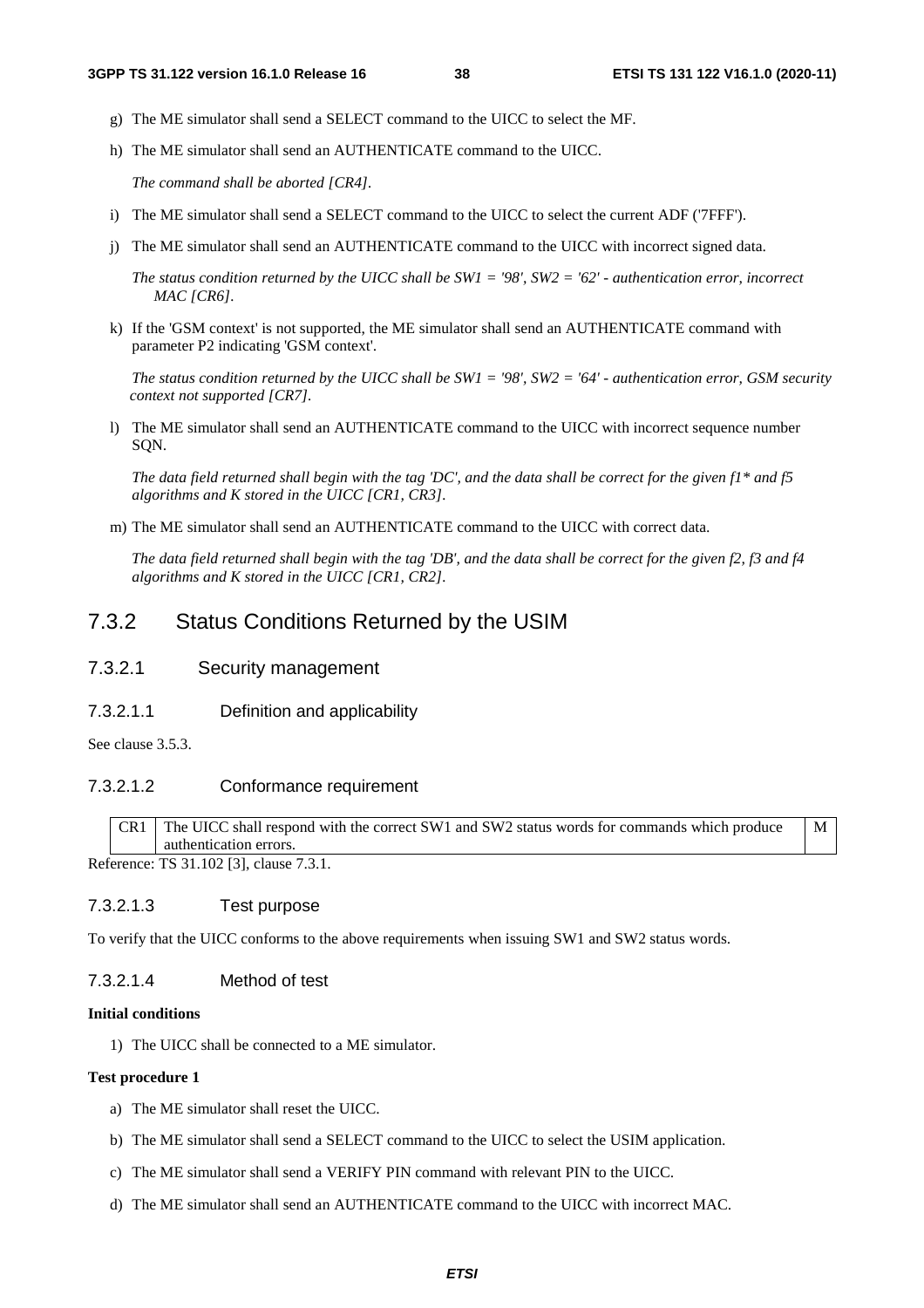g) The ME simulator shall send a SELECT command to the UICC to select the MF.

h) The ME simulator shall send an AUTHENTICATE command to the UICC.

   *The command shall be aborted [CR4].*

i) The ME simulator shall send a SELECT command to the UICC to select the current ADF ('7FFF').

j) The ME simulator shall send an AUTHENTICATE command to the UICC with incorrect signed data.

   *The status condition returned by the UICC shall be SW1 = '98', SW2 = '62' - authentication error, incorrect MAC [CR6].*

k) If the 'GSM context' is not supported, the ME simulator shall send an AUTHENTICATE command with parameter P2 indicating 'GSM context'.

   *The status condition returned by the UICC shall be SW1 = '98', SW2 = '64' - authentication error, GSM security context not supported [CR7].*

l) The ME simulator shall send an AUTHENTICATE command to the UICC with incorrect sequence number SQN.

   *The data field returned shall begin with the tag 'DC', and the data shall be correct for the given f1\* and f5 algorithms and K stored in the UICC [CR1, CR3].*

m) The ME simulator shall send an AUTHENTICATE command to the UICC with correct data.

   *The data field returned shall begin with the tag 'DB', and the data shall be correct for the given f2, f3 and f4 algorithms and K stored in the UICC [CR1, CR2].*

## 7.3.2 Status Conditions Returned by the USIM

### 7.3.2.1 Security management

#### 7.3.2.1.1 Definition and applicability

See clause 3.5.3.

#### 7.3.2.1.2 Conformance requirement

| CR1 | The UICC shall respond with the correct SW1 and SW2 status words for commands which produce authentication errors. | M |
|---|---|---|

Reference: TS 31.102 [3], clause 7.3.1.

#### 7.3.2.1.3 Test purpose

To verify that the UICC conforms to the above requirements when issuing SW1 and SW2 status words.

#### 7.3.2.1.4 Method of test

**Initial conditions**

1) The UICC shall be connected to a ME simulator.

**Test procedure 1**

a) The ME simulator shall reset the UICC.

b) The ME simulator shall send a SELECT command to the UICC to select the USIM application.

c) The ME simulator shall send a VERIFY PIN command with relevant PIN to the UICC.

d) The ME simulator shall send an AUTHENTICATE command to the UICC with incorrect MAC.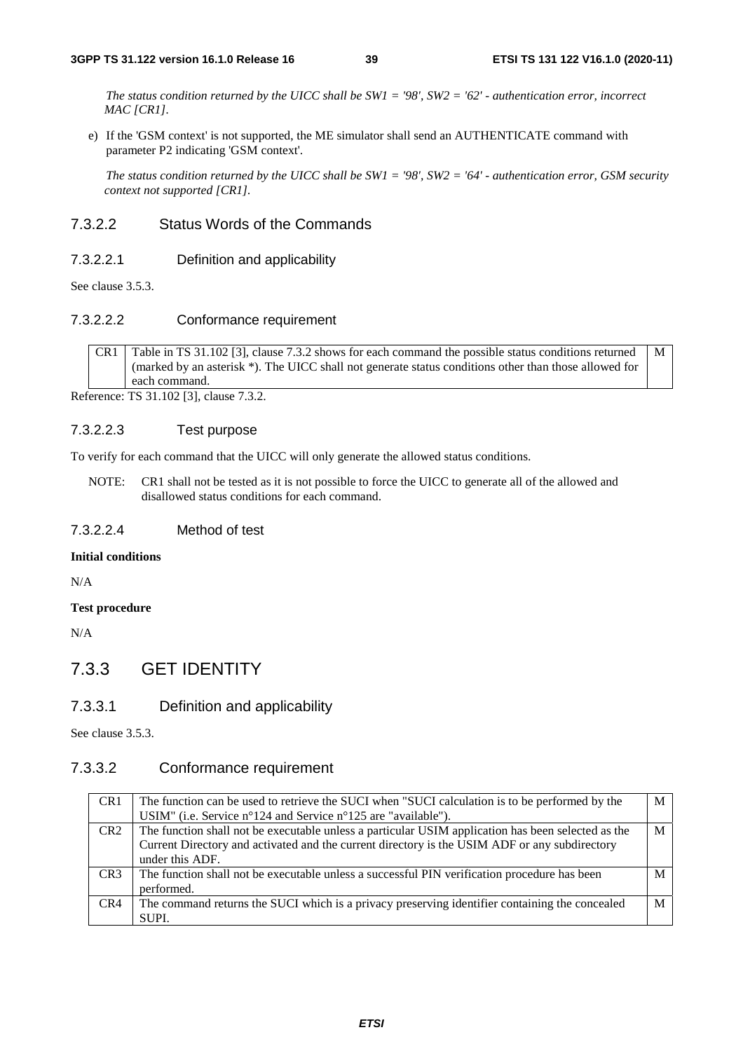*The status condition returned by the UICC shall be SW1 = '98', SW2 = '62' - authentication error, incorrect MAC [CR1].*

e) If the 'GSM context' is not supported, the ME simulator shall send an AUTHENTICATE command with parameter P2 indicating 'GSM context'.

*The status condition returned by the UICC shall be SW1 = '98', SW2 = '64' - authentication error, GSM security context not supported [CR1].*

#### 7.3.2.2 Status Words of the Commands

##### 7.3.2.2.1 Definition and applicability

See clause 3.5.3.

##### 7.3.2.2.2 Conformance requirement

| CR1 | Table in TS 31.102 [3], clause 7.3.2 shows for each command the possible status conditions returned (marked by an asterisk *). The UICC shall not generate status conditions other than those allowed for each command. | M |
|---|---|---|

Reference: TS 31.102 [3], clause 7.3.2.

##### 7.3.2.2.3 Test purpose

To verify for each command that the UICC will only generate the allowed status conditions.

NOTE: CR1 shall not be tested as it is not possible to force the UICC to generate all of the allowed and disallowed status conditions for each command.

##### 7.3.2.2.4 Method of test

**Initial conditions**

N/A

**Test procedure**

N/A

### 7.3.3 GET IDENTITY

#### 7.3.3.1 Definition and applicability

See clause 3.5.3.

#### 7.3.3.2 Conformance requirement

| CR1 | The function can be used to retrieve the SUCI when "SUCI calculation is to be performed by the USIM" (i.e. Service n°124 and Service n°125 are "available"). | M |
|---|---|---|
| CR2 | The function shall not be executable unless a particular USIM application has been selected as the Current Directory and activated and the current directory is the USIM ADF or any subdirectory under this ADF. | M |
| CR3 | The function shall not be executable unless a successful PIN verification procedure has been performed. | M |
| CR4 | The command returns the SUCI which is a privacy preserving identifier containing the concealed SUPI. | M |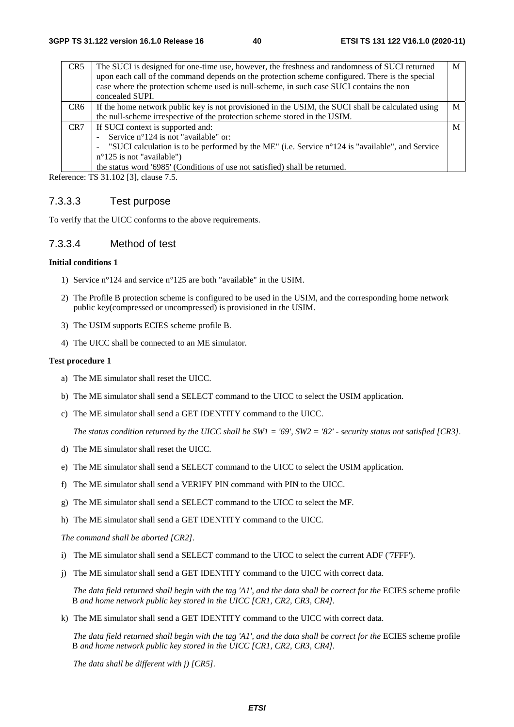| CR5 | The SUCI is designed for one-time use, however, the freshness and randomness of SUCI returned upon each call of the command depends on the protection scheme configured. There is the special case where the protection scheme used is null-scheme, in such case SUCI contains the non concealed SUPI. | M |
|---|---|---|
| CR6 | If the home network public key is not provisioned in the USIM, the SUCI shall be calculated using the null-scheme irrespective of the protection scheme stored in the USIM. | M |
| CR7 | If SUCI context is supported and:<br>- Service n°124 is not "available" or:<br>- "SUCI calculation is to be performed by the ME" (i.e. Service n°124 is "available", and Service n°125 is not "available")<br>the status word '6985' (Conditions of use not satisfied) shall be returned. | M |

Reference: TS 31.102 [3], clause 7.5.

### 7.3.3.3 Test purpose

To verify that the UICC conforms to the above requirements.

### 7.3.3.4 Method of test

**Initial conditions 1**

1) Service n°124 and service n°125 are both "available" in the USIM.
2) The Profile B protection scheme is configured to be used in the USIM, and the corresponding home network public key(compressed or uncompressed) is provisioned in the USIM.
3) The USIM supports ECIES scheme profile B.
4) The UICC shall be connected to an ME simulator.

**Test procedure 1**

a) The ME simulator shall reset the UICC.

b) The ME simulator shall send a SELECT command to the UICC to select the USIM application.

c) The ME simulator shall send a GET IDENTITY command to the UICC.

*The status condition returned by the UICC shall be SW1 = '69', SW2 = '82' - security status not satisfied [CR3].*

d) The ME simulator shall reset the UICC.

e) The ME simulator shall send a SELECT command to the UICC to select the USIM application.

f) The ME simulator shall send a VERIFY PIN command with PIN to the UICC.

g) The ME simulator shall send a SELECT command to the UICC to select the MF.

h) The ME simulator shall send a GET IDENTITY command to the UICC.

*The command shall be aborted [CR2].*

i) The ME simulator shall send a SELECT command to the UICC to select the current ADF ('7FFF').

j) The ME simulator shall send a GET IDENTITY command to the UICC with correct data.

*The data field returned shall begin with the tag 'A1', and the data shall be correct for the* ECIES scheme profile B *and home network public key stored in the UICC [CR1, CR2, CR3, CR4].*

k) The ME simulator shall send a GET IDENTITY command to the UICC with correct data.

*The data field returned shall begin with the tag 'A1', and the data shall be correct for the* ECIES scheme profile B *and home network public key stored in the UICC [CR1, CR2, CR3, CR4].*

*The data shall be different with j) [CR5].*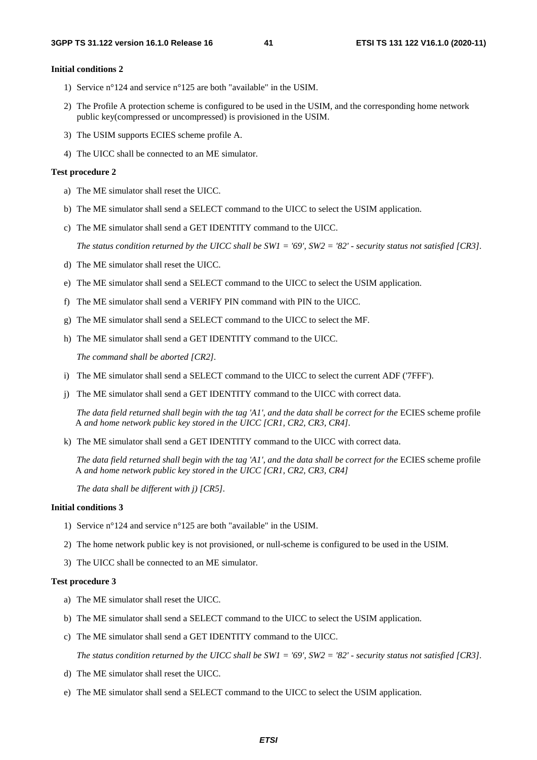**Initial conditions 2**

1) Service n°124 and service n°125 are both "available" in the USIM.
2) The Profile A protection scheme is configured to be used in the USIM, and the corresponding home network public key(compressed or uncompressed) is provisioned in the USIM.
3) The USIM supports ECIES scheme profile A.
4) The UICC shall be connected to an ME simulator.

**Test procedure 2**

a) The ME simulator shall reset the UICC.
b) The ME simulator shall send a SELECT command to the UICC to select the USIM application.
c) The ME simulator shall send a GET IDENTITY command to the UICC.

   *The status condition returned by the UICC shall be SW1 = '69', SW2 = '82' - security status not satisfied [CR3].*

d) The ME simulator shall reset the UICC.
e) The ME simulator shall send a SELECT command to the UICC to select the USIM application.
f) The ME simulator shall send a VERIFY PIN command with PIN to the UICC.
g) The ME simulator shall send a SELECT command to the UICC to select the MF.
h) The ME simulator shall send a GET IDENTITY command to the UICC.

   *The command shall be aborted [CR2].*

i) The ME simulator shall send a SELECT command to the UICC to select the current ADF ('7FFF').
j) The ME simulator shall send a GET IDENTITY command to the UICC with correct data.

   *The data field returned shall begin with the tag 'A1', and the data shall be correct for the* ECIES scheme profile A *and home network public key stored in the UICC [CR1, CR2, CR3, CR4].*

k) The ME simulator shall send a GET IDENTITY command to the UICC with correct data.

   *The data field returned shall begin with the tag 'A1', and the data shall be correct for the* ECIES scheme profile A *and home network public key stored in the UICC [CR1, CR2, CR3, CR4]*

   *The data shall be different with j) [CR5].*

**Initial conditions 3**

1) Service n°124 and service n°125 are both "available" in the USIM.
2) The home network public key is not provisioned, or null-scheme is configured to be used in the USIM.
3) The UICC shall be connected to an ME simulator.

**Test procedure 3**

a) The ME simulator shall reset the UICC.
b) The ME simulator shall send a SELECT command to the UICC to select the USIM application.
c) The ME simulator shall send a GET IDENTITY command to the UICC.

   *The status condition returned by the UICC shall be SW1 = '69', SW2 = '82' - security status not satisfied [CR3].*

d) The ME simulator shall reset the UICC.
e) The ME simulator shall send a SELECT command to the UICC to select the USIM application.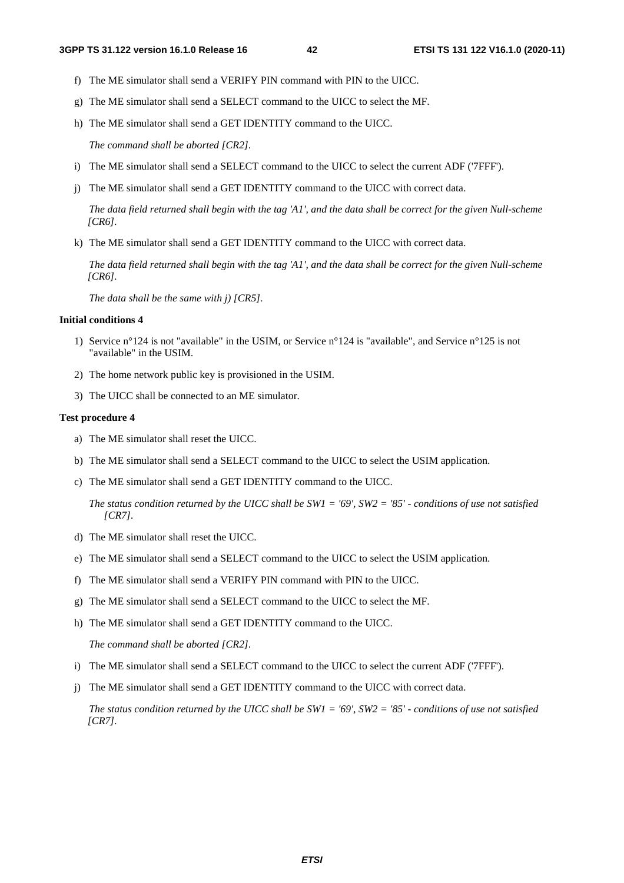f) The ME simulator shall send a VERIFY PIN command with PIN to the UICC.

g) The ME simulator shall send a SELECT command to the UICC to select the MF.

h) The ME simulator shall send a GET IDENTITY command to the UICC.

*The command shall be aborted [CR2].*

i) The ME simulator shall send a SELECT command to the UICC to select the current ADF ('7FFF').

j) The ME simulator shall send a GET IDENTITY command to the UICC with correct data.

*The data field returned shall begin with the tag 'A1', and the data shall be correct for the given Null-scheme [CR6].*

k) The ME simulator shall send a GET IDENTITY command to the UICC with correct data.

*The data field returned shall begin with the tag 'A1', and the data shall be correct for the given Null-scheme [CR6].*

*The data shall be the same with j) [CR5].*

**Initial conditions 4**

1) Service n°124 is not "available" in the USIM, or Service n°124 is "available", and Service n°125 is not "available" in the USIM.

2) The home network public key is provisioned in the USIM.

3) The UICC shall be connected to an ME simulator.

**Test procedure 4**

a) The ME simulator shall reset the UICC.

b) The ME simulator shall send a SELECT command to the UICC to select the USIM application.

c) The ME simulator shall send a GET IDENTITY command to the UICC.

*The status condition returned by the UICC shall be SW1 = '69', SW2 = '85' - conditions of use not satisfied [CR7].*

d) The ME simulator shall reset the UICC.

e) The ME simulator shall send a SELECT command to the UICC to select the USIM application.

f) The ME simulator shall send a VERIFY PIN command with PIN to the UICC.

g) The ME simulator shall send a SELECT command to the UICC to select the MF.

h) The ME simulator shall send a GET IDENTITY command to the UICC.

*The command shall be aborted [CR2].*

i) The ME simulator shall send a SELECT command to the UICC to select the current ADF ('7FFF').

j) The ME simulator shall send a GET IDENTITY command to the UICC with correct data.

*The status condition returned by the UICC shall be SW1 = '69', SW2 = '85' - conditions of use not satisfied [CR7].*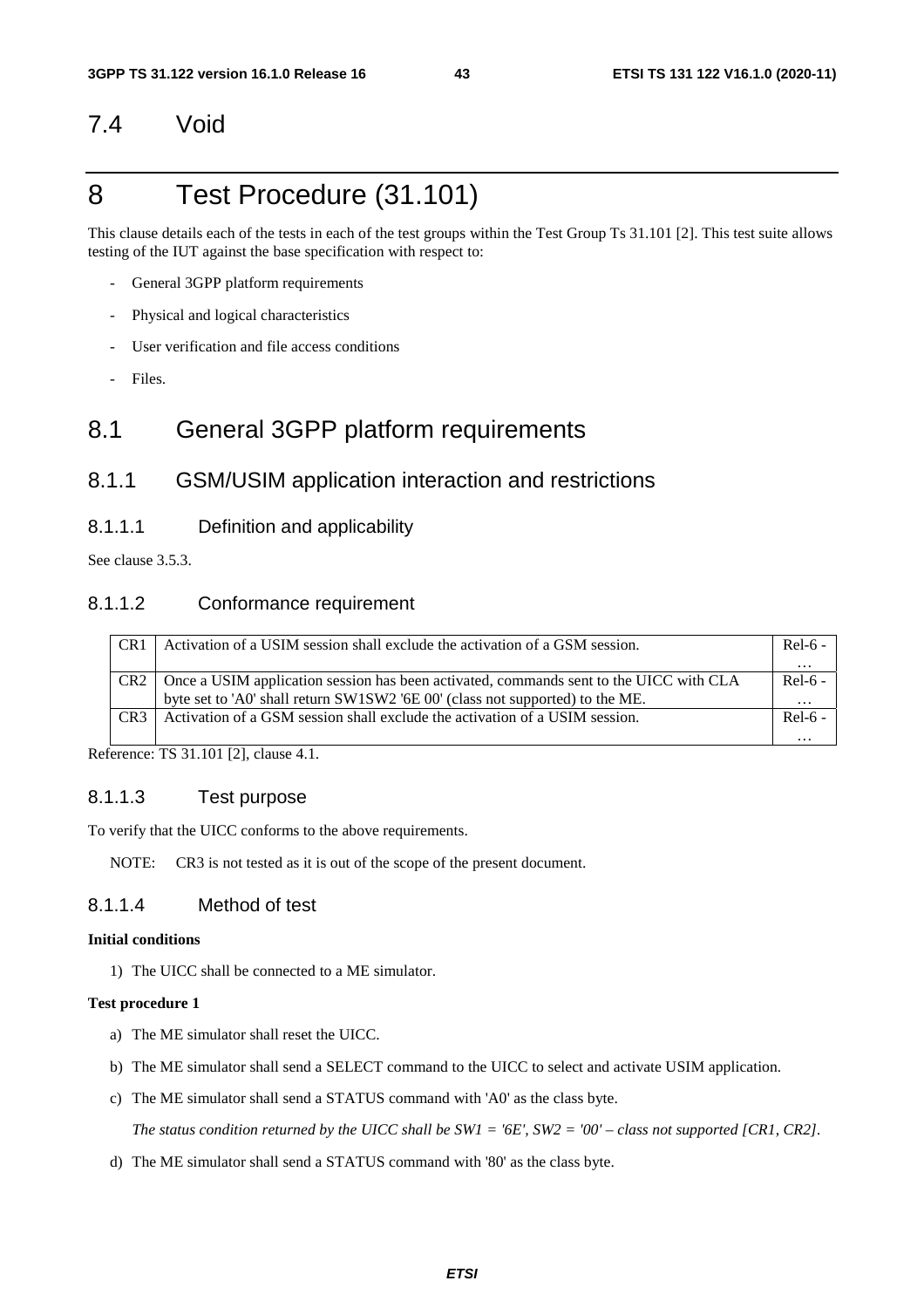## 7.4 Void

# 8 Test Procedure (31.101)

This clause details each of the tests in each of the test groups within the Test Group Ts 31.101 [2]. This test suite allows testing of the IUT against the base specification with respect to:

- General 3GPP platform requirements
- Physical and logical characteristics
- User verification and file access conditions
- Files.

## 8.1 General 3GPP platform requirements

### 8.1.1 GSM/USIM application interaction and restrictions

#### 8.1.1.1 Definition and applicability

See clause 3.5.3.

#### 8.1.1.2 Conformance requirement

| | | |
|---|---|---|
| CR1 | Activation of a USIM session shall exclude the activation of a GSM session. | Rel-6 - … |
| CR2 | Once a USIM application session has been activated, commands sent to the UICC with CLA byte set to 'A0' shall return SW1SW2 '6E 00' (class not supported) to the ME. | Rel-6 - … |
| CR3 | Activation of a GSM session shall exclude the activation of a USIM session. | Rel-6 - … |

Reference: TS 31.101 [2], clause 4.1.

#### 8.1.1.3 Test purpose

To verify that the UICC conforms to the above requirements.

NOTE: CR3 is not tested as it is out of the scope of the present document.

#### 8.1.1.4 Method of test

**Initial conditions**

1) The UICC shall be connected to a ME simulator.

**Test procedure 1**

a) The ME simulator shall reset the UICC.

b) The ME simulator shall send a SELECT command to the UICC to select and activate USIM application.

c) The ME simulator shall send a STATUS command with 'A0' as the class byte.

*The status condition returned by the UICC shall be SW1 = '6E', SW2 = '00' – class not supported [CR1, CR2].*

d) The ME simulator shall send a STATUS command with '80' as the class byte.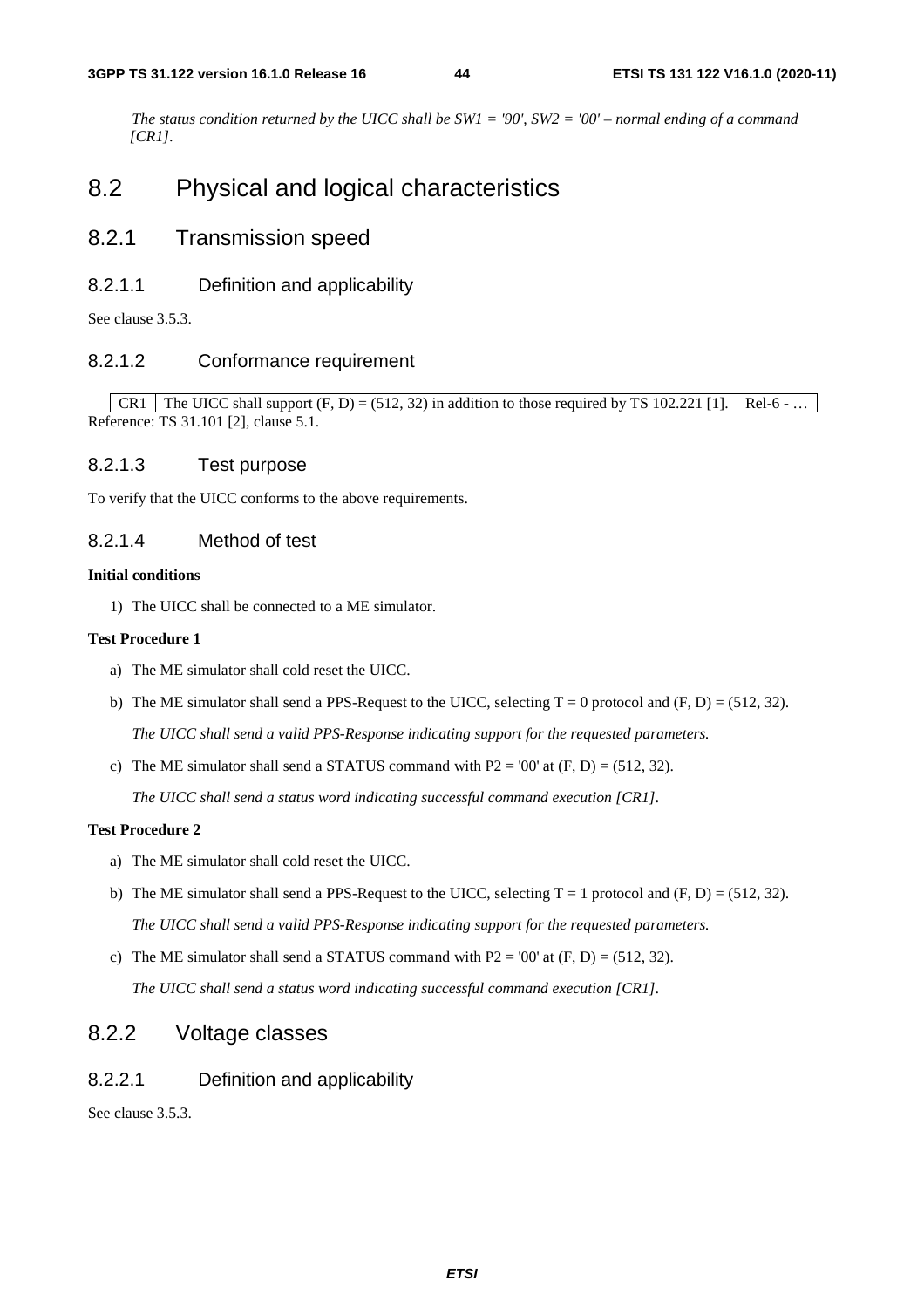*The status condition returned by the UICC shall be SW1 = '90', SW2 = '00' – normal ending of a command [CR1].*

# 8.2 Physical and logical characteristics

## 8.2.1 Transmission speed

### 8.2.1.1 Definition and applicability

See clause 3.5.3.

### 8.2.1.2 Conformance requirement

| CR1 | The UICC shall support (F, D) = (512, 32) in addition to those required by TS 102.221 [1]. | Rel-6 - … |
|---|---|---|

Reference: TS 31.101 [2], clause 5.1.

### 8.2.1.3 Test purpose

To verify that the UICC conforms to the above requirements.

### 8.2.1.4 Method of test

**Initial conditions**

1) The UICC shall be connected to a ME simulator.

**Test Procedure 1**

a) The ME simulator shall cold reset the UICC.

b) The ME simulator shall send a PPS-Request to the UICC, selecting T = 0 protocol and (F, D) = (512, 32).

*The UICC shall send a valid PPS-Response indicating support for the requested parameters.*

c) The ME simulator shall send a STATUS command with P2 = '00' at (F, D) = (512, 32).

*The UICC shall send a status word indicating successful command execution [CR1].*

**Test Procedure 2**

a) The ME simulator shall cold reset the UICC.

b) The ME simulator shall send a PPS-Request to the UICC, selecting T = 1 protocol and (F, D) = (512, 32).

*The UICC shall send a valid PPS-Response indicating support for the requested parameters.*

c) The ME simulator shall send a STATUS command with P2 = '00' at (F, D) = (512, 32).

*The UICC shall send a status word indicating successful command execution [CR1].*

## 8.2.2 Voltage classes

### 8.2.2.1 Definition and applicability

See clause 3.5.3.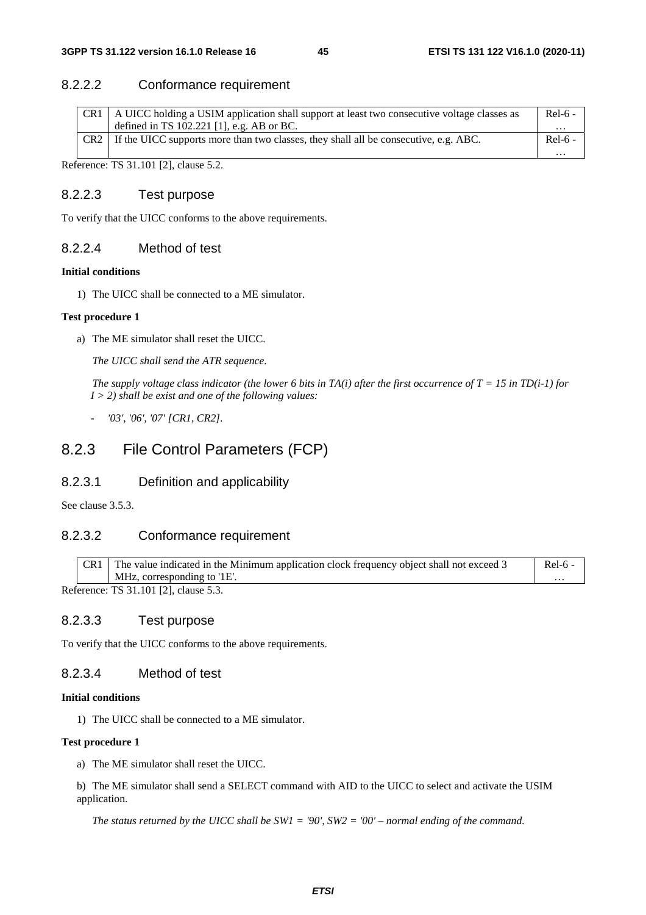#### 8.2.2.2 Conformance requirement

| | | |
|---|---|---|
| CR1 | A UICC holding a USIM application shall support at least two consecutive voltage classes as defined in TS 102.221 [1], e.g. AB or BC. | Rel-6 - … |
| CR2 | If the UICC supports more than two classes, they shall all be consecutive, e.g. ABC. | Rel-6 - … |

Reference: TS 31.101 [2], clause 5.2.

#### 8.2.2.3 Test purpose

To verify that the UICC conforms to the above requirements.

#### 8.2.2.4 Method of test

**Initial conditions**

1) The UICC shall be connected to a ME simulator.

**Test procedure 1**

a) The ME simulator shall reset the UICC.

*The UICC shall send the ATR sequence.*

*The supply voltage class indicator (the lower 6 bits in TA(i) after the first occurrence of T = 15 in TD(i-1) for I > 2) shall be exist and one of the following values:*

- *'03', '06', '07' [CR1, CR2].*

### 8.2.3 File Control Parameters (FCP)

#### 8.2.3.1 Definition and applicability

See clause 3.5.3.

#### 8.2.3.2 Conformance requirement

| | | |
|---|---|---|
| CR1 | The value indicated in the Minimum application clock frequency object shall not exceed 3 MHz, corresponding to '1E'. | Rel-6 - … |

Reference: TS 31.101 [2], clause 5.3.

#### 8.2.3.3 Test purpose

To verify that the UICC conforms to the above requirements.

#### 8.2.3.4 Method of test

**Initial conditions**

1) The UICC shall be connected to a ME simulator.

**Test procedure 1**

a) The ME simulator shall reset the UICC.

b) The ME simulator shall send a SELECT command with AID to the UICC to select and activate the USIM application.

*The status returned by the UICC shall be SW1 = '90', SW2 = '00' – normal ending of the command.*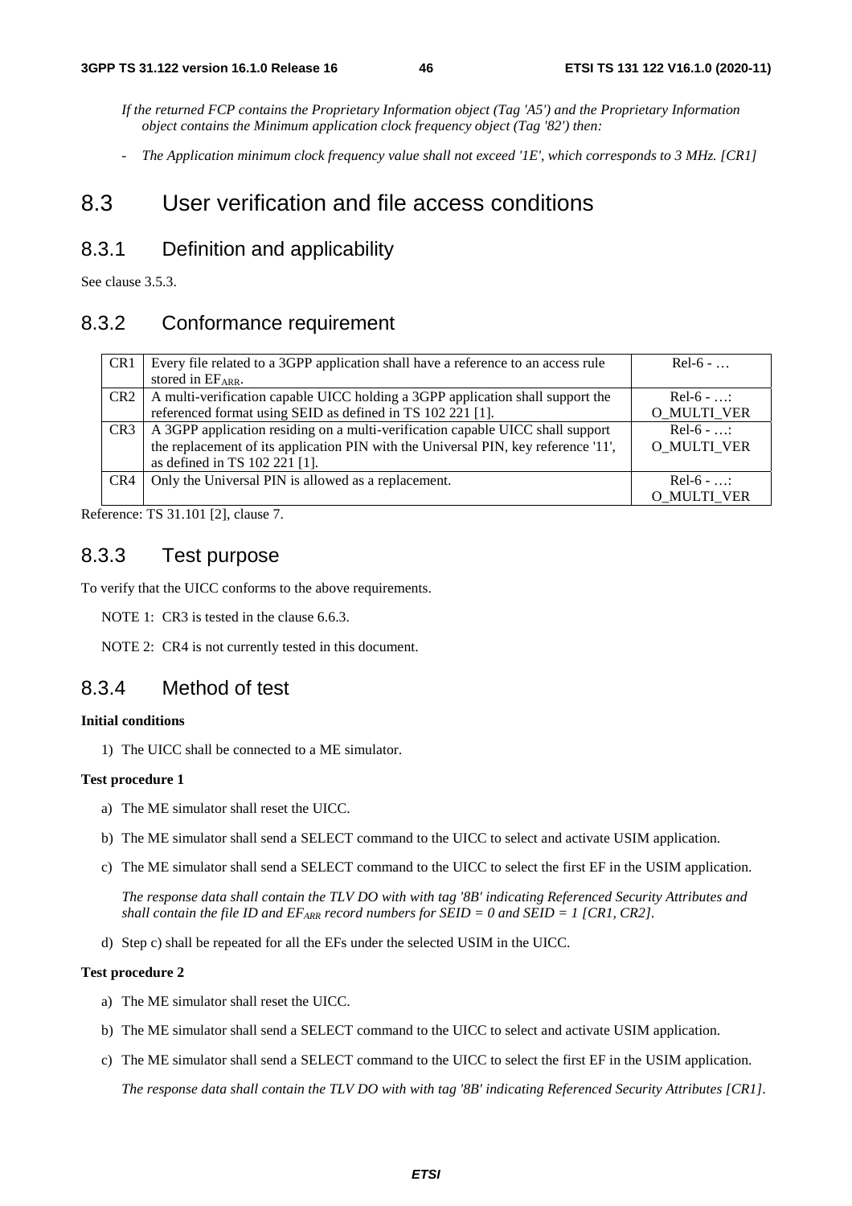*If the returned FCP contains the Proprietary Information object (Tag 'A5') and the Proprietary Information object contains the Minimum application clock frequency object (Tag '82') then:*

- *The Application minimum clock frequency value shall not exceed '1E', which corresponds to 3 MHz. [CR1]*

# 8.3 User verification and file access conditions

## 8.3.1 Definition and applicability

See clause 3.5.3.

## 8.3.2 Conformance requirement

| | | |
|---|---|---|
| CR1 | Every file related to a 3GPP application shall have a reference to an access rule stored in $EF_{ARR}$. | Rel-6 - … |
| CR2 | A multi-verification capable UICC holding a 3GPP application shall support the referenced format using SEID as defined in TS 102 221 [1]. | Rel-6 - …: O_MULTI_VER |
| CR3 | A 3GPP application residing on a multi-verification capable UICC shall support the replacement of its application PIN with the Universal PIN, key reference '11', as defined in TS 102 221 [1]. | Rel-6 - …: O_MULTI_VER |
| CR4 | Only the Universal PIN is allowed as a replacement. | Rel-6 - …: O_MULTI_VER |

Reference: TS 31.101 [2], clause 7.

## 8.3.3 Test purpose

To verify that the UICC conforms to the above requirements.

NOTE 1: CR3 is tested in the clause 6.6.3.

NOTE 2: CR4 is not currently tested in this document.

## 8.3.4 Method of test

**Initial conditions**

1) The UICC shall be connected to a ME simulator.

**Test procedure 1**

a) The ME simulator shall reset the UICC.

b) The ME simulator shall send a SELECT command to the UICC to select and activate USIM application.

c) The ME simulator shall send a SELECT command to the UICC to select the first EF in the USIM application.

*The response data shall contain the TLV DO with with tag '8B' indicating Referenced Security Attributes and shall contain the file ID and $EF_{ARR}$ record numbers for SEID = 0 and SEID = 1 [CR1, CR2].*

d) Step c) shall be repeated for all the EFs under the selected USIM in the UICC.

**Test procedure 2**

a) The ME simulator shall reset the UICC.

b) The ME simulator shall send a SELECT command to the UICC to select and activate USIM application.

c) The ME simulator shall send a SELECT command to the UICC to select the first EF in the USIM application.

*The response data shall contain the TLV DO with with tag '8B' indicating Referenced Security Attributes [CR1].*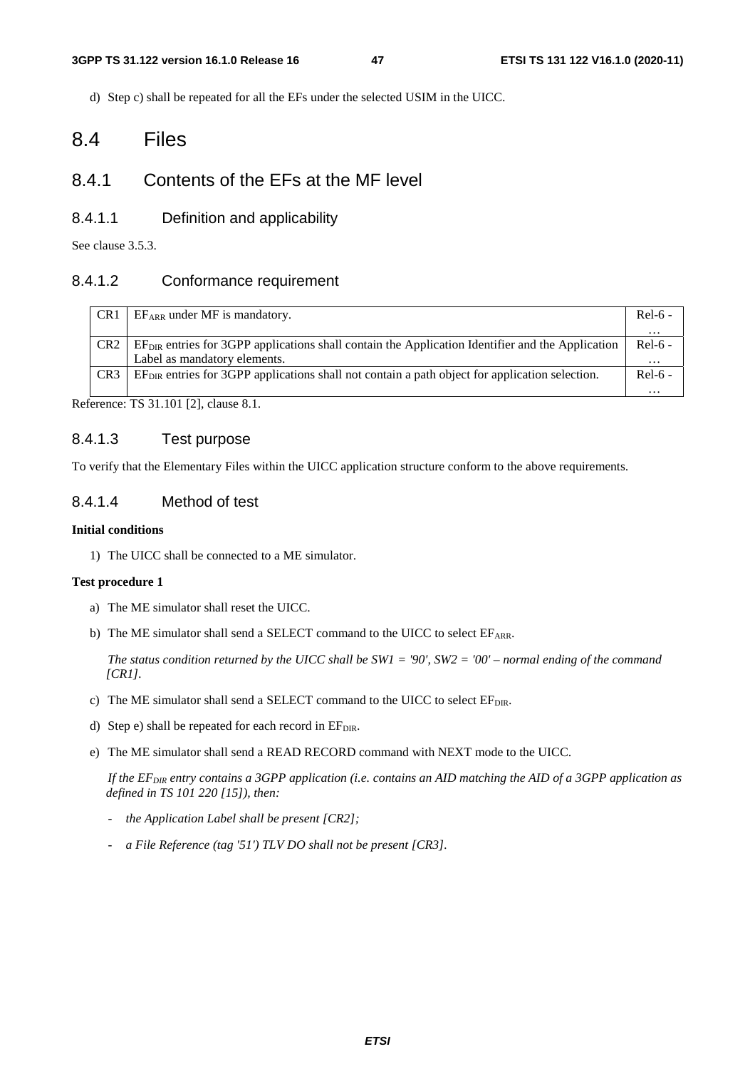d) Step c) shall be repeated for all the EFs under the selected USIM in the UICC.

# 8.4 Files

## 8.4.1 Contents of the EFs at the MF level

### 8.4.1.1 Definition and applicability

See clause 3.5.3.

### 8.4.1.2 Conformance requirement

| | | |
|---|---|---|
| CR1 | $EF_{ARR}$ under MF is mandatory. | Rel-6 - … |
| CR2 | $EF_{DIR}$ entries for 3GPP applications shall contain the Application Identifier and the Application Label as mandatory elements. | Rel-6 - … |
| CR3 | $EF_{DIR}$ entries for 3GPP applications shall not contain a path object for application selection. | Rel-6 - … |

Reference: TS 31.101 [2], clause 8.1.

### 8.4.1.3 Test purpose

To verify that the Elementary Files within the UICC application structure conform to the above requirements.

### 8.4.1.4 Method of test

**Initial conditions**

1) The UICC shall be connected to a ME simulator.

**Test procedure 1**

a) The ME simulator shall reset the UICC.

b) The ME simulator shall send a SELECT command to the UICC to select $EF_{ARR}$.

*The status condition returned by the UICC shall be SW1 = '90', SW2 = '00' – normal ending of the command [CR1].*

c) The ME simulator shall send a SELECT command to the UICC to select $EF_{DIR}$.

d) Step e) shall be repeated for each record in $EF_{DIR}$.

e) The ME simulator shall send a READ RECORD command with NEXT mode to the UICC.

*If the $EF_{DIR}$ entry contains a 3GPP application (i.e. contains an AID matching the AID of a 3GPP application as defined in TS 101 220 [15]), then:*

- *the Application Label shall be present [CR2];*
- *a File Reference (tag '51') TLV DO shall not be present [CR3].*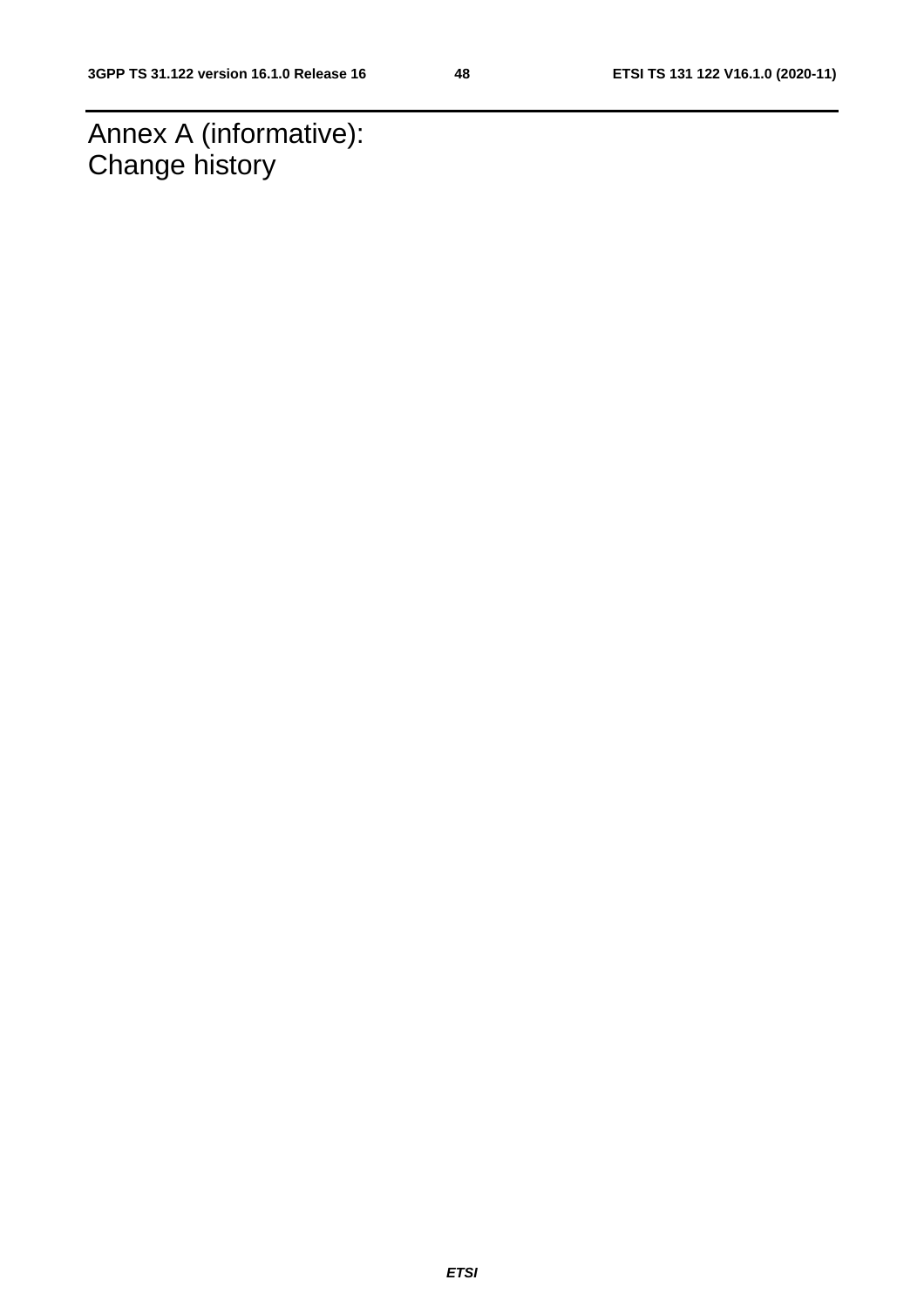# Annex A (informative): Change history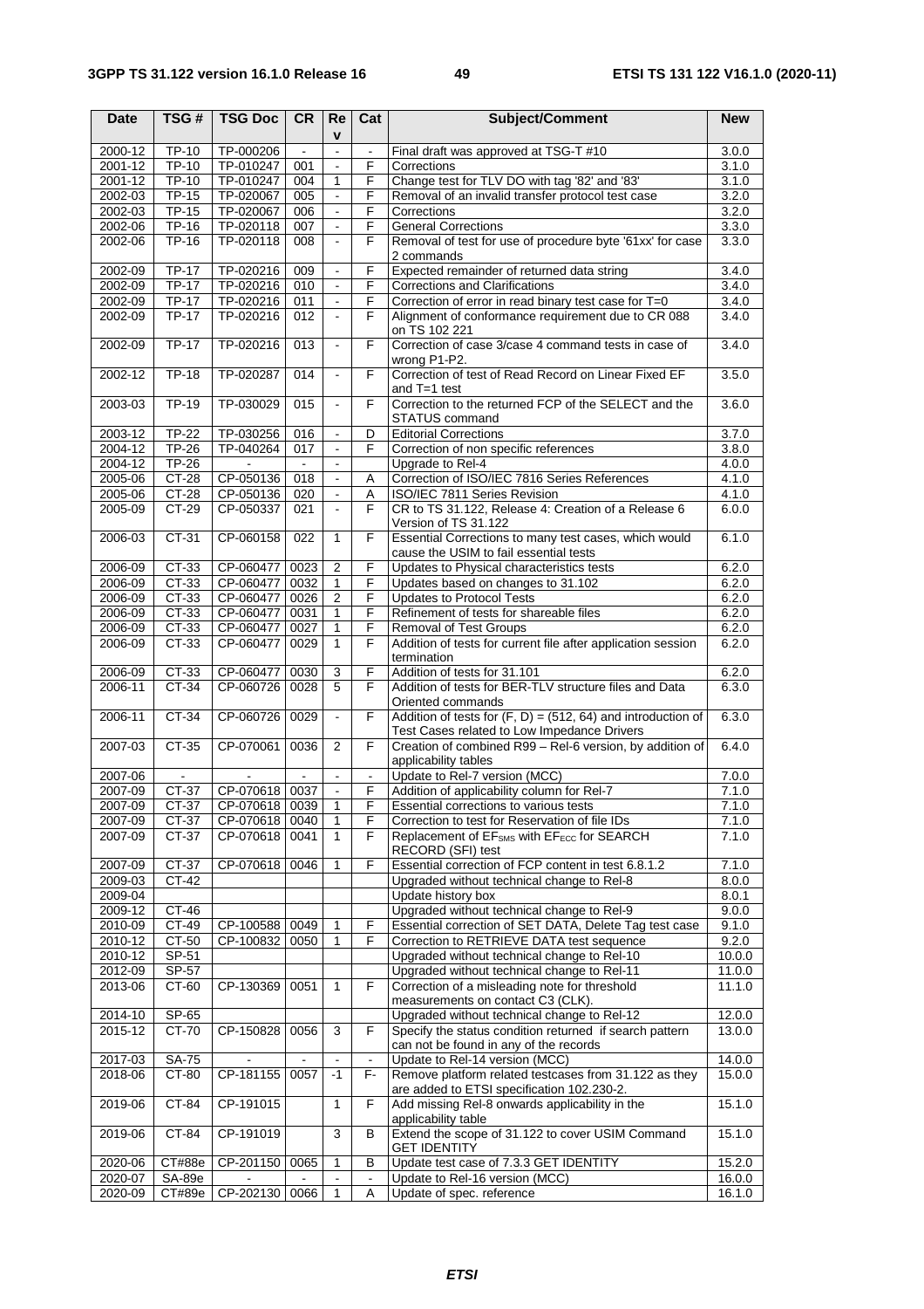| Date | TSG # | TSG Doc | CR | Rev | Cat | Subject/Comment | New |
|---|---|---|---|---|---|---|---|
| 2000-12 | TP-10 | TP-000206 | - | - | - | Final draft was approved at TSG-T #10 | 3.0.0 |
| 2001-12 | TP-10 | TP-010247 | 001 | - | F | Corrections | 3.1.0 |
| 2001-12 | TP-10 | TP-010247 | 004 | 1 | F | Change test for TLV DO with tag '82' and '83' | 3.1.0 |
| 2002-03 | TP-15 | TP-020067 | 005 | - | F | Removal of an invalid transfer protocol test case | 3.2.0 |
| 2002-03 | TP-15 | TP-020067 | 006 | - | F | Corrections | 3.2.0 |
| 2002-06 | TP-16 | TP-020118 | 007 | - | F | General Corrections | 3.3.0 |
| 2002-06 | TP-16 | TP-020118 | 008 | - | F | Removal of test for use of procedure byte '61xx' for case 2 commands | 3.3.0 |
| 2002-09 | TP-17 | TP-020216 | 009 | - | F | Expected remainder of returned data string | 3.4.0 |
| 2002-09 | TP-17 | TP-020216 | 010 | - | F | Corrections and Clarifications | 3.4.0 |
| 2002-09 | TP-17 | TP-020216 | 011 | - | F | Correction of error in read binary test case for T=0 | 3.4.0 |
| 2002-09 | TP-17 | TP-020216 | 012 | - | F | Alignment of conformance requirement due to CR 088 on TS 102 221 | 3.4.0 |
| 2002-09 | TP-17 | TP-020216 | 013 | - | F | Correction of case 3/case 4 command tests in case of wrong P1-P2. | 3.4.0 |
| 2002-12 | TP-18 | TP-020287 | 014 | - | F | Correction of test of Read Record on Linear Fixed EF and T=1 test | 3.5.0 |
| 2003-03 | TP-19 | TP-030029 | 015 | - | F | Correction to the returned FCP of the SELECT and the STATUS command | 3.6.0 |
| 2003-12 | TP-22 | TP-030256 | 016 | - | D | Editorial Corrections | 3.7.0 |
| 2004-12 | TP-26 | TP-040264 | 017 | - | F | Correction of non specific references | 3.8.0 |
| 2004-12 | TP-26 | - | - | - | | Upgrade to Rel-4 | 4.0.0 |
| 2005-06 | CT-28 | CP-050136 | 018 | - | A | Correction of ISO/IEC 7816 Series References | 4.1.0 |
| 2005-06 | CT-28 | CP-050136 | 020 | - | A | ISO/IEC 7811 Series Revision | 4.1.0 |
| 2005-09 | CT-29 | CP-050337 | 021 | - | F | CR to TS 31.122, Release 4: Creation of a Release 6 Version of TS 31.122 | 6.0.0 |
| 2006-03 | CT-31 | CP-060158 | 022 | 1 | F | Essential Corrections to many test cases, which would cause the USIM to fail essential tests | 6.1.0 |
| 2006-09 | CT-33 | CP-060477 | 0023 | 2 | F | Updates to Physical characteristics tests | 6.2.0 |
| 2006-09 | CT-33 | CP-060477 | 0032 | 1 | F | Updates based on changes to 31.102 | 6.2.0 |
| 2006-09 | CT-33 | CP-060477 | 0026 | 2 | F | Updates to Protocol Tests | 6.2.0 |
| 2006-09 | CT-33 | CP-060477 | 0031 | 1 | F | Refinement of tests for shareable files | 6.2.0 |
| 2006-09 | CT-33 | CP-060477 | 0027 | 1 | F | Removal of Test Groups | 6.2.0 |
| 2006-09 | CT-33 | CP-060477 | 0029 | 1 | F | Addition of tests for current file after application session termination | 6.2.0 |
| 2006-09 | CT-33 | CP-060477 | 0030 | 3 | F | Addition of tests for 31.101 | 6.2.0 |
| 2006-11 | CT-34 | CP-060726 | 0028 | 5 | F | Addition of tests for BER-TLV structure files and Data Oriented commands | 6.3.0 |
| 2006-11 | CT-34 | CP-060726 | 0029 | - | F | Addition of tests for (F, D) = (512, 64) and introduction of Test Cases related to Low Impedance Drivers | 6.3.0 |
| 2007-03 | CT-35 | CP-070061 | 0036 | 2 | F | Creation of combined R99 – Rel-6 version, by addition of applicability tables | 6.4.0 |
| 2007-06 | - | - | - | - | - | Update to Rel-7 version (MCC) | 7.0.0 |
| 2007-09 | CT-37 | CP-070618 | 0037 | - | F | Addition of applicability column for Rel-7 | 7.1.0 |
| 2007-09 | CT-37 | CP-070618 | 0039 | 1 | F | Essential corrections to various tests | 7.1.0 |
| 2007-09 | CT-37 | CP-070618 | 0040 | 1 | F | Correction to test for Reservation of file IDs | 7.1.0 |
| 2007-09 | CT-37 | CP-070618 | 0041 | 1 | F | Replacement of $EF_{SMS}$ with $EF_{ECC}$ for SEARCH RECORD (SFI) test | 7.1.0 |
| 2007-09 | CT-37 | CP-070618 | 0046 | 1 | F | Essential correction of FCP content in test 6.8.1.2 | 7.1.0 |
| 2009-03 | CT-42 | | | | | Upgraded without technical change to Rel-8 | 8.0.0 |
| 2009-04 | | | | | | Update history box | 8.0.1 |
| 2009-12 | CT-46 | | | | | Upgraded without technical change to Rel-9 | 9.0.0 |
| 2010-09 | CT-49 | CP-100588 | 0049 | 1 | F | Essential correction of SET DATA, Delete Tag test case | 9.1.0 |
| 2010-12 | CT-50 | CP-100832 | 0050 | 1 | F | Correction to RETRIEVE DATA test sequence | 9.2.0 |
| 2010-12 | SP-51 | | | | | Upgraded without technical change to Rel-10 | 10.0.0 |
| 2012-09 | SP-57 | | | | | Upgraded without technical change to Rel-11 | 11.0.0 |
| 2013-06 | CT-60 | CP-130369 | 0051 | 1 | F | Correction of a misleading note for threshold measurements on contact C3 (CLK). | 11.1.0 |
| 2014-10 | SP-65 | | | | | Upgraded without technical change to Rel-12 | 12.0.0 |
| 2015-12 | CT-70 | CP-150828 | 0056 | 3 | F | Specify the status condition returned if search pattern can not be found in any of the records | 13.0.0 |
| 2017-03 | SA-75 | - | - | - | - | Update to Rel-14 version (MCC) | 14.0.0 |
| 2018-06 | CT-80 | CP-181155 | 0057 | -1 | F- | Remove platform related testcases from 31.122 as they are added to ETSI specification 102.230-2. | 15.0.0 |
| 2019-06 | CT-84 | CP-191015 | | 1 | F | Add missing Rel-8 onwards applicability in the applicability table | 15.1.0 |
| 2019-06 | CT-84 | CP-191019 | | 3 | B | Extend the scope of 31.122 to cover USIM Command GET IDENTITY | 15.1.0 |
| 2020-06 | CT#88e | CP-201150 | 0065 | 1 | B | Update test case of 7.3.3 GET IDENTITY | 15.2.0 |
| 2020-07 | SA-89e | - | - | - | - | Update to Rel-16 version (MCC) | 16.0.0 |
| 2020-09 | CT#89e | CP-202130 | 0066 | 1 | A | Update of spec. reference | 16.1.0 |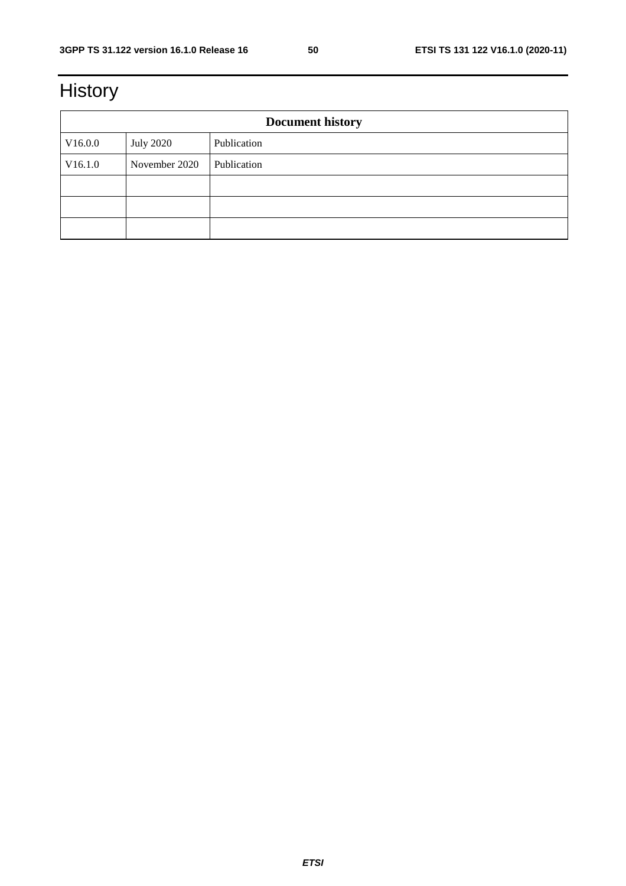# History

| Document history | | |
|---|---|---|
| V16.0.0 | July 2020 | Publication |
| V16.1.0 | November 2020 | Publication |
| | | |
| | | |
| | | |